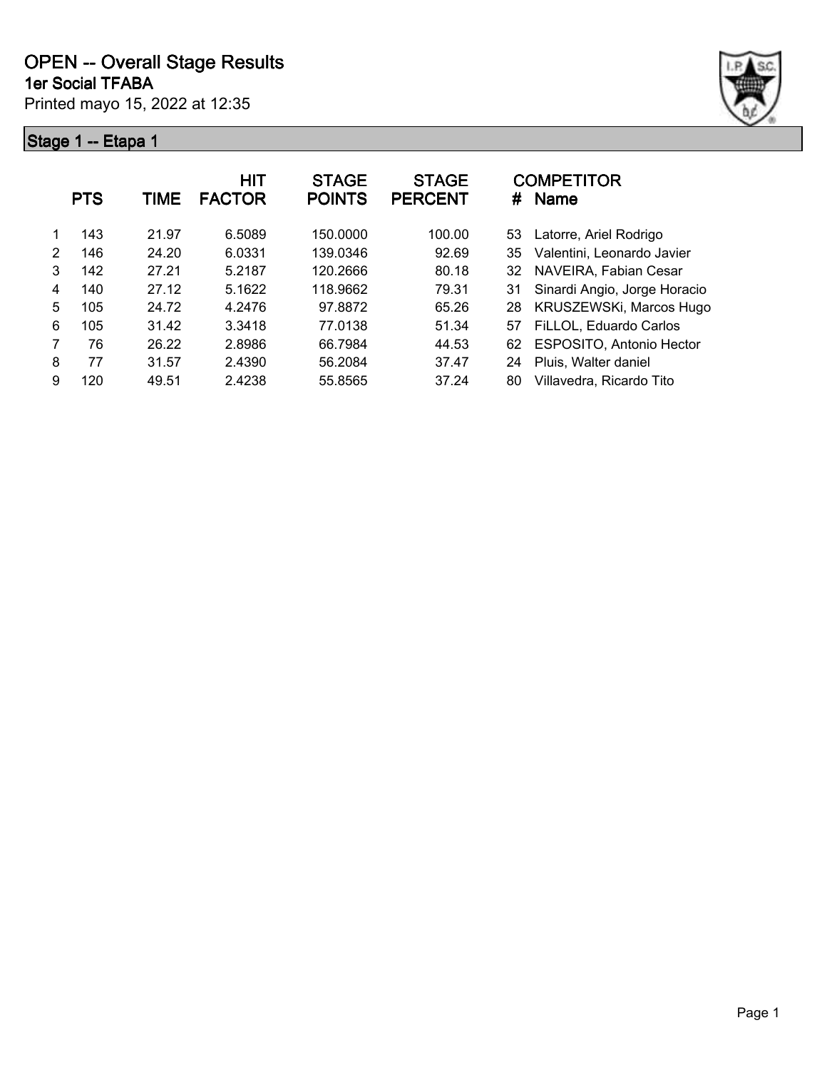# OPEN -- Overall Stage Results

## 1er Social TFABA

Printed mayo 15, 2022 at 12:35

### Stage 1 -- Etapa 1

| | PTS | TIME | HIT FACTOR | STAGE POINTS | STAGE PERCENT | # | COMPETITOR Name |
|---|---|---|---|---|---|---|---|
| 1 | 143 | 21.97 | 6.5089 | 150.0000 | 100.00 | 53 | Latorre, Ariel Rodrigo |
| 2 | 146 | 24.20 | 6.0331 | 139.0346 | 92.69 | 35 | Valentini, Leonardo Javier |
| 3 | 142 | 27.21 | 5.2187 | 120.2666 | 80.18 | 32 | NAVEIRA, Fabian Cesar |
| 4 | 140 | 27.12 | 5.1622 | 118.9662 | 79.31 | 31 | Sinardi Angio, Jorge Horacio |
| 5 | 105 | 24.72 | 4.2476 | 97.8872 | 65.26 | 28 | KRUSZEWSKi, Marcos Hugo |
| 6 | 105 | 31.42 | 3.3418 | 77.0138 | 51.34 | 57 | FiLLOL, Eduardo Carlos |
| 7 | 76 | 26.22 | 2.8986 | 66.7984 | 44.53 | 62 | ESPOSITO, Antonio Hector |
| 8 | 77 | 31.57 | 2.4390 | 56.2084 | 37.47 | 24 | Pluis, Walter daniel |
| 9 | 120 | 49.51 | 2.4238 | 55.8565 | 37.24 | 80 | Villavedra, Ricardo Tito |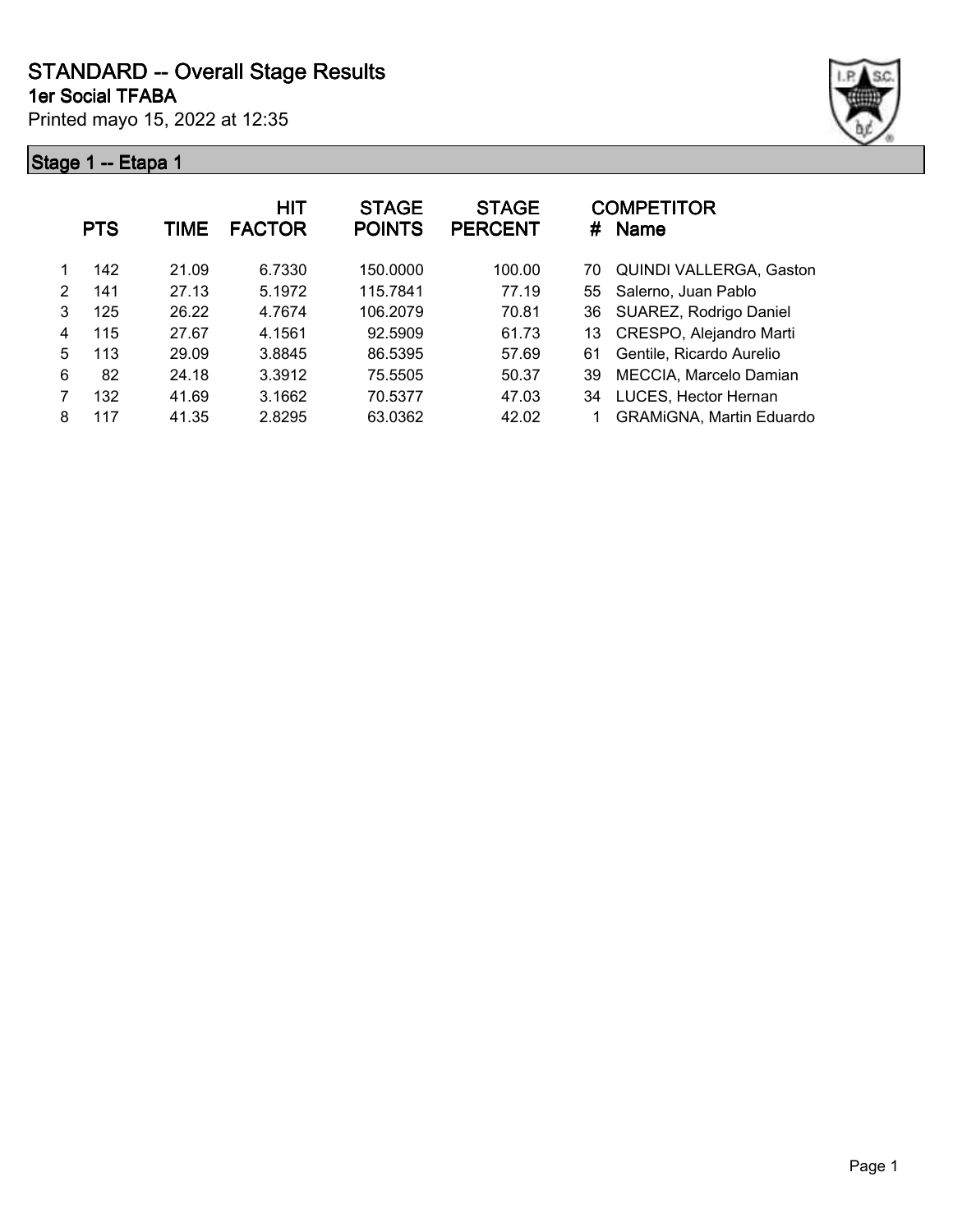# STANDARD -- Overall Stage Results

**1er Social TFABA**

Printed mayo 15, 2022 at 12:35

## Stage 1 -- Etapa 1

| | PTS | TIME | HIT FACTOR | STAGE POINTS | STAGE PERCENT | # | COMPETITOR Name |
|---|---|---|---|---|---|---|---|
| 1 | 142 | 21.09 | 6.7330 | 150.0000 | 100.00 | 70 | QUINDI VALLERGA, Gaston |
| 2 | 141 | 27.13 | 5.1972 | 115.7841 | 77.19 | 55 | Salerno, Juan Pablo |
| 3 | 125 | 26.22 | 4.7674 | 106.2079 | 70.81 | 36 | SUAREZ, Rodrigo Daniel |
| 4 | 115 | 27.67 | 4.1561 | 92.5909 | 61.73 | 13 | CRESPO, Alejandro Marti |
| 5 | 113 | 29.09 | 3.8845 | 86.5395 | 57.69 | 61 | Gentile, Ricardo Aurelio |
| 6 | 82 | 24.18 | 3.3912 | 75.5505 | 50.37 | 39 | MECCIA, Marcelo Damian |
| 7 | 132 | 41.69 | 3.1662 | 70.5377 | 47.03 | 34 | LUCES, Hector Hernan |
| 8 | 117 | 41.35 | 2.8295 | 63.0362 | 42.02 | 1 | GRAMiGNA, Martin Eduardo |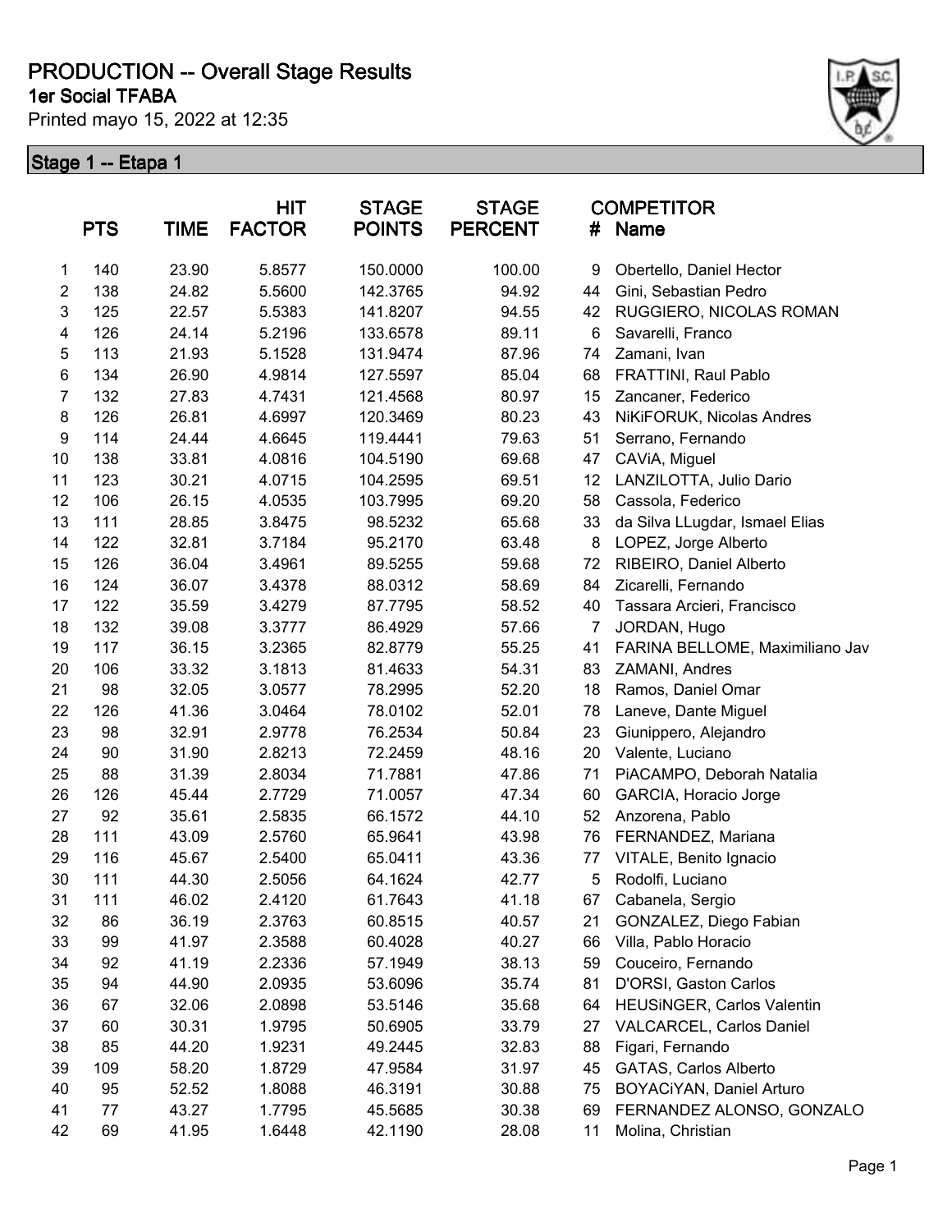# PRODUCTION -- Overall Stage Results

**1er Social TFABA**

Printed mayo 15, 2022 at 12:35

## Stage 1 -- Etapa 1

| | PTS | TIME | HIT FACTOR | STAGE POINTS | STAGE PERCENT | # | COMPETITOR Name |
|---|---|---|---|---|---|---|---|
| 1 | 140 | 23.90 | 5.8577 | 150.0000 | 100.00 | 9 | Obertello, Daniel Hector |
| 2 | 138 | 24.82 | 5.5600 | 142.3765 | 94.92 | 44 | Gini, Sebastian Pedro |
| 3 | 125 | 22.57 | 5.5383 | 141.8207 | 94.55 | 42 | RUGGIERO, NICOLAS ROMAN |
| 4 | 126 | 24.14 | 5.2196 | 133.6578 | 89.11 | 6 | Savarelli, Franco |
| 5 | 113 | 21.93 | 5.1528 | 131.9474 | 87.96 | 74 | Zamani, Ivan |
| 6 | 134 | 26.90 | 4.9814 | 127.5597 | 85.04 | 68 | FRATTINI, Raul Pablo |
| 7 | 132 | 27.83 | 4.7431 | 121.4568 | 80.97 | 15 | Zancaner, Federico |
| 8 | 126 | 26.81 | 4.6997 | 120.3469 | 80.23 | 43 | NiKiFORUK, Nicolas Andres |
| 9 | 114 | 24.44 | 4.6645 | 119.4441 | 79.63 | 51 | Serrano, Fernando |
| 10 | 138 | 33.81 | 4.0816 | 104.5190 | 69.68 | 47 | CAViA, Miguel |
| 11 | 123 | 30.21 | 4.0715 | 104.2595 | 69.51 | 12 | LANZILOTTA, Julio Dario |
| 12 | 106 | 26.15 | 4.0535 | 103.7995 | 69.20 | 58 | Cassola, Federico |
| 13 | 111 | 28.85 | 3.8475 | 98.5232 | 65.68 | 33 | da Silva LLugdar, Ismael Elias |
| 14 | 122 | 32.81 | 3.7184 | 95.2170 | 63.48 | 8 | LOPEZ, Jorge Alberto |
| 15 | 126 | 36.04 | 3.4961 | 89.5255 | 59.68 | 72 | RIBEIRO, Daniel Alberto |
| 16 | 124 | 36.07 | 3.4378 | 88.0312 | 58.69 | 84 | Zicarelli, Fernando |
| 17 | 122 | 35.59 | 3.4279 | 87.7795 | 58.52 | 40 | Tassara Arcieri, Francisco |
| 18 | 132 | 39.08 | 3.3777 | 86.4929 | 57.66 | 7 | JORDAN, Hugo |
| 19 | 117 | 36.15 | 3.2365 | 82.8779 | 55.25 | 41 | FARINA BELLOME, Maximiliano Jav |
| 20 | 106 | 33.32 | 3.1813 | 81.4633 | 54.31 | 83 | ZAMANI, Andres |
| 21 | 98 | 32.05 | 3.0577 | 78.2995 | 52.20 | 18 | Ramos, Daniel Omar |
| 22 | 126 | 41.36 | 3.0464 | 78.0102 | 52.01 | 78 | Laneve, Dante Miguel |
| 23 | 98 | 32.91 | 2.9778 | 76.2534 | 50.84 | 23 | Giunippero, Alejandro |
| 24 | 90 | 31.90 | 2.8213 | 72.2459 | 48.16 | 20 | Valente, Luciano |
| 25 | 88 | 31.39 | 2.8034 | 71.7881 | 47.86 | 71 | PiACAMPO, Deborah Natalia |
| 26 | 126 | 45.44 | 2.7729 | 71.0057 | 47.34 | 60 | GARCIA, Horacio Jorge |
| 27 | 92 | 35.61 | 2.5835 | 66.1572 | 44.10 | 52 | Anzorena, Pablo |
| 28 | 111 | 43.09 | 2.5760 | 65.9641 | 43.98 | 76 | FERNANDEZ, Mariana |
| 29 | 116 | 45.67 | 2.5400 | 65.0411 | 43.36 | 77 | VITALE, Benito Ignacio |
| 30 | 111 | 44.30 | 2.5056 | 64.1624 | 42.77 | 5 | Rodolfi, Luciano |
| 31 | 111 | 46.02 | 2.4120 | 61.7643 | 41.18 | 67 | Cabanela, Sergio |
| 32 | 86 | 36.19 | 2.3763 | 60.8515 | 40.57 | 21 | GONZALEZ, Diego Fabian |
| 33 | 99 | 41.97 | 2.3588 | 60.4028 | 40.27 | 66 | Villa, Pablo Horacio |
| 34 | 92 | 41.19 | 2.2336 | 57.1949 | 38.13 | 59 | Couceiro, Fernando |
| 35 | 94 | 44.90 | 2.0935 | 53.6096 | 35.74 | 81 | D'ORSI, Gaston Carlos |
| 36 | 67 | 32.06 | 2.0898 | 53.5146 | 35.68 | 64 | HEUSiNGER, Carlos Valentin |
| 37 | 60 | 30.31 | 1.9795 | 50.6905 | 33.79 | 27 | VALCARCEL, Carlos Daniel |
| 38 | 85 | 44.20 | 1.9231 | 49.2445 | 32.83 | 88 | Figari, Fernando |
| 39 | 109 | 58.20 | 1.8729 | 47.9584 | 31.97 | 45 | GATAS, Carlos Alberto |
| 40 | 95 | 52.52 | 1.8088 | 46.3191 | 30.88 | 75 | BOYACiYAN, Daniel Arturo |
| 41 | 77 | 43.27 | 1.7795 | 45.5685 | 30.38 | 69 | FERNANDEZ ALONSO, GONZALO |
| 42 | 69 | 41.95 | 1.6448 | 42.1190 | 28.08 | 11 | Molina, Christian |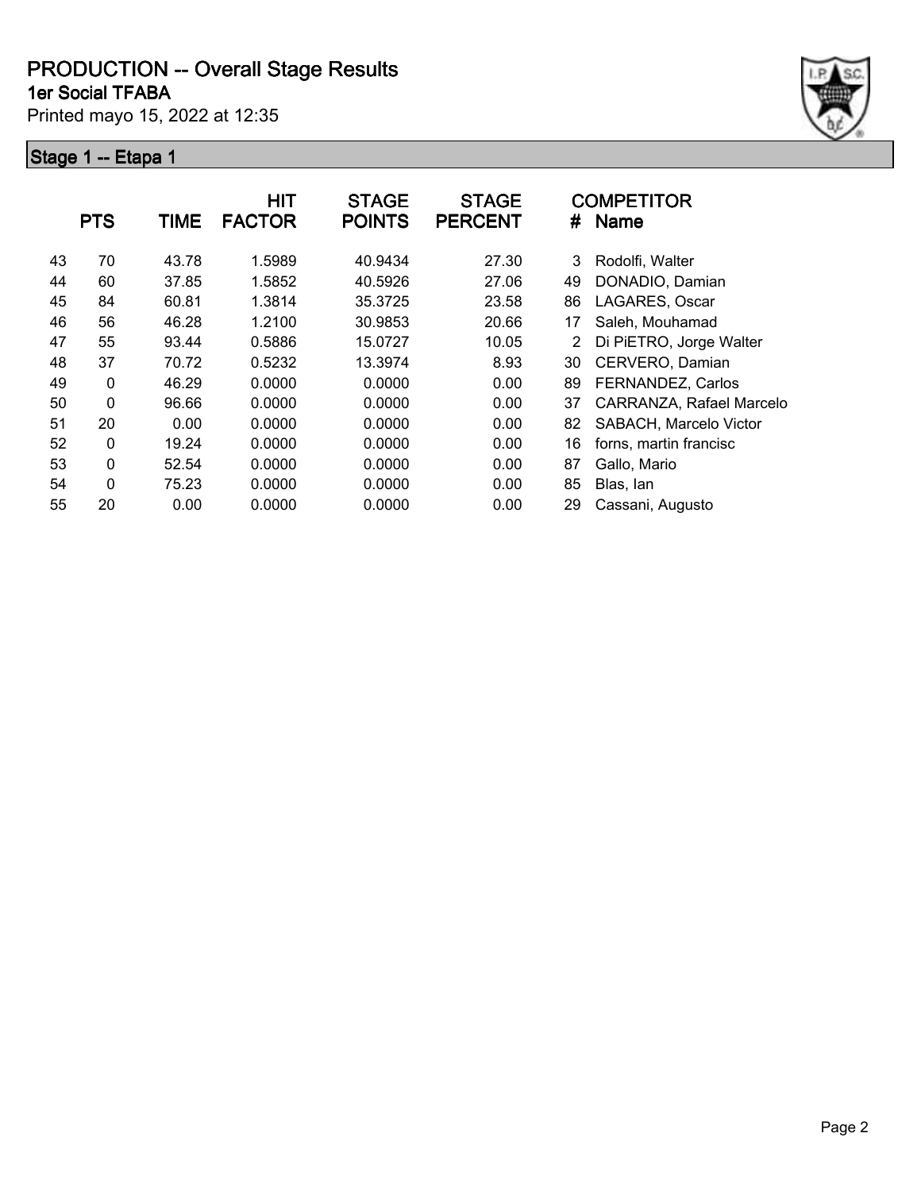# PRODUCTION -- Overall Stage Results

**1er Social TFABA**

Printed mayo 15, 2022 at 12:35

## Stage 1 -- Etapa 1

| | PTS | TIME | HIT FACTOR | STAGE POINTS | STAGE PERCENT | # | COMPETITOR Name |
|---|---|---|---|---|---|---|---|
| 43 | 70 | 43.78 | 1.5989 | 40.9434 | 27.30 | 3 | Rodolfi, Walter |
| 44 | 60 | 37.85 | 1.5852 | 40.5926 | 27.06 | 49 | DONADIO, Damian |
| 45 | 84 | 60.81 | 1.3814 | 35.3725 | 23.58 | 86 | LAGARES, Oscar |
| 46 | 56 | 46.28 | 1.2100 | 30.9853 | 20.66 | 17 | Saleh, Mouhamad |
| 47 | 55 | 93.44 | 0.5886 | 15.0727 | 10.05 | 2 | Di PiETRO, Jorge Walter |
| 48 | 37 | 70.72 | 0.5232 | 13.3974 | 8.93 | 30 | CERVERO, Damian |
| 49 | 0 | 46.29 | 0.0000 | 0.0000 | 0.00 | 89 | FERNANDEZ, Carlos |
| 50 | 0 | 96.66 | 0.0000 | 0.0000 | 0.00 | 37 | CARRANZA, Rafael Marcelo |
| 51 | 20 | 0.00 | 0.0000 | 0.0000 | 0.00 | 82 | SABACH, Marcelo Victor |
| 52 | 0 | 19.24 | 0.0000 | 0.0000 | 0.00 | 16 | forns, martin francisc |
| 53 | 0 | 52.54 | 0.0000 | 0.0000 | 0.00 | 87 | Gallo, Mario |
| 54 | 0 | 75.23 | 0.0000 | 0.0000 | 0.00 | 85 | Blas, Ian |
| 55 | 20 | 0.00 | 0.0000 | 0.0000 | 0.00 | 29 | Cassani, Augusto |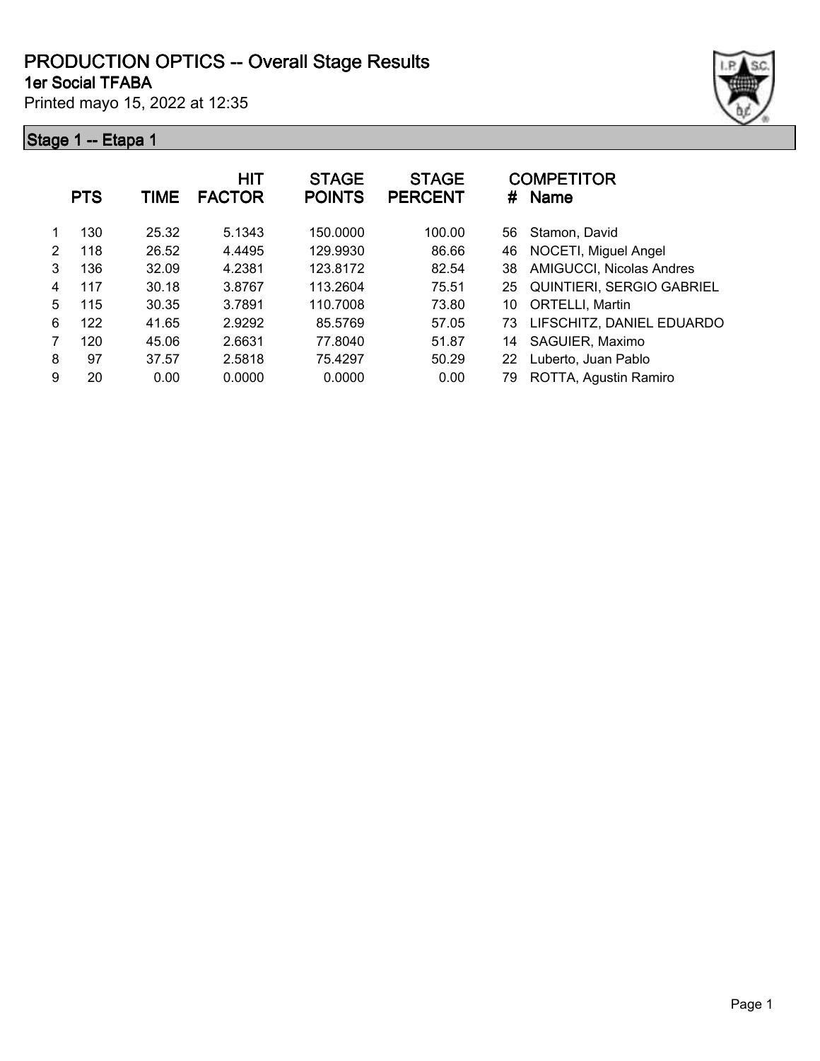# PRODUCTION OPTICS -- Overall Stage Results

## 1er Social TFABA

Printed mayo 15, 2022 at 12:35

### Stage 1 -- Etapa 1

| | PTS | TIME | HIT FACTOR | STAGE POINTS | STAGE PERCENT | # | COMPETITOR Name |
|---|---|---|---|---|---|---|---|
| 1 | 130 | 25.32 | 5.1343 | 150.0000 | 100.00 | 56 | Stamon, David |
| 2 | 118 | 26.52 | 4.4495 | 129.9930 | 86.66 | 46 | NOCETI, Miguel Angel |
| 3 | 136 | 32.09 | 4.2381 | 123.8172 | 82.54 | 38 | AMIGUCCI, Nicolas Andres |
| 4 | 117 | 30.18 | 3.8767 | 113.2604 | 75.51 | 25 | QUINTIERI, SERGIO GABRIEL |
| 5 | 115 | 30.35 | 3.7891 | 110.7008 | 73.80 | 10 | ORTELLI, Martin |
| 6 | 122 | 41.65 | 2.9292 | 85.5769 | 57.05 | 73 | LIFSCHITZ, DANIEL EDUARDO |
| 7 | 120 | 45.06 | 2.6631 | 77.8040 | 51.87 | 14 | SAGUIER, Maximo |
| 8 | 97 | 37.57 | 2.5818 | 75.4297 | 50.29 | 22 | Luberto, Juan Pablo |
| 9 | 20 | 0.00 | 0.0000 | 0.0000 | 0.00 | 79 | ROTTA, Agustin Ramiro |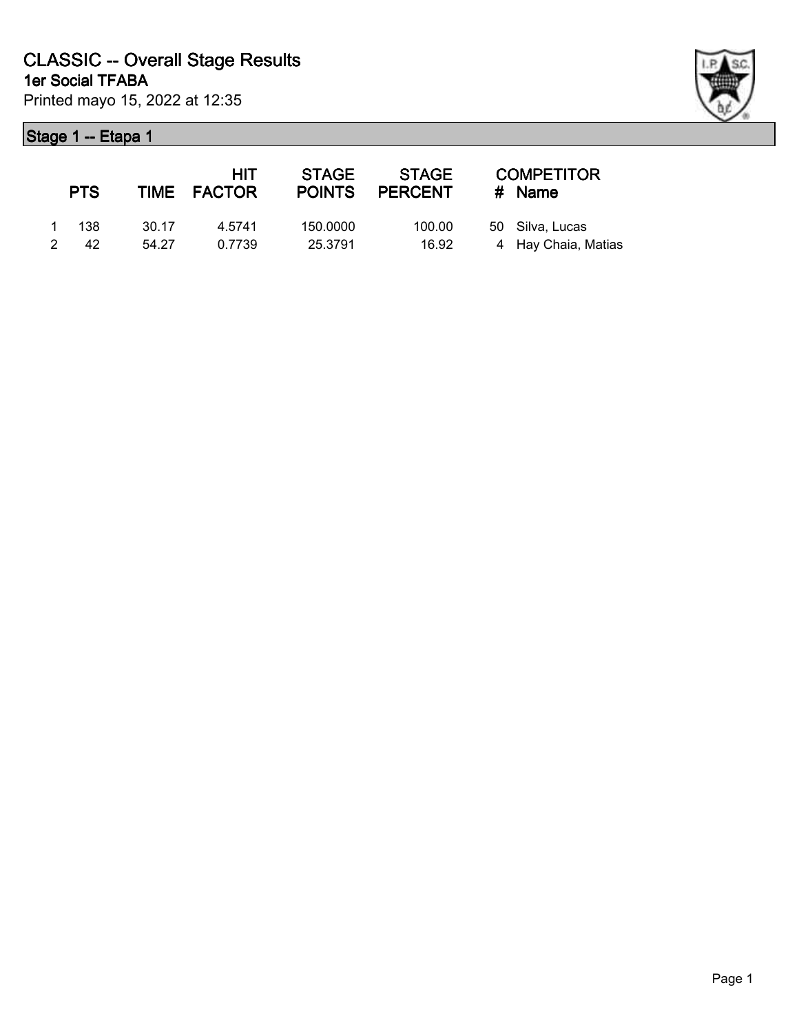# CLASSIC -- Overall Stage Results

## 1er Social TFABA

Printed mayo 15, 2022 at 12:35

### Stage 1 -- Etapa 1

| | PTS | TIME | HIT FACTOR | STAGE POINTS | STAGE PERCENT | # | COMPETITOR Name |
|---|---|---|---|---|---|---|---|
| 1 | 138 | 30.17 | 4.5741 | 150.0000 | 100.00 | 50 | Silva, Lucas |
| 2 | 42 | 54.27 | 0.7739 | 25.3791 | 16.92 | 4 | Hay Chaia, Matias |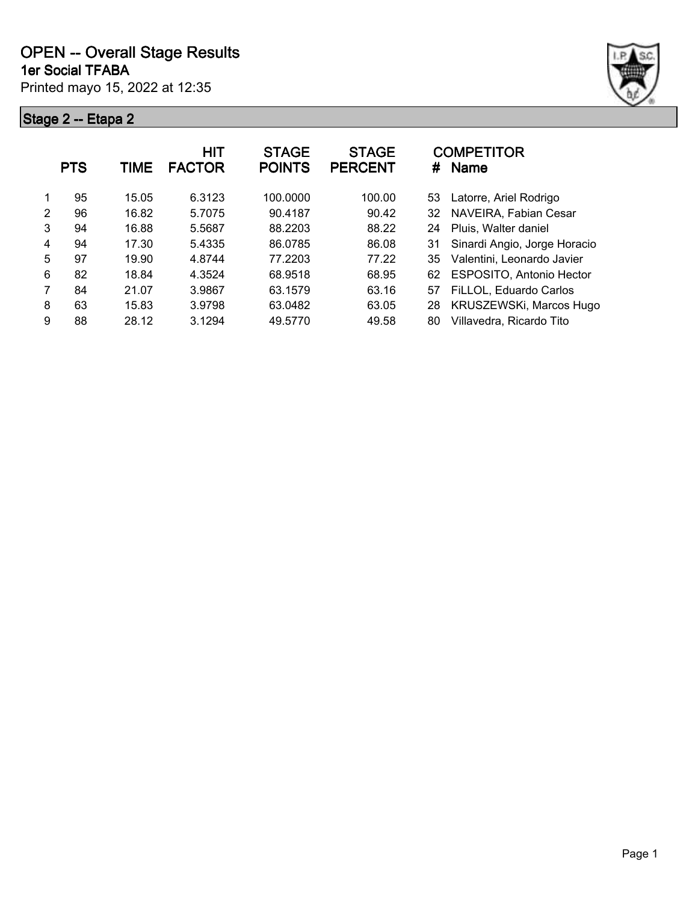# OPEN -- Overall Stage Results

**1er Social TFABA**

Printed mayo 15, 2022 at 12:35

## Stage 2 -- Etapa 2

| | PTS | TIME | HIT FACTOR | STAGE POINTS | STAGE PERCENT | # | COMPETITOR Name |
|---|---|---|---|---|---|---|---|
| 1 | 95 | 15.05 | 6.3123 | 100.0000 | 100.00 | 53 | Latorre, Ariel Rodrigo |
| 2 | 96 | 16.82 | 5.7075 | 90.4187 | 90.42 | 32 | NAVEIRA, Fabian Cesar |
| 3 | 94 | 16.88 | 5.5687 | 88.2203 | 88.22 | 24 | Pluis, Walter daniel |
| 4 | 94 | 17.30 | 5.4335 | 86.0785 | 86.08 | 31 | Sinardi Angio, Jorge Horacio |
| 5 | 97 | 19.90 | 4.8744 | 77.2203 | 77.22 | 35 | Valentini, Leonardo Javier |
| 6 | 82 | 18.84 | 4.3524 | 68.9518 | 68.95 | 62 | ESPOSITO, Antonio Hector |
| 7 | 84 | 21.07 | 3.9867 | 63.1579 | 63.16 | 57 | FiLLOL, Eduardo Carlos |
| 8 | 63 | 15.83 | 3.9798 | 63.0482 | 63.05 | 28 | KRUSZEWSKi, Marcos Hugo |
| 9 | 88 | 28.12 | 3.1294 | 49.5770 | 49.58 | 80 | Villavedra, Ricardo Tito |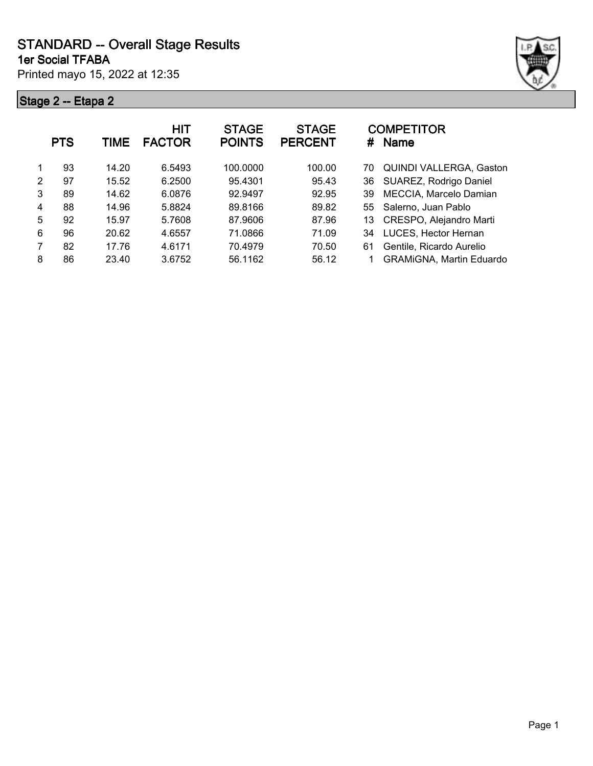# STANDARD -- Overall Stage Results

## 1er Social TFABA

Printed mayo 15, 2022 at 12:35

### Stage 2 -- Etapa 2

| | PTS | TIME | HIT FACTOR | STAGE POINTS | STAGE PERCENT | # | COMPETITOR Name |
|---|---|---|---|---|---|---|---|
| 1 | 93 | 14.20 | 6.5493 | 100.0000 | 100.00 | 70 | QUINDI VALLERGA, Gaston |
| 2 | 97 | 15.52 | 6.2500 | 95.4301 | 95.43 | 36 | SUAREZ, Rodrigo Daniel |
| 3 | 89 | 14.62 | 6.0876 | 92.9497 | 92.95 | 39 | MECCIA, Marcelo Damian |
| 4 | 88 | 14.96 | 5.8824 | 89.8166 | 89.82 | 55 | Salerno, Juan Pablo |
| 5 | 92 | 15.97 | 5.7608 | 87.9606 | 87.96 | 13 | CRESPO, Alejandro Marti |
| 6 | 96 | 20.62 | 4.6557 | 71.0866 | 71.09 | 34 | LUCES, Hector Hernan |
| 7 | 82 | 17.76 | 4.6171 | 70.4979 | 70.50 | 61 | Gentile, Ricardo Aurelio |
| 8 | 86 | 23.40 | 3.6752 | 56.1162 | 56.12 | 1 | GRAMiGNA, Martin Eduardo |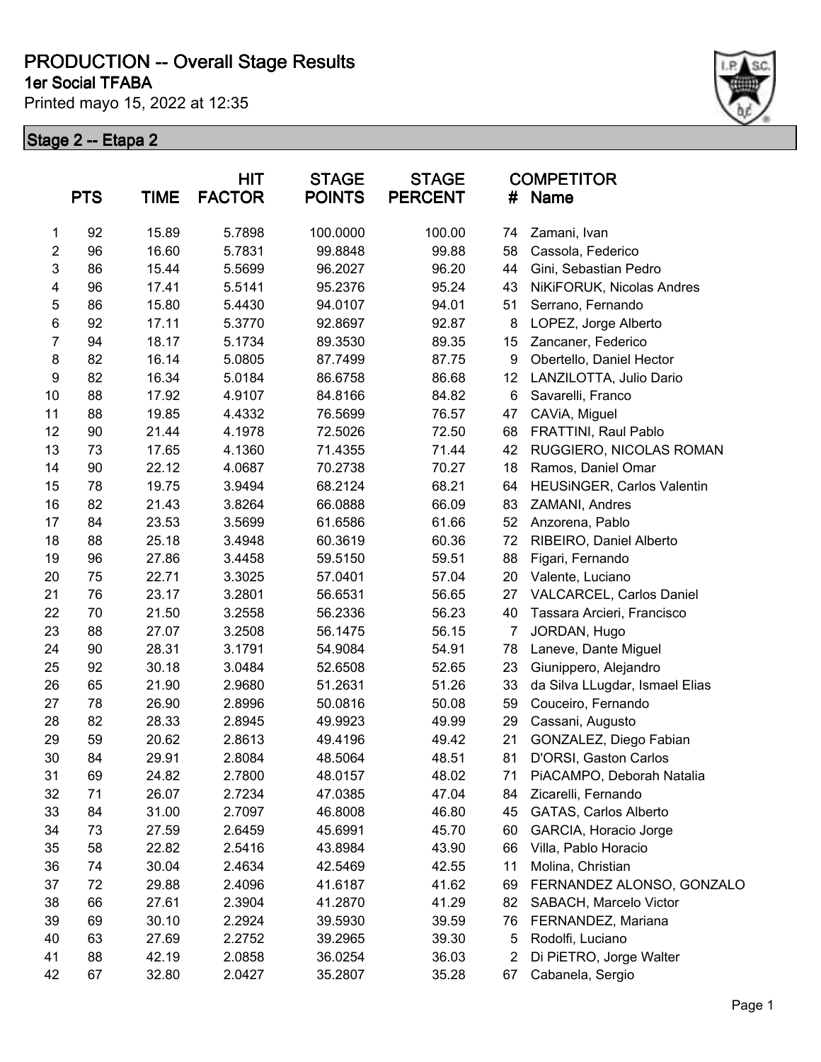# PRODUCTION -- Overall Stage Results

## 1er Social TFABA

Printed mayo 15, 2022 at 12:35

### Stage 2 -- Etapa 2

| | PTS | TIME | HIT FACTOR | STAGE POINTS | STAGE PERCENT | # | COMPETITOR Name |
|---|---|---|---|---|---|---|---|
| 1 | 92 | 15.89 | 5.7898 | 100.0000 | 100.00 | 74 | Zamani, Ivan |
| 2 | 96 | 16.60 | 5.7831 | 99.8848 | 99.88 | 58 | Cassola, Federico |
| 3 | 86 | 15.44 | 5.5699 | 96.2027 | 96.20 | 44 | Gini, Sebastian Pedro |
| 4 | 96 | 17.41 | 5.5141 | 95.2376 | 95.24 | 43 | NiKiFORUK, Nicolas Andres |
| 5 | 86 | 15.80 | 5.4430 | 94.0107 | 94.01 | 51 | Serrano, Fernando |
| 6 | 92 | 17.11 | 5.3770 | 92.8697 | 92.87 | 8 | LOPEZ, Jorge Alberto |
| 7 | 94 | 18.17 | 5.1734 | 89.3530 | 89.35 | 15 | Zancaner, Federico |
| 8 | 82 | 16.14 | 5.0805 | 87.7499 | 87.75 | 9 | Obertello, Daniel Hector |
| 9 | 82 | 16.34 | 5.0184 | 86.6758 | 86.68 | 12 | LANZILOTTA, Julio Dario |
| 10 | 88 | 17.92 | 4.9107 | 84.8166 | 84.82 | 6 | Savarelli, Franco |
| 11 | 88 | 19.85 | 4.4332 | 76.5699 | 76.57 | 47 | CAViA, Miguel |
| 12 | 90 | 21.44 | 4.1978 | 72.5026 | 72.50 | 68 | FRATTINI, Raul Pablo |
| 13 | 73 | 17.65 | 4.1360 | 71.4355 | 71.44 | 42 | RUGGIERO, NICOLAS ROMAN |
| 14 | 90 | 22.12 | 4.0687 | 70.2738 | 70.27 | 18 | Ramos, Daniel Omar |
| 15 | 78 | 19.75 | 3.9494 | 68.2124 | 68.21 | 64 | HEUSiNGER, Carlos Valentin |
| 16 | 82 | 21.43 | 3.8264 | 66.0888 | 66.09 | 83 | ZAMANI, Andres |
| 17 | 84 | 23.53 | 3.5699 | 61.6586 | 61.66 | 52 | Anzorena, Pablo |
| 18 | 88 | 25.18 | 3.4948 | 60.3619 | 60.36 | 72 | RIBEIRO, Daniel Alberto |
| 19 | 96 | 27.86 | 3.4458 | 59.5150 | 59.51 | 88 | Figari, Fernando |
| 20 | 75 | 22.71 | 3.3025 | 57.0401 | 57.04 | 20 | Valente, Luciano |
| 21 | 76 | 23.17 | 3.2801 | 56.6531 | 56.65 | 27 | VALCARCEL, Carlos Daniel |
| 22 | 70 | 21.50 | 3.2558 | 56.2336 | 56.23 | 40 | Tassara Arcieri, Francisco |
| 23 | 88 | 27.07 | 3.2508 | 56.1475 | 56.15 | 7 | JORDAN, Hugo |
| 24 | 90 | 28.31 | 3.1791 | 54.9084 | 54.91 | 78 | Laneve, Dante Miguel |
| 25 | 92 | 30.18 | 3.0484 | 52.6508 | 52.65 | 23 | Giunippero, Alejandro |
| 26 | 65 | 21.90 | 2.9680 | 51.2631 | 51.26 | 33 | da Silva LLugdar, Ismael Elias |
| 27 | 78 | 26.90 | 2.8996 | 50.0816 | 50.08 | 59 | Couceiro, Fernando |
| 28 | 82 | 28.33 | 2.8945 | 49.9923 | 49.99 | 29 | Cassani, Augusto |
| 29 | 59 | 20.62 | 2.8613 | 49.4196 | 49.42 | 21 | GONZALEZ, Diego Fabian |
| 30 | 84 | 29.91 | 2.8084 | 48.5064 | 48.51 | 81 | D'ORSI, Gaston Carlos |
| 31 | 69 | 24.82 | 2.7800 | 48.0157 | 48.02 | 71 | PiACAMPO, Deborah Natalia |
| 32 | 71 | 26.07 | 2.7234 | 47.0385 | 47.04 | 84 | Zicarelli, Fernando |
| 33 | 84 | 31.00 | 2.7097 | 46.8008 | 46.80 | 45 | GATAS, Carlos Alberto |
| 34 | 73 | 27.59 | 2.6459 | 45.6991 | 45.70 | 60 | GARCIA, Horacio Jorge |
| 35 | 58 | 22.82 | 2.5416 | 43.8984 | 43.90 | 66 | Villa, Pablo Horacio |
| 36 | 74 | 30.04 | 2.4634 | 42.5469 | 42.55 | 11 | Molina, Christian |
| 37 | 72 | 29.88 | 2.4096 | 41.6187 | 41.62 | 69 | FERNANDEZ ALONSO, GONZALO |
| 38 | 66 | 27.61 | 2.3904 | 41.2870 | 41.29 | 82 | SABACH, Marcelo Victor |
| 39 | 69 | 30.10 | 2.2924 | 39.5930 | 39.59 | 76 | FERNANDEZ, Mariana |
| 40 | 63 | 27.69 | 2.2752 | 39.2965 | 39.30 | 5 | Rodolfi, Luciano |
| 41 | 88 | 42.19 | 2.0858 | 36.0254 | 36.03 | 2 | Di PiETRO, Jorge Walter |
| 42 | 67 | 32.80 | 2.0427 | 35.2807 | 35.28 | 67 | Cabanela, Sergio |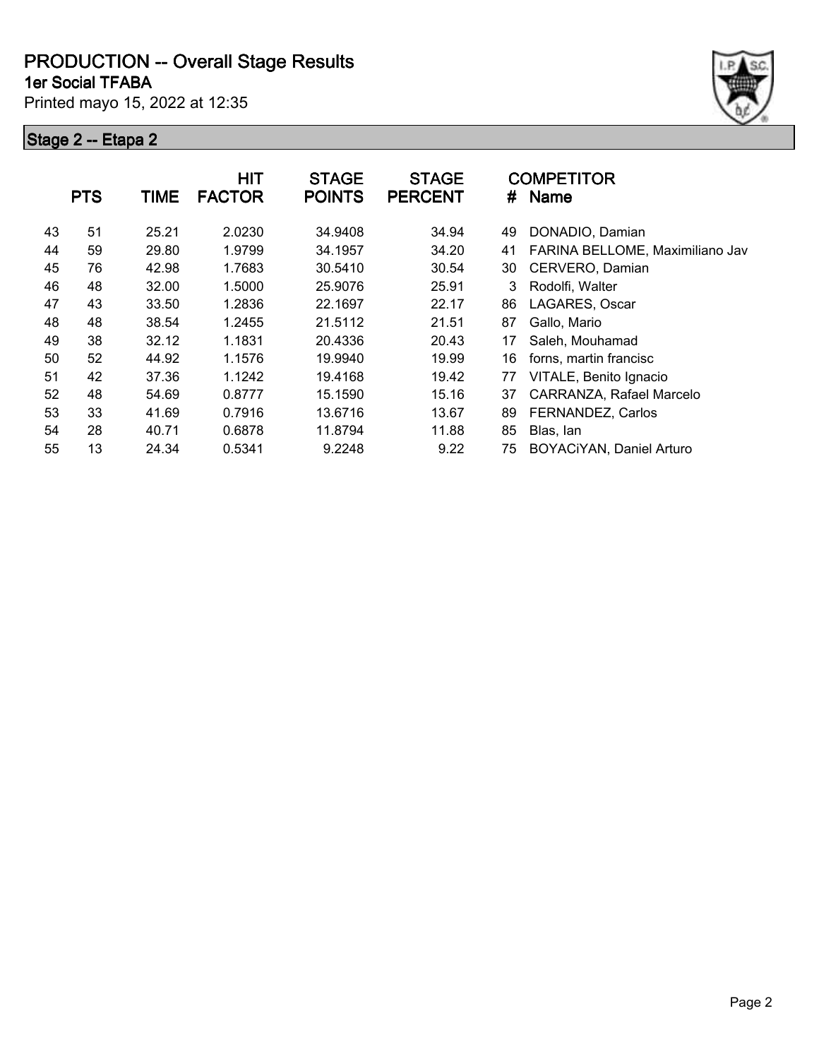# PRODUCTION -- Overall Stage Results

## 1er Social TFABA

Printed mayo 15, 2022 at 12:35

### Stage 2 -- Etapa 2

| | PTS | TIME | HIT FACTOR | STAGE POINTS | STAGE PERCENT | # | COMPETITOR Name |
|---|---|---|---|---|---|---|---|
| 43 | 51 | 25.21 | 2.0230 | 34.9408 | 34.94 | 49 | DONADIO, Damian |
| 44 | 59 | 29.80 | 1.9799 | 34.1957 | 34.20 | 41 | FARINA BELLOME, Maximiliano Jav |
| 45 | 76 | 42.98 | 1.7683 | 30.5410 | 30.54 | 30 | CERVERO, Damian |
| 46 | 48 | 32.00 | 1.5000 | 25.9076 | 25.91 | 3 | Rodolfi, Walter |
| 47 | 43 | 33.50 | 1.2836 | 22.1697 | 22.17 | 86 | LAGARES, Oscar |
| 48 | 48 | 38.54 | 1.2455 | 21.5112 | 21.51 | 87 | Gallo, Mario |
| 49 | 38 | 32.12 | 1.1831 | 20.4336 | 20.43 | 17 | Saleh, Mouhamad |
| 50 | 52 | 44.92 | 1.1576 | 19.9940 | 19.99 | 16 | forns, martin francisc |
| 51 | 42 | 37.36 | 1.1242 | 19.4168 | 19.42 | 77 | VITALE, Benito Ignacio |
| 52 | 48 | 54.69 | 0.8777 | 15.1590 | 15.16 | 37 | CARRANZA, Rafael Marcelo |
| 53 | 33 | 41.69 | 0.7916 | 13.6716 | 13.67 | 89 | FERNANDEZ, Carlos |
| 54 | 28 | 40.71 | 0.6878 | 11.8794 | 11.88 | 85 | Blas, Ian |
| 55 | 13 | 24.34 | 0.5341 | 9.2248 | 9.22 | 75 | BOYACiYAN, Daniel Arturo |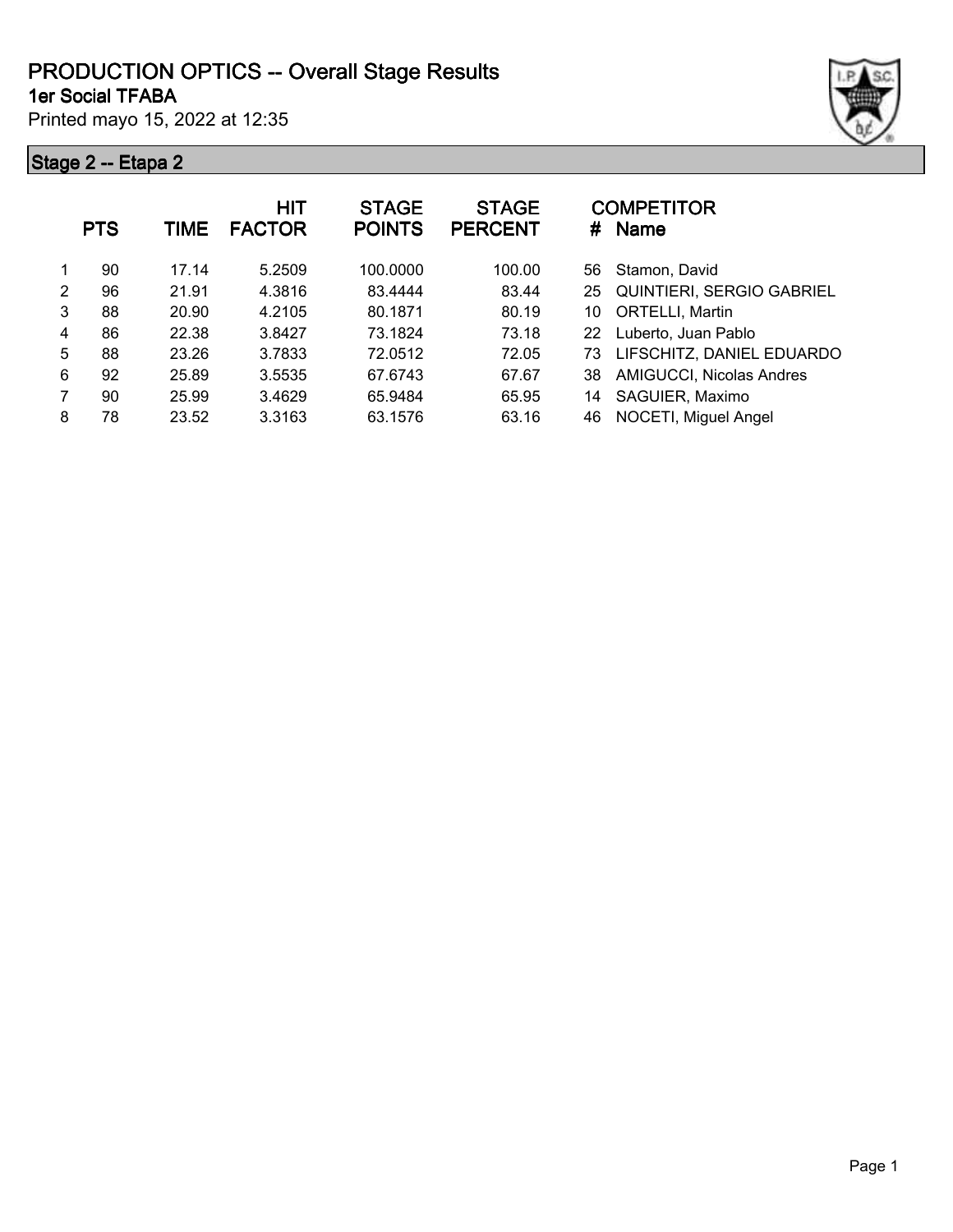# PRODUCTION OPTICS -- Overall Stage Results

**1er Social TFABA**

Printed mayo 15, 2022 at 12:35

## Stage 2 -- Etapa 2

| | PTS | TIME | HIT FACTOR | STAGE POINTS | STAGE PERCENT | # | COMPETITOR Name |
|---|---|---|---|---|---|---|---|
| 1 | 90 | 17.14 | 5.2509 | 100.0000 | 100.00 | 56 | Stamon, David |
| 2 | 96 | 21.91 | 4.3816 | 83.4444 | 83.44 | 25 | QUINTIERI, SERGIO GABRIEL |
| 3 | 88 | 20.90 | 4.2105 | 80.1871 | 80.19 | 10 | ORTELLI, Martin |
| 4 | 86 | 22.38 | 3.8427 | 73.1824 | 73.18 | 22 | Luberto, Juan Pablo |
| 5 | 88 | 23.26 | 3.7833 | 72.0512 | 72.05 | 73 | LIFSCHITZ, DANIEL EDUARDO |
| 6 | 92 | 25.89 | 3.5535 | 67.6743 | 67.67 | 38 | AMIGUCCI, Nicolas Andres |
| 7 | 90 | 25.99 | 3.4629 | 65.9484 | 65.95 | 14 | SAGUIER, Maximo |
| 8 | 78 | 23.52 | 3.3163 | 63.1576 | 63.16 | 46 | NOCETI, Miguel Angel |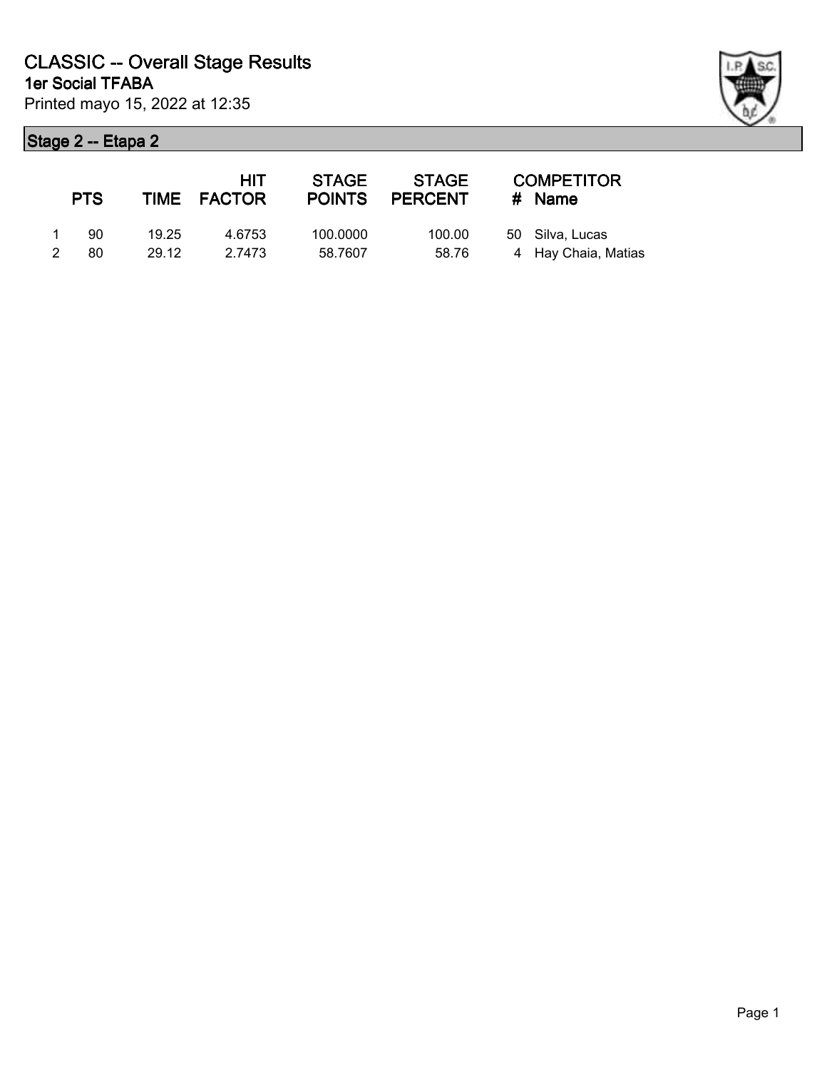# CLASSIC -- Overall Stage Results

**1er Social TFABA**

Printed mayo 15, 2022 at 12:35

## Stage 2 -- Etapa 2

| | PTS | TIME | HIT FACTOR | STAGE POINTS | STAGE PERCENT | # | COMPETITOR Name |
|---|---|---|---|---|---|---|---|
| 1 | 90 | 19.25 | 4.6753 | 100.0000 | 100.00 | 50 | Silva, Lucas |
| 2 | 80 | 29.12 | 2.7473 | 58.7607 | 58.76 | 4 | Hay Chaia, Matias |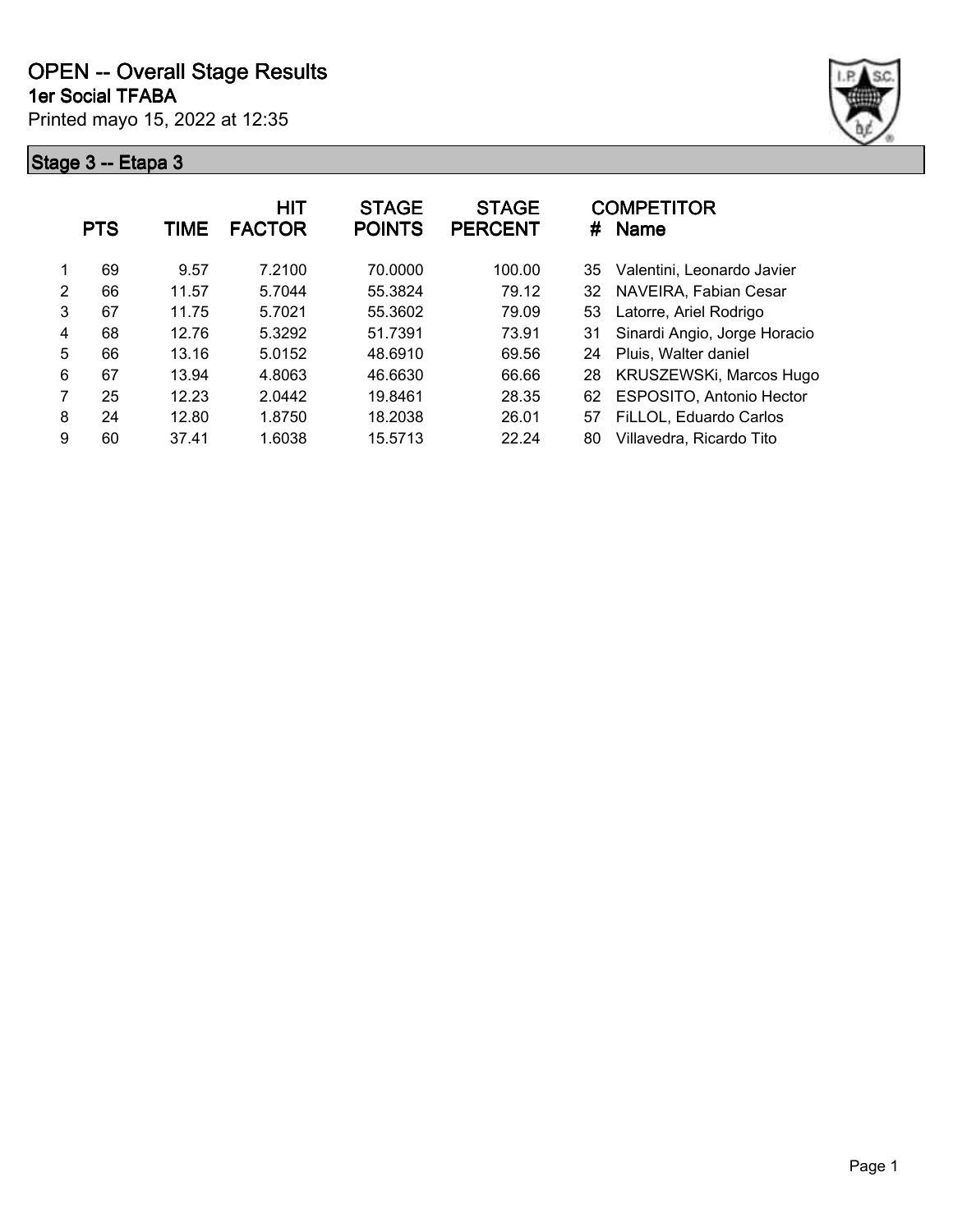# OPEN -- Overall Stage Results

**1er Social TFABA**

Printed mayo 15, 2022 at 12:35

## Stage 3 -- Etapa 3

| | PTS | TIME | HIT FACTOR | STAGE POINTS | STAGE PERCENT | # | COMPETITOR Name |
|---|---|---|---|---|---|---|---|
| 1 | 69 | 9.57 | 7.2100 | 70.0000 | 100.00 | 35 | Valentini, Leonardo Javier |
| 2 | 66 | 11.57 | 5.7044 | 55.3824 | 79.12 | 32 | NAVEIRA, Fabian Cesar |
| 3 | 67 | 11.75 | 5.7021 | 55.3602 | 79.09 | 53 | Latorre, Ariel Rodrigo |
| 4 | 68 | 12.76 | 5.3292 | 51.7391 | 73.91 | 31 | Sinardi Angio, Jorge Horacio |
| 5 | 66 | 13.16 | 5.0152 | 48.6910 | 69.56 | 24 | Pluis, Walter daniel |
| 6 | 67 | 13.94 | 4.8063 | 46.6630 | 66.66 | 28 | KRUSZEWSKi, Marcos Hugo |
| 7 | 25 | 12.23 | 2.0442 | 19.8461 | 28.35 | 62 | ESPOSITO, Antonio Hector |
| 8 | 24 | 12.80 | 1.8750 | 18.2038 | 26.01 | 57 | FiLLOL, Eduardo Carlos |
| 9 | 60 | 37.41 | 1.6038 | 15.5713 | 22.24 | 80 | Villavedra, Ricardo Tito |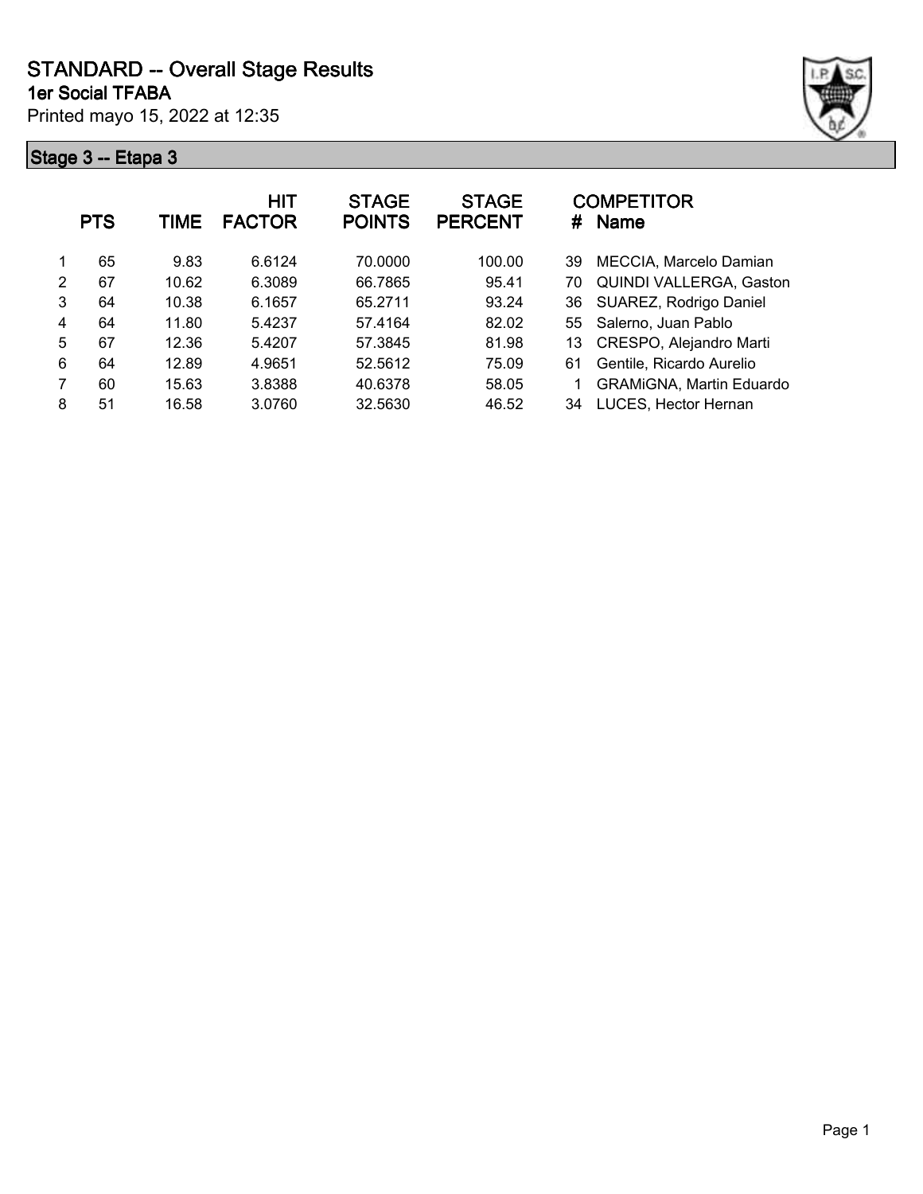# STANDARD -- Overall Stage Results

## 1er Social TFABA

Printed mayo 15, 2022 at 12:35

### Stage 3 -- Etapa 3

| | PTS | TIME | HIT FACTOR | STAGE POINTS | STAGE PERCENT | # | COMPETITOR Name |
|---|---|---|---|---|---|---|---|
| 1 | 65 | 9.83 | 6.6124 | 70.0000 | 100.00 | 39 | MECCIA, Marcelo Damian |
| 2 | 67 | 10.62 | 6.3089 | 66.7865 | 95.41 | 70 | QUINDI VALLERGA, Gaston |
| 3 | 64 | 10.38 | 6.1657 | 65.2711 | 93.24 | 36 | SUAREZ, Rodrigo Daniel |
| 4 | 64 | 11.80 | 5.4237 | 57.4164 | 82.02 | 55 | Salerno, Juan Pablo |
| 5 | 67 | 12.36 | 5.4207 | 57.3845 | 81.98 | 13 | CRESPO, Alejandro Marti |
| 6 | 64 | 12.89 | 4.9651 | 52.5612 | 75.09 | 61 | Gentile, Ricardo Aurelio |
| 7 | 60 | 15.63 | 3.8388 | 40.6378 | 58.05 | 1 | GRAMiGNA, Martin Eduardo |
| 8 | 51 | 16.58 | 3.0760 | 32.5630 | 46.52 | 34 | LUCES, Hector Hernan |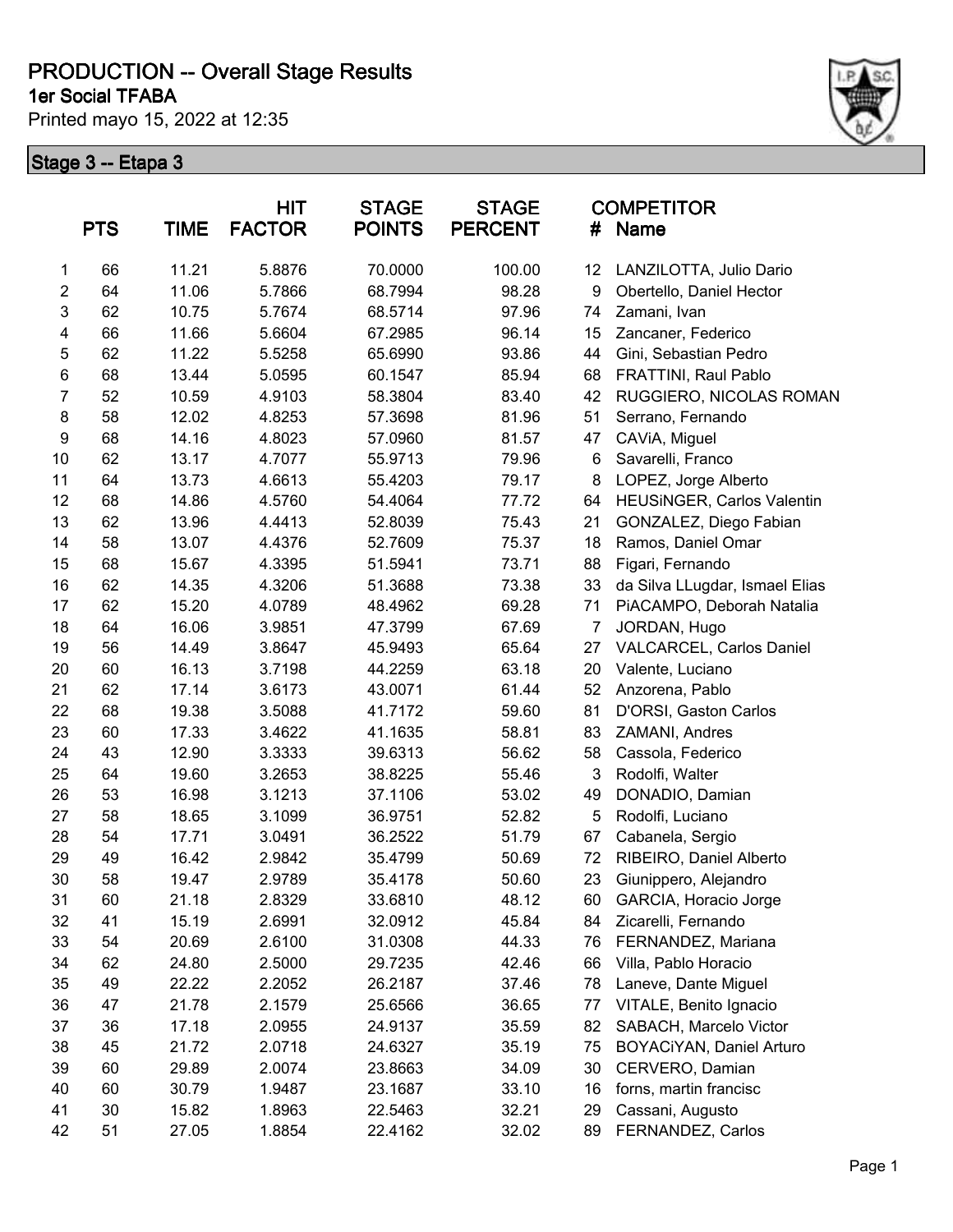# PRODUCTION -- Overall Stage Results

## 1er Social TFABA

Printed mayo 15, 2022 at 12:35

### Stage 3 -- Etapa 3

| | PTS | TIME | HIT FACTOR | STAGE POINTS | STAGE PERCENT | # | COMPETITOR Name |
|---|---|---|---|---|---|---|---|
| 1 | 66 | 11.21 | 5.8876 | 70.0000 | 100.00 | 12 | LANZILOTTA, Julio Dario |
| 2 | 64 | 11.06 | 5.7866 | 68.7994 | 98.28 | 9 | Obertello, Daniel Hector |
| 3 | 62 | 10.75 | 5.7674 | 68.5714 | 97.96 | 74 | Zamani, Ivan |
| 4 | 66 | 11.66 | 5.6604 | 67.2985 | 96.14 | 15 | Zancaner, Federico |
| 5 | 62 | 11.22 | 5.5258 | 65.6990 | 93.86 | 44 | Gini, Sebastian Pedro |
| 6 | 68 | 13.44 | 5.0595 | 60.1547 | 85.94 | 68 | FRATTINI, Raul Pablo |
| 7 | 52 | 10.59 | 4.9103 | 58.3804 | 83.40 | 42 | RUGGIERO, NICOLAS ROMAN |
| 8 | 58 | 12.02 | 4.8253 | 57.3698 | 81.96 | 51 | Serrano, Fernando |
| 9 | 68 | 14.16 | 4.8023 | 57.0960 | 81.57 | 47 | CAViA, Miguel |
| 10 | 62 | 13.17 | 4.7077 | 55.9713 | 79.96 | 6 | Savarelli, Franco |
| 11 | 64 | 13.73 | 4.6613 | 55.4203 | 79.17 | 8 | LOPEZ, Jorge Alberto |
| 12 | 68 | 14.86 | 4.5760 | 54.4064 | 77.72 | 64 | HEUSiNGER, Carlos Valentin |
| 13 | 62 | 13.96 | 4.4413 | 52.8039 | 75.43 | 21 | GONZALEZ, Diego Fabian |
| 14 | 58 | 13.07 | 4.4376 | 52.7609 | 75.37 | 18 | Ramos, Daniel Omar |
| 15 | 68 | 15.67 | 4.3395 | 51.5941 | 73.71 | 88 | Figari, Fernando |
| 16 | 62 | 14.35 | 4.3206 | 51.3688 | 73.38 | 33 | da Silva LLugdar, Ismael Elias |
| 17 | 62 | 15.20 | 4.0789 | 48.4962 | 69.28 | 71 | PiACAMPO, Deborah Natalia |
| 18 | 64 | 16.06 | 3.9851 | 47.3799 | 67.69 | 7 | JORDAN, Hugo |
| 19 | 56 | 14.49 | 3.8647 | 45.9493 | 65.64 | 27 | VALCARCEL, Carlos Daniel |
| 20 | 60 | 16.13 | 3.7198 | 44.2259 | 63.18 | 20 | Valente, Luciano |
| 21 | 62 | 17.14 | 3.6173 | 43.0071 | 61.44 | 52 | Anzorena, Pablo |
| 22 | 68 | 19.38 | 3.5088 | 41.7172 | 59.60 | 81 | D'ORSI, Gaston Carlos |
| 23 | 60 | 17.33 | 3.4622 | 41.1635 | 58.81 | 83 | ZAMANI, Andres |
| 24 | 43 | 12.90 | 3.3333 | 39.6313 | 56.62 | 58 | Cassola, Federico |
| 25 | 64 | 19.60 | 3.2653 | 38.8225 | 55.46 | 3 | Rodolfi, Walter |
| 26 | 53 | 16.98 | 3.1213 | 37.1106 | 53.02 | 49 | DONADIO, Damian |
| 27 | 58 | 18.65 | 3.1099 | 36.9751 | 52.82 | 5 | Rodolfi, Luciano |
| 28 | 54 | 17.71 | 3.0491 | 36.2522 | 51.79 | 67 | Cabanela, Sergio |
| 29 | 49 | 16.42 | 2.9842 | 35.4799 | 50.69 | 72 | RIBEIRO, Daniel Alberto |
| 30 | 58 | 19.47 | 2.9789 | 35.4178 | 50.60 | 23 | Giunippero, Alejandro |
| 31 | 60 | 21.18 | 2.8329 | 33.6810 | 48.12 | 60 | GARCIA, Horacio Jorge |
| 32 | 41 | 15.19 | 2.6991 | 32.0912 | 45.84 | 84 | Zicarelli, Fernando |
| 33 | 54 | 20.69 | 2.6100 | 31.0308 | 44.33 | 76 | FERNANDEZ, Mariana |
| 34 | 62 | 24.80 | 2.5000 | 29.7235 | 42.46 | 66 | Villa, Pablo Horacio |
| 35 | 49 | 22.22 | 2.2052 | 26.2187 | 37.46 | 78 | Laneve, Dante Miguel |
| 36 | 47 | 21.78 | 2.1579 | 25.6566 | 36.65 | 77 | VITALE, Benito Ignacio |
| 37 | 36 | 17.18 | 2.0955 | 24.9137 | 35.59 | 82 | SABACH, Marcelo Victor |
| 38 | 45 | 21.72 | 2.0718 | 24.6327 | 35.19 | 75 | BOYACiYAN, Daniel Arturo |
| 39 | 60 | 29.89 | 2.0074 | 23.8663 | 34.09 | 30 | CERVERO, Damian |
| 40 | 60 | 30.79 | 1.9487 | 23.1687 | 33.10 | 16 | forns, martin francisc |
| 41 | 30 | 15.82 | 1.8963 | 22.5463 | 32.21 | 29 | Cassani, Augusto |
| 42 | 51 | 27.05 | 1.8854 | 22.4162 | 32.02 | 89 | FERNANDEZ, Carlos |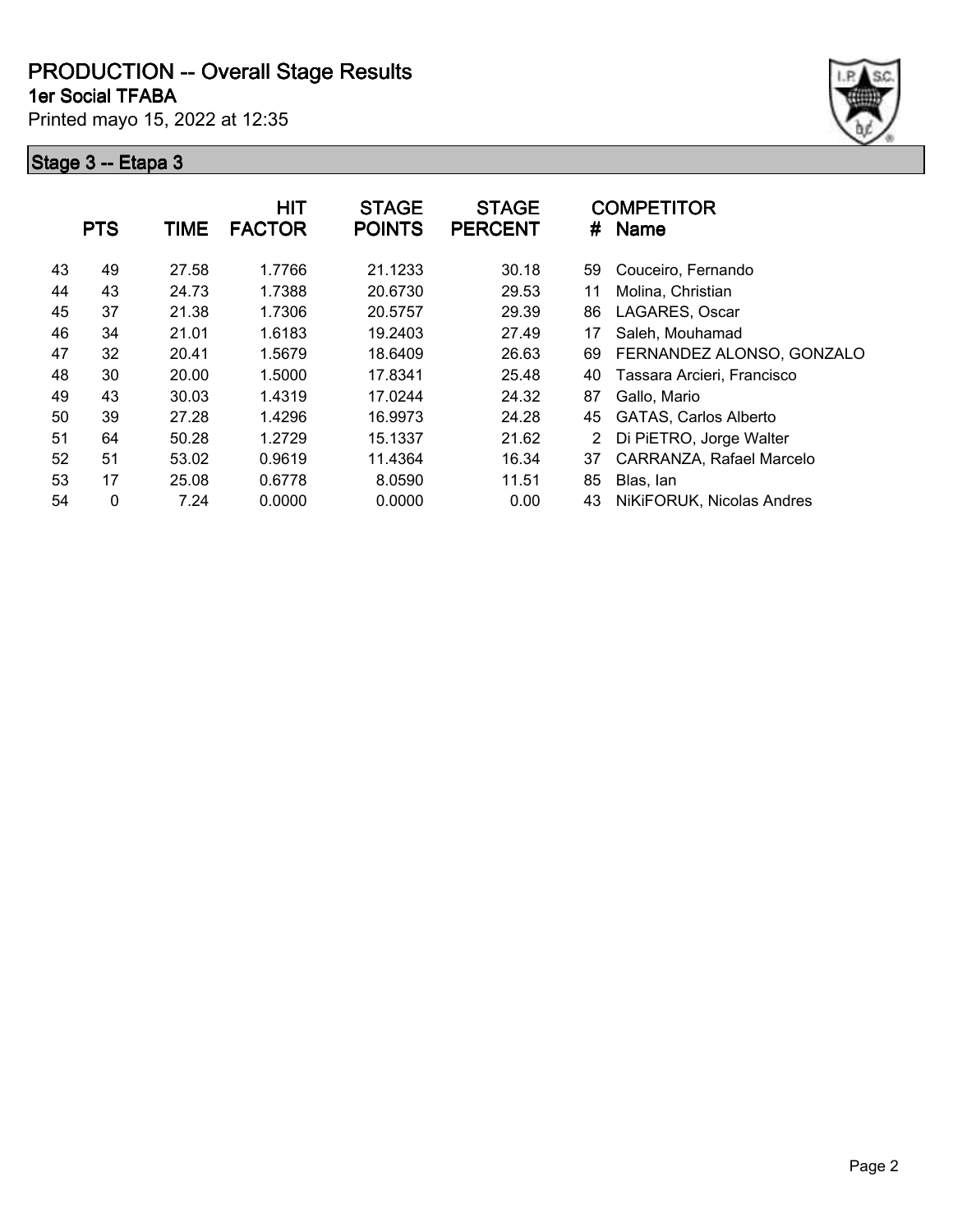# PRODUCTION -- Overall Stage Results

**1er Social TFABA**

Printed mayo 15, 2022 at 12:35

## Stage 3 -- Etapa 3

| | PTS | TIME | HIT FACTOR | STAGE POINTS | STAGE PERCENT | # | COMPETITOR Name |
|---|---|---|---|---|---|---|---|
| 43 | 49 | 27.58 | 1.7766 | 21.1233 | 30.18 | 59 | Couceiro, Fernando |
| 44 | 43 | 24.73 | 1.7388 | 20.6730 | 29.53 | 11 | Molina, Christian |
| 45 | 37 | 21.38 | 1.7306 | 20.5757 | 29.39 | 86 | LAGARES, Oscar |
| 46 | 34 | 21.01 | 1.6183 | 19.2403 | 27.49 | 17 | Saleh, Mouhamad |
| 47 | 32 | 20.41 | 1.5679 | 18.6409 | 26.63 | 69 | FERNANDEZ ALONSO, GONZALO |
| 48 | 30 | 20.00 | 1.5000 | 17.8341 | 25.48 | 40 | Tassara Arcieri, Francisco |
| 49 | 43 | 30.03 | 1.4319 | 17.0244 | 24.32 | 87 | Gallo, Mario |
| 50 | 39 | 27.28 | 1.4296 | 16.9973 | 24.28 | 45 | GATAS, Carlos Alberto |
| 51 | 64 | 50.28 | 1.2729 | 15.1337 | 21.62 | 2 | Di PiETRO, Jorge Walter |
| 52 | 51 | 53.02 | 0.9619 | 11.4364 | 16.34 | 37 | CARRANZA, Rafael Marcelo |
| 53 | 17 | 25.08 | 0.6778 | 8.0590 | 11.51 | 85 | Blas, Ian |
| 54 | 0 | 7.24 | 0.0000 | 0.0000 | 0.00 | 43 | NiKiFORUK, Nicolas Andres |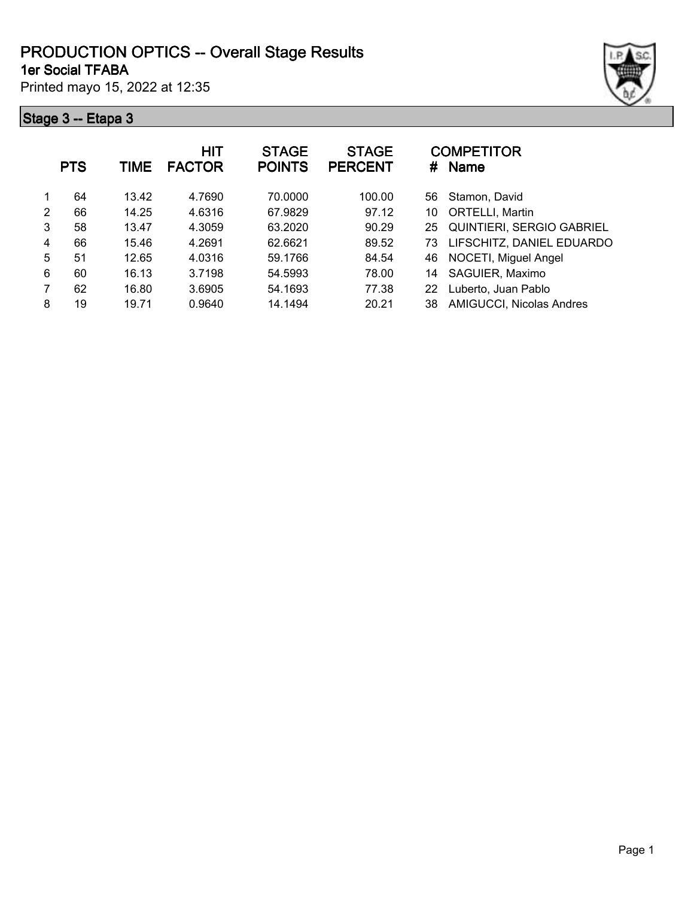# PRODUCTION OPTICS -- Overall Stage Results

**1er Social TFABA**

Printed mayo 15, 2022 at 12:35

## Stage 3 -- Etapa 3

| | PTS | TIME | HIT FACTOR | STAGE POINTS | STAGE PERCENT | # | COMPETITOR Name |
|---|---|---|---|---|---|---|---|
| 1 | 64 | 13.42 | 4.7690 | 70.0000 | 100.00 | 56 | Stamon, David |
| 2 | 66 | 14.25 | 4.6316 | 67.9829 | 97.12 | 10 | ORTELLI, Martin |
| 3 | 58 | 13.47 | 4.3059 | 63.2020 | 90.29 | 25 | QUINTIERI, SERGIO GABRIEL |
| 4 | 66 | 15.46 | 4.2691 | 62.6621 | 89.52 | 73 | LIFSCHITZ, DANIEL EDUARDO |
| 5 | 51 | 12.65 | 4.0316 | 59.1766 | 84.54 | 46 | NOCETI, Miguel Angel |
| 6 | 60 | 16.13 | 3.7198 | 54.5993 | 78.00 | 14 | SAGUIER, Maximo |
| 7 | 62 | 16.80 | 3.6905 | 54.1693 | 77.38 | 22 | Luberto, Juan Pablo |
| 8 | 19 | 19.71 | 0.9640 | 14.1494 | 20.21 | 38 | AMIGUCCI, Nicolas Andres |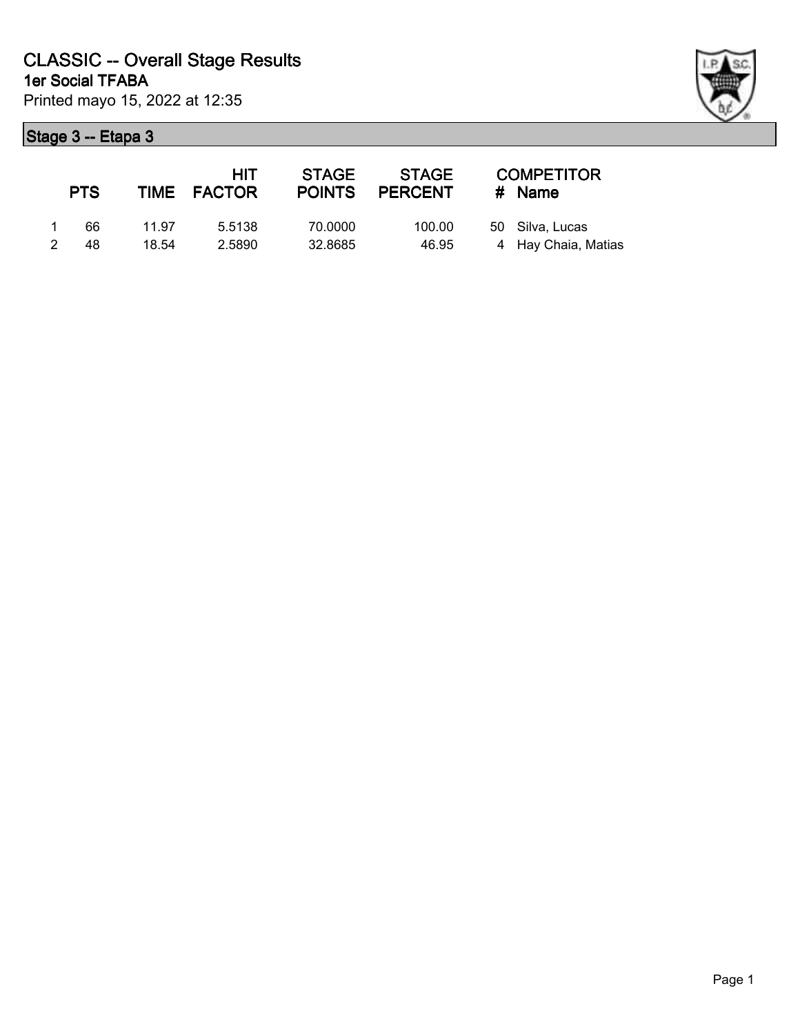# CLASSIC -- Overall Stage Results

## 1er Social TFABA

Printed mayo 15, 2022 at 12:35

### Stage 3 -- Etapa 3

| | PTS | TIME | HIT FACTOR | STAGE POINTS | STAGE PERCENT | # | COMPETITOR Name |
|---|---|---|---|---|---|---|---|
| 1 | 66 | 11.97 | 5.5138 | 70.0000 | 100.00 | 50 | Silva, Lucas |
| 2 | 48 | 18.54 | 2.5890 | 32.8685 | 46.95 | 4 | Hay Chaia, Matias |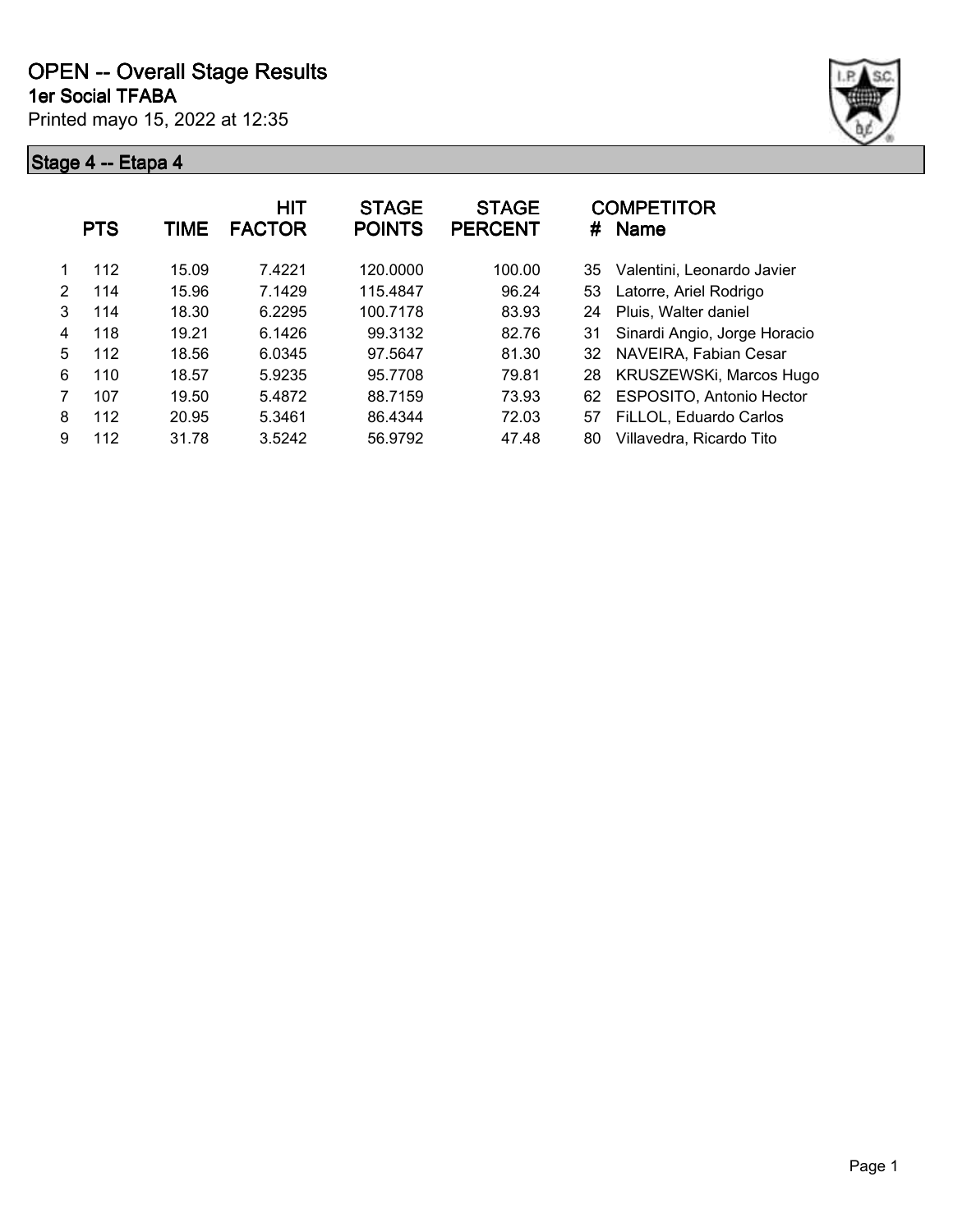# OPEN -- Overall Stage Results

**1er Social TFABA**

Printed mayo 15, 2022 at 12:35

## Stage 4 -- Etapa 4

| | PTS | TIME | HIT FACTOR | STAGE POINTS | STAGE PERCENT | # | COMPETITOR Name |
|---|---|---|---|---|---|---|---|
| 1 | 112 | 15.09 | 7.4221 | 120.0000 | 100.00 | 35 | Valentini, Leonardo Javier |
| 2 | 114 | 15.96 | 7.1429 | 115.4847 | 96.24 | 53 | Latorre, Ariel Rodrigo |
| 3 | 114 | 18.30 | 6.2295 | 100.7178 | 83.93 | 24 | Pluis, Walter daniel |
| 4 | 118 | 19.21 | 6.1426 | 99.3132 | 82.76 | 31 | Sinardi Angio, Jorge Horacio |
| 5 | 112 | 18.56 | 6.0345 | 97.5647 | 81.30 | 32 | NAVEIRA, Fabian Cesar |
| 6 | 110 | 18.57 | 5.9235 | 95.7708 | 79.81 | 28 | KRUSZEWSKi, Marcos Hugo |
| 7 | 107 | 19.50 | 5.4872 | 88.7159 | 73.93 | 62 | ESPOSITO, Antonio Hector |
| 8 | 112 | 20.95 | 5.3461 | 86.4344 | 72.03 | 57 | FiLLOL, Eduardo Carlos |
| 9 | 112 | 31.78 | 3.5242 | 56.9792 | 47.48 | 80 | Villavedra, Ricardo Tito |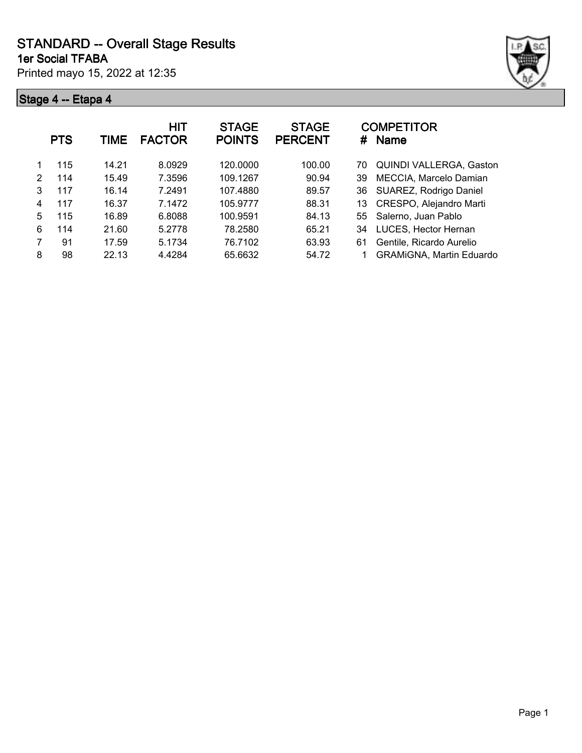# STANDARD -- Overall Stage Results

## 1er Social TFABA

Printed mayo 15, 2022 at 12:35

### Stage 4 -- Etapa 4

| | PTS | TIME | HIT FACTOR | STAGE POINTS | STAGE PERCENT | # | COMPETITOR Name |
|---|---|---|---|---|---|---|---|
| 1 | 115 | 14.21 | 8.0929 | 120.0000 | 100.00 | 70 | QUINDI VALLERGA, Gaston |
| 2 | 114 | 15.49 | 7.3596 | 109.1267 | 90.94 | 39 | MECCIA, Marcelo Damian |
| 3 | 117 | 16.14 | 7.2491 | 107.4880 | 89.57 | 36 | SUAREZ, Rodrigo Daniel |
| 4 | 117 | 16.37 | 7.1472 | 105.9777 | 88.31 | 13 | CRESPO, Alejandro Marti |
| 5 | 115 | 16.89 | 6.8088 | 100.9591 | 84.13 | 55 | Salerno, Juan Pablo |
| 6 | 114 | 21.60 | 5.2778 | 78.2580 | 65.21 | 34 | LUCES, Hector Hernan |
| 7 | 91 | 17.59 | 5.1734 | 76.7102 | 63.93 | 61 | Gentile, Ricardo Aurelio |
| 8 | 98 | 22.13 | 4.4284 | 65.6632 | 54.72 | 1 | GRAMiGNA, Martin Eduardo |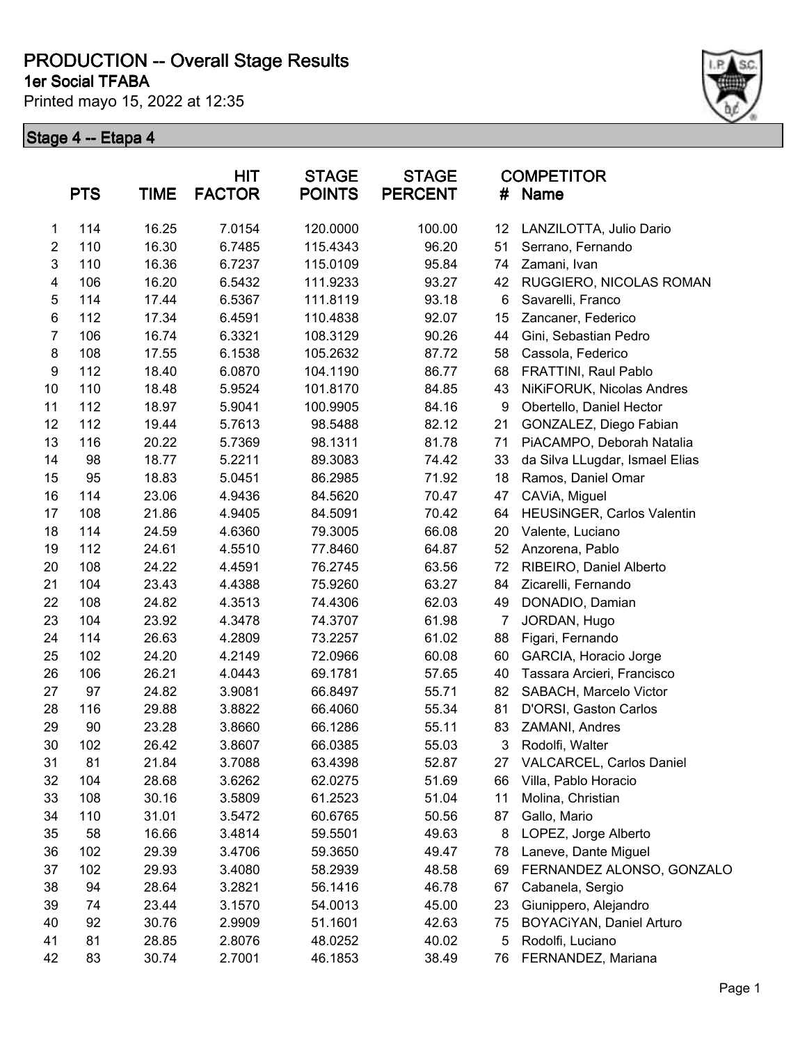# PRODUCTION -- Overall Stage Results

**1er Social TFABA**

Printed mayo 15, 2022 at 12:35

## Stage 4 -- Etapa 4

| | PTS | TIME | HIT FACTOR | STAGE POINTS | STAGE PERCENT | # | COMPETITOR Name |
|---|---|---|---|---|---|---|---|
| 1 | 114 | 16.25 | 7.0154 | 120.0000 | 100.00 | 12 | LANZILOTTA, Julio Dario |
| 2 | 110 | 16.30 | 6.7485 | 115.4343 | 96.20 | 51 | Serrano, Fernando |
| 3 | 110 | 16.36 | 6.7237 | 115.0109 | 95.84 | 74 | Zamani, Ivan |
| 4 | 106 | 16.20 | 6.5432 | 111.9233 | 93.27 | 42 | RUGGIERO, NICOLAS ROMAN |
| 5 | 114 | 17.44 | 6.5367 | 111.8119 | 93.18 | 6 | Savarelli, Franco |
| 6 | 112 | 17.34 | 6.4591 | 110.4838 | 92.07 | 15 | Zancaner, Federico |
| 7 | 106 | 16.74 | 6.3321 | 108.3129 | 90.26 | 44 | Gini, Sebastian Pedro |
| 8 | 108 | 17.55 | 6.1538 | 105.2632 | 87.72 | 58 | Cassola, Federico |
| 9 | 112 | 18.40 | 6.0870 | 104.1190 | 86.77 | 68 | FRATTINI, Raul Pablo |
| 10 | 110 | 18.48 | 5.9524 | 101.8170 | 84.85 | 43 | NiKiFORUK, Nicolas Andres |
| 11 | 112 | 18.97 | 5.9041 | 100.9905 | 84.16 | 9 | Obertello, Daniel Hector |
| 12 | 112 | 19.44 | 5.7613 | 98.5488 | 82.12 | 21 | GONZALEZ, Diego Fabian |
| 13 | 116 | 20.22 | 5.7369 | 98.1311 | 81.78 | 71 | PiACAMPO, Deborah Natalia |
| 14 | 98 | 18.77 | 5.2211 | 89.3083 | 74.42 | 33 | da Silva LLugdar, Ismael Elias |
| 15 | 95 | 18.83 | 5.0451 | 86.2985 | 71.92 | 18 | Ramos, Daniel Omar |
| 16 | 114 | 23.06 | 4.9436 | 84.5620 | 70.47 | 47 | CAViA, Miguel |
| 17 | 108 | 21.86 | 4.9405 | 84.5091 | 70.42 | 64 | HEUSiNGER, Carlos Valentin |
| 18 | 114 | 24.59 | 4.6360 | 79.3005 | 66.08 | 20 | Valente, Luciano |
| 19 | 112 | 24.61 | 4.5510 | 77.8460 | 64.87 | 52 | Anzorena, Pablo |
| 20 | 108 | 24.22 | 4.4591 | 76.2745 | 63.56 | 72 | RIBEIRO, Daniel Alberto |
| 21 | 104 | 23.43 | 4.4388 | 75.9260 | 63.27 | 84 | Zicarelli, Fernando |
| 22 | 108 | 24.82 | 4.3513 | 74.4306 | 62.03 | 49 | DONADIO, Damian |
| 23 | 104 | 23.92 | 4.3478 | 74.3707 | 61.98 | 7 | JORDAN, Hugo |
| 24 | 114 | 26.63 | 4.2809 | 73.2257 | 61.02 | 88 | Figari, Fernando |
| 25 | 102 | 24.20 | 4.2149 | 72.0966 | 60.08 | 60 | GARCIA, Horacio Jorge |
| 26 | 106 | 26.21 | 4.0443 | 69.1781 | 57.65 | 40 | Tassara Arcieri, Francisco |
| 27 | 97 | 24.82 | 3.9081 | 66.8497 | 55.71 | 82 | SABACH, Marcelo Victor |
| 28 | 116 | 29.88 | 3.8822 | 66.4060 | 55.34 | 81 | D'ORSI, Gaston Carlos |
| 29 | 90 | 23.28 | 3.8660 | 66.1286 | 55.11 | 83 | ZAMANI, Andres |
| 30 | 102 | 26.42 | 3.8607 | 66.0385 | 55.03 | 3 | Rodolfi, Walter |
| 31 | 81 | 21.84 | 3.7088 | 63.4398 | 52.87 | 27 | VALCARCEL, Carlos Daniel |
| 32 | 104 | 28.68 | 3.6262 | 62.0275 | 51.69 | 66 | Villa, Pablo Horacio |
| 33 | 108 | 30.16 | 3.5809 | 61.2523 | 51.04 | 11 | Molina, Christian |
| 34 | 110 | 31.01 | 3.5472 | 60.6765 | 50.56 | 87 | Gallo, Mario |
| 35 | 58 | 16.66 | 3.4814 | 59.5501 | 49.63 | 8 | LOPEZ, Jorge Alberto |
| 36 | 102 | 29.39 | 3.4706 | 59.3650 | 49.47 | 78 | Laneve, Dante Miguel |
| 37 | 102 | 29.93 | 3.4080 | 58.2939 | 48.58 | 69 | FERNANDEZ ALONSO, GONZALO |
| 38 | 94 | 28.64 | 3.2821 | 56.1416 | 46.78 | 67 | Cabanela, Sergio |
| 39 | 74 | 23.44 | 3.1570 | 54.0013 | 45.00 | 23 | Giunippero, Alejandro |
| 40 | 92 | 30.76 | 2.9909 | 51.1601 | 42.63 | 75 | BOYACiYAN, Daniel Arturo |
| 41 | 81 | 28.85 | 2.8076 | 48.0252 | 40.02 | 5 | Rodolfi, Luciano |
| 42 | 83 | 30.74 | 2.7001 | 46.1853 | 38.49 | 76 | FERNANDEZ, Mariana |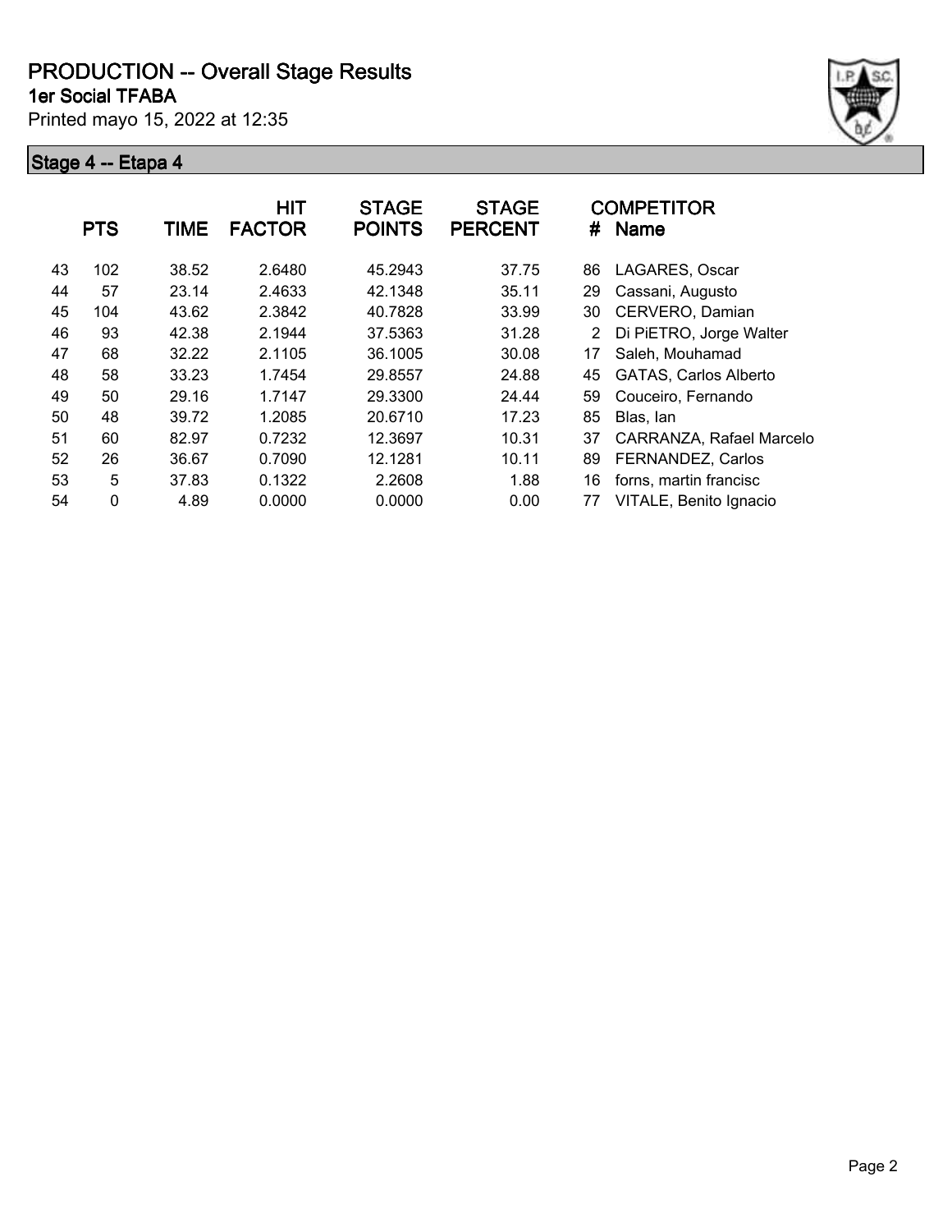# PRODUCTION -- Overall Stage Results

**1er Social TFABA**

Printed mayo 15, 2022 at 12:35

## Stage 4 -- Etapa 4

| | PTS | TIME | HIT FACTOR | STAGE POINTS | STAGE PERCENT | # | COMPETITOR Name |
|---|---|---|---|---|---|---|---|
| 43 | 102 | 38.52 | 2.6480 | 45.2943 | 37.75 | 86 | LAGARES, Oscar |
| 44 | 57 | 23.14 | 2.4633 | 42.1348 | 35.11 | 29 | Cassani, Augusto |
| 45 | 104 | 43.62 | 2.3842 | 40.7828 | 33.99 | 30 | CERVERO, Damian |
| 46 | 93 | 42.38 | 2.1944 | 37.5363 | 31.28 | 2 | Di PiETRO, Jorge Walter |
| 47 | 68 | 32.22 | 2.1105 | 36.1005 | 30.08 | 17 | Saleh, Mouhamad |
| 48 | 58 | 33.23 | 1.7454 | 29.8557 | 24.88 | 45 | GATAS, Carlos Alberto |
| 49 | 50 | 29.16 | 1.7147 | 29.3300 | 24.44 | 59 | Couceiro, Fernando |
| 50 | 48 | 39.72 | 1.2085 | 20.6710 | 17.23 | 85 | Blas, Ian |
| 51 | 60 | 82.97 | 0.7232 | 12.3697 | 10.31 | 37 | CARRANZA, Rafael Marcelo |
| 52 | 26 | 36.67 | 0.7090 | 12.1281 | 10.11 | 89 | FERNANDEZ, Carlos |
| 53 | 5 | 37.83 | 0.1322 | 2.2608 | 1.88 | 16 | forns, martin francisc |
| 54 | 0 | 4.89 | 0.0000 | 0.0000 | 0.00 | 77 | VITALE, Benito Ignacio |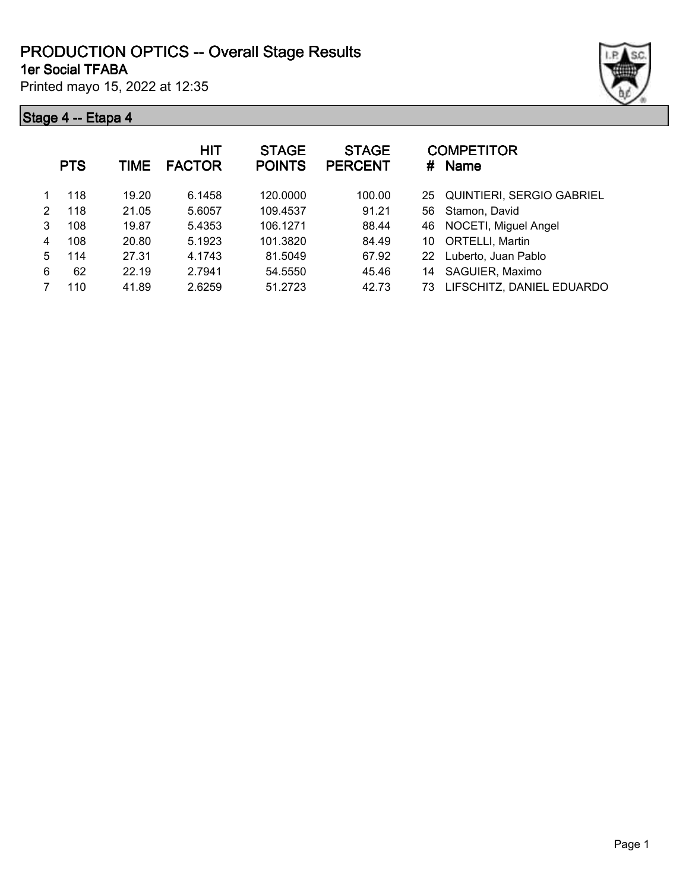# PRODUCTION OPTICS -- Overall Stage Results

## 1er Social TFABA

Printed mayo 15, 2022 at 12:35

### Stage 4 -- Etapa 4

| | PTS | TIME | HIT FACTOR | STAGE POINTS | STAGE PERCENT | # | COMPETITOR Name |
|---|---|---|---|---|---|---|---|
| 1 | 118 | 19.20 | 6.1458 | 120.0000 | 100.00 | 25 | QUINTIERI, SERGIO GABRIEL |
| 2 | 118 | 21.05 | 5.6057 | 109.4537 | 91.21 | 56 | Stamon, David |
| 3 | 108 | 19.87 | 5.4353 | 106.1271 | 88.44 | 46 | NOCETI, Miguel Angel |
| 4 | 108 | 20.80 | 5.1923 | 101.3820 | 84.49 | 10 | ORTELLI, Martin |
| 5 | 114 | 27.31 | 4.1743 | 81.5049 | 67.92 | 22 | Luberto, Juan Pablo |
| 6 | 62 | 22.19 | 2.7941 | 54.5550 | 45.46 | 14 | SAGUIER, Maximo |
| 7 | 110 | 41.89 | 2.6259 | 51.2723 | 42.73 | 73 | LIFSCHITZ, DANIEL EDUARDO |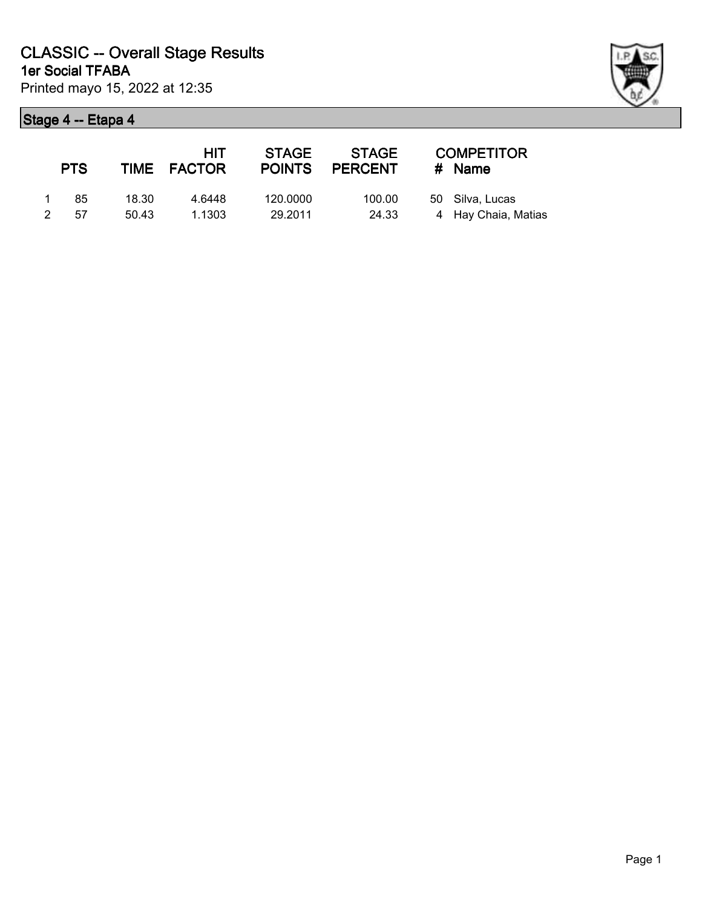# CLASSIC -- Overall Stage Results

**1er Social TFABA**

Printed mayo 15, 2022 at 12:35

## Stage 4 -- Etapa 4

| | PTS | TIME | HIT FACTOR | STAGE POINTS | STAGE PERCENT | # | COMPETITOR Name |
|---|---|---|---|---|---|---|---|
| 1 | 85 | 18.30 | 4.6448 | 120.0000 | 100.00 | 50 | Silva, Lucas |
| 2 | 57 | 50.43 | 1.1303 | 29.2011 | 24.33 | 4 | Hay Chaia, Matias |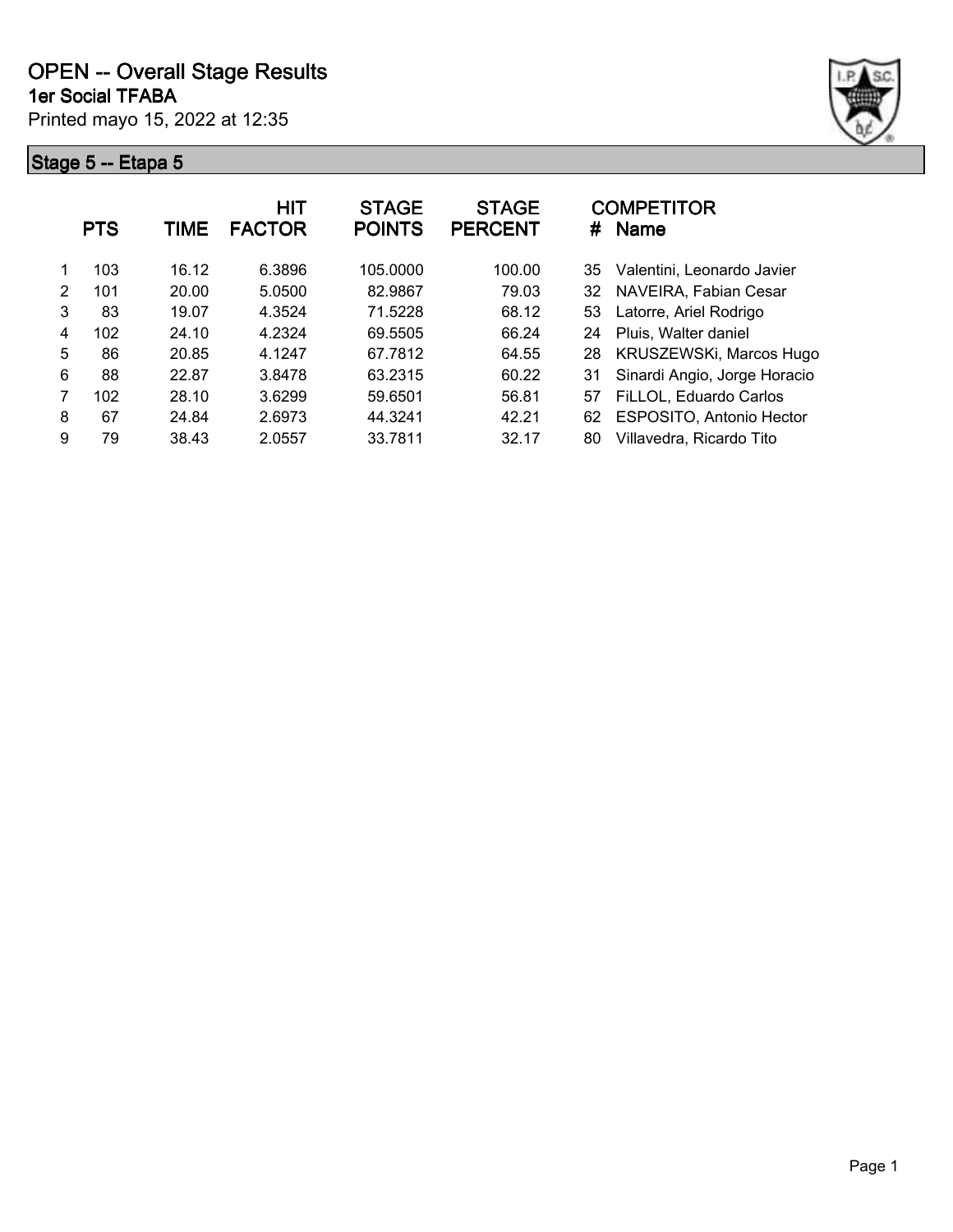# OPEN -- Overall Stage Results

**1er Social TFABA**

Printed mayo 15, 2022 at 12:35

## Stage 5 -- Etapa 5

| | PTS | TIME | HIT FACTOR | STAGE POINTS | STAGE PERCENT | # | COMPETITOR Name |
|---|---|---|---|---|---|---|---|
| 1 | 103 | 16.12 | 6.3896 | 105.0000 | 100.00 | 35 | Valentini, Leonardo Javier |
| 2 | 101 | 20.00 | 5.0500 | 82.9867 | 79.03 | 32 | NAVEIRA, Fabian Cesar |
| 3 | 83 | 19.07 | 4.3524 | 71.5228 | 68.12 | 53 | Latorre, Ariel Rodrigo |
| 4 | 102 | 24.10 | 4.2324 | 69.5505 | 66.24 | 24 | Pluis, Walter daniel |
| 5 | 86 | 20.85 | 4.1247 | 67.7812 | 64.55 | 28 | KRUSZEWSKi, Marcos Hugo |
| 6 | 88 | 22.87 | 3.8478 | 63.2315 | 60.22 | 31 | Sinardi Angio, Jorge Horacio |
| 7 | 102 | 28.10 | 3.6299 | 59.6501 | 56.81 | 57 | FiLLOL, Eduardo Carlos |
| 8 | 67 | 24.84 | 2.6973 | 44.3241 | 42.21 | 62 | ESPOSITO, Antonio Hector |
| 9 | 79 | 38.43 | 2.0557 | 33.7811 | 32.17 | 80 | Villavedra, Ricardo Tito |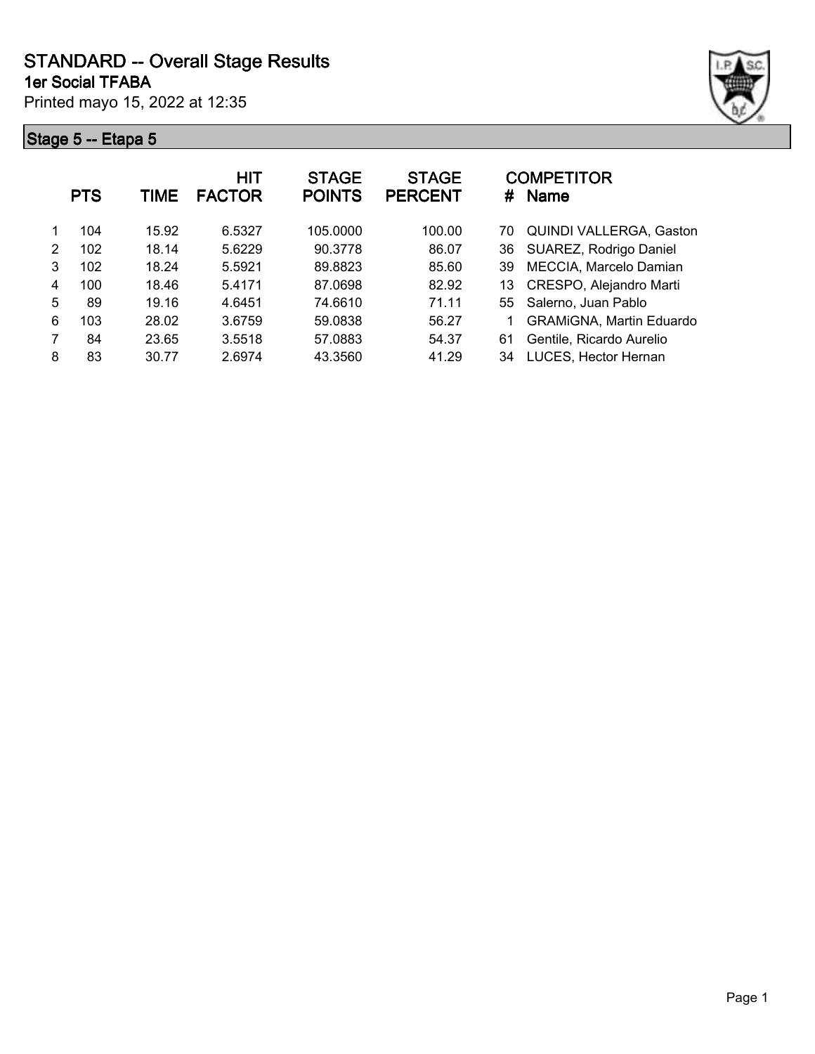# STANDARD -- Overall Stage Results

## 1er Social TFABA

Printed mayo 15, 2022 at 12:35

### Stage 5 -- Etapa 5

| | PTS | TIME | HIT FACTOR | STAGE POINTS | STAGE PERCENT | # | COMPETITOR Name |
|---|---|---|---|---|---|---|---|
| 1 | 104 | 15.92 | 6.5327 | 105.0000 | 100.00 | 70 | QUINDI VALLERGA, Gaston |
| 2 | 102 | 18.14 | 5.6229 | 90.3778 | 86.07 | 36 | SUAREZ, Rodrigo Daniel |
| 3 | 102 | 18.24 | 5.5921 | 89.8823 | 85.60 | 39 | MECCIA, Marcelo Damian |
| 4 | 100 | 18.46 | 5.4171 | 87.0698 | 82.92 | 13 | CRESPO, Alejandro Marti |
| 5 | 89 | 19.16 | 4.6451 | 74.6610 | 71.11 | 55 | Salerno, Juan Pablo |
| 6 | 103 | 28.02 | 3.6759 | 59.0838 | 56.27 | 1 | GRAMiGNA, Martin Eduardo |
| 7 | 84 | 23.65 | 3.5518 | 57.0883 | 54.37 | 61 | Gentile, Ricardo Aurelio |
| 8 | 83 | 30.77 | 2.6974 | 43.3560 | 41.29 | 34 | LUCES, Hector Hernan |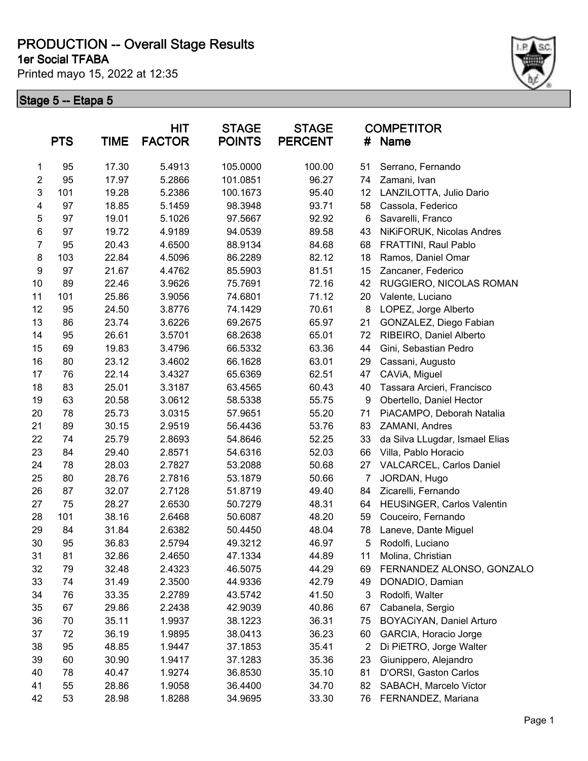# PRODUCTION -- Overall Stage Results

## 1er Social TFABA

Printed mayo 15, 2022 at 12:35

### Stage 5 -- Etapa 5

| | PTS | TIME | HIT FACTOR | STAGE POINTS | STAGE PERCENT | # | COMPETITOR Name |
|---|---|---|---|---|---|---|---|
| 1 | 95 | 17.30 | 5.4913 | 105.0000 | 100.00 | 51 | Serrano, Fernando |
| 2 | 95 | 17.97 | 5.2866 | 101.0851 | 96.27 | 74 | Zamani, Ivan |
| 3 | 101 | 19.28 | 5.2386 | 100.1673 | 95.40 | 12 | LANZILOTTA, Julio Dario |
| 4 | 97 | 18.85 | 5.1459 | 98.3948 | 93.71 | 58 | Cassola, Federico |
| 5 | 97 | 19.01 | 5.1026 | 97.5667 | 92.92 | 6 | Savarelli, Franco |
| 6 | 97 | 19.72 | 4.9189 | 94.0539 | 89.58 | 43 | NiKiFORUK, Nicolas Andres |
| 7 | 95 | 20.43 | 4.6500 | 88.9134 | 84.68 | 68 | FRATTINI, Raul Pablo |
| 8 | 103 | 22.84 | 4.5096 | 86.2289 | 82.12 | 18 | Ramos, Daniel Omar |
| 9 | 97 | 21.67 | 4.4762 | 85.5903 | 81.51 | 15 | Zancaner, Federico |
| 10 | 89 | 22.46 | 3.9626 | 75.7691 | 72.16 | 42 | RUGGIERO, NICOLAS ROMAN |
| 11 | 101 | 25.86 | 3.9056 | 74.6801 | 71.12 | 20 | Valente, Luciano |
| 12 | 95 | 24.50 | 3.8776 | 74.1429 | 70.61 | 8 | LOPEZ, Jorge Alberto |
| 13 | 86 | 23.74 | 3.6226 | 69.2675 | 65.97 | 21 | GONZALEZ, Diego Fabian |
| 14 | 95 | 26.61 | 3.5701 | 68.2638 | 65.01 | 72 | RIBEIRO, Daniel Alberto |
| 15 | 69 | 19.83 | 3.4796 | 66.5332 | 63.36 | 44 | Gini, Sebastian Pedro |
| 16 | 80 | 23.12 | 3.4602 | 66.1628 | 63.01 | 29 | Cassani, Augusto |
| 17 | 76 | 22.14 | 3.4327 | 65.6369 | 62.51 | 47 | CAViA, Miguel |
| 18 | 83 | 25.01 | 3.3187 | 63.4565 | 60.43 | 40 | Tassara Arcieri, Francisco |
| 19 | 63 | 20.58 | 3.0612 | 58.5338 | 55.75 | 9 | Obertello, Daniel Hector |
| 20 | 78 | 25.73 | 3.0315 | 57.9651 | 55.20 | 71 | PiACAMPO, Deborah Natalia |
| 21 | 89 | 30.15 | 2.9519 | 56.4436 | 53.76 | 83 | ZAMANI, Andres |
| 22 | 74 | 25.79 | 2.8693 | 54.8646 | 52.25 | 33 | da Silva LLugdar, Ismael Elias |
| 23 | 84 | 29.40 | 2.8571 | 54.6316 | 52.03 | 66 | Villa, Pablo Horacio |
| 24 | 78 | 28.03 | 2.7827 | 53.2088 | 50.68 | 27 | VALCARCEL, Carlos Daniel |
| 25 | 80 | 28.76 | 2.7816 | 53.1879 | 50.66 | 7 | JORDAN, Hugo |
| 26 | 87 | 32.07 | 2.7128 | 51.8719 | 49.40 | 84 | Zicarelli, Fernando |
| 27 | 75 | 28.27 | 2.6530 | 50.7279 | 48.31 | 64 | HEUSiNGER, Carlos Valentin |
| 28 | 101 | 38.16 | 2.6468 | 50.6087 | 48.20 | 59 | Couceiro, Fernando |
| 29 | 84 | 31.84 | 2.6382 | 50.4450 | 48.04 | 78 | Laneve, Dante Miguel |
| 30 | 95 | 36.83 | 2.5794 | 49.3212 | 46.97 | 5 | Rodolfi, Luciano |
| 31 | 81 | 32.86 | 2.4650 | 47.1334 | 44.89 | 11 | Molina, Christian |
| 32 | 79 | 32.48 | 2.4323 | 46.5075 | 44.29 | 69 | FERNANDEZ ALONSO, GONZALO |
| 33 | 74 | 31.49 | 2.3500 | 44.9336 | 42.79 | 49 | DONADIO, Damian |
| 34 | 76 | 33.35 | 2.2789 | 43.5742 | 41.50 | 3 | Rodolfi, Walter |
| 35 | 67 | 29.86 | 2.2438 | 42.9039 | 40.86 | 67 | Cabanela, Sergio |
| 36 | 70 | 35.11 | 1.9937 | 38.1223 | 36.31 | 75 | BOYACiYAN, Daniel Arturo |
| 37 | 72 | 36.19 | 1.9895 | 38.0413 | 36.23 | 60 | GARCIA, Horacio Jorge |
| 38 | 95 | 48.85 | 1.9447 | 37.1853 | 35.41 | 2 | Di PiETRO, Jorge Walter |
| 39 | 60 | 30.90 | 1.9417 | 37.1283 | 35.36 | 23 | Giunippero, Alejandro |
| 40 | 78 | 40.47 | 1.9274 | 36.8530 | 35.10 | 81 | D'ORSI, Gaston Carlos |
| 41 | 55 | 28.86 | 1.9058 | 36.4400 | 34.70 | 82 | SABACH, Marcelo Victor |
| 42 | 53 | 28.98 | 1.8288 | 34.9695 | 33.30 | 76 | FERNANDEZ, Mariana |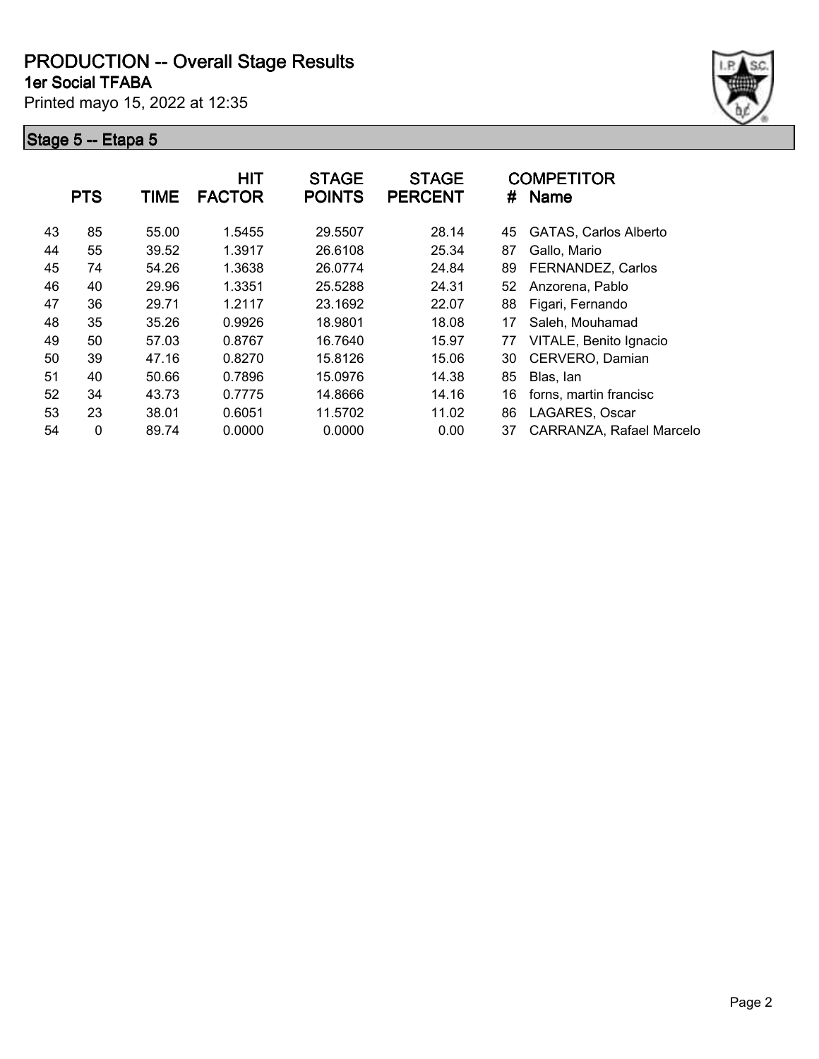# PRODUCTION -- Overall Stage Results

## 1er Social TFABA

Printed mayo 15, 2022 at 12:35

### Stage 5 -- Etapa 5

| | PTS | TIME | HIT FACTOR | STAGE POINTS | STAGE PERCENT | # | COMPETITOR Name |
|---|---|---|---|---|---|---|---|
| 43 | 85 | 55.00 | 1.5455 | 29.5507 | 28.14 | 45 | GATAS, Carlos Alberto |
| 44 | 55 | 39.52 | 1.3917 | 26.6108 | 25.34 | 87 | Gallo, Mario |
| 45 | 74 | 54.26 | 1.3638 | 26.0774 | 24.84 | 89 | FERNANDEZ, Carlos |
| 46 | 40 | 29.96 | 1.3351 | 25.5288 | 24.31 | 52 | Anzorena, Pablo |
| 47 | 36 | 29.71 | 1.2117 | 23.1692 | 22.07 | 88 | Figari, Fernando |
| 48 | 35 | 35.26 | 0.9926 | 18.9801 | 18.08 | 17 | Saleh, Mouhamad |
| 49 | 50 | 57.03 | 0.8767 | 16.7640 | 15.97 | 77 | VITALE, Benito Ignacio |
| 50 | 39 | 47.16 | 0.8270 | 15.8126 | 15.06 | 30 | CERVERO, Damian |
| 51 | 40 | 50.66 | 0.7896 | 15.0976 | 14.38 | 85 | Blas, Ian |
| 52 | 34 | 43.73 | 0.7775 | 14.8666 | 14.16 | 16 | forns, martin francisc |
| 53 | 23 | 38.01 | 0.6051 | 11.5702 | 11.02 | 86 | LAGARES, Oscar |
| 54 | 0 | 89.74 | 0.0000 | 0.0000 | 0.00 | 37 | CARRANZA, Rafael Marcelo |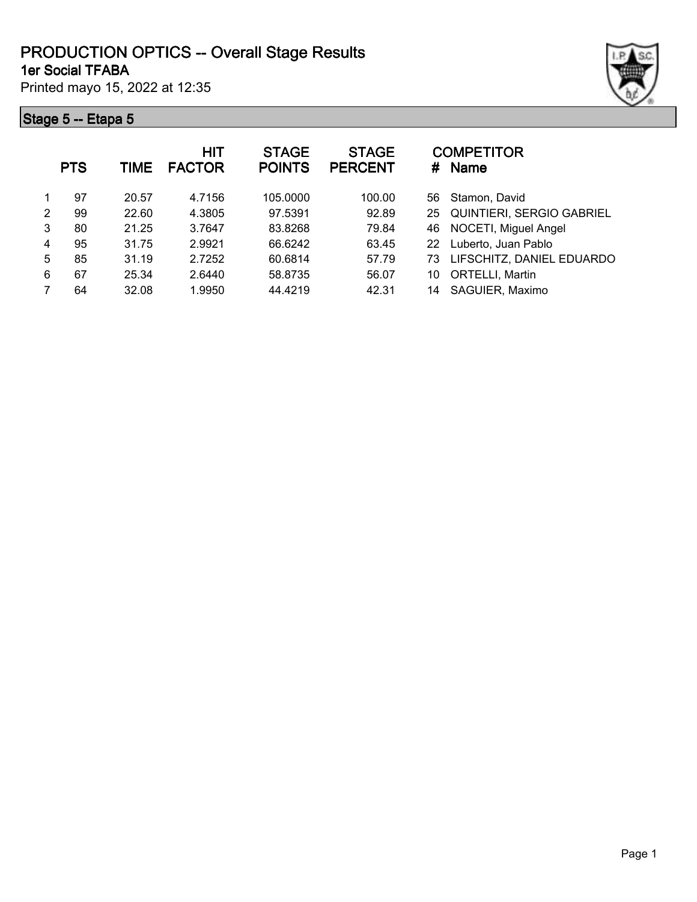# PRODUCTION OPTICS -- Overall Stage Results

## 1er Social TFABA

Printed mayo 15, 2022 at 12:35

### Stage 5 -- Etapa 5

| | PTS | TIME | HIT FACTOR | STAGE POINTS | STAGE PERCENT | # | COMPETITOR Name |
|---|---|---|---|---|---|---|---|
| 1 | 97 | 20.57 | 4.7156 | 105.0000 | 100.00 | 56 | Stamon, David |
| 2 | 99 | 22.60 | 4.3805 | 97.5391 | 92.89 | 25 | QUINTIERI, SERGIO GABRIEL |
| 3 | 80 | 21.25 | 3.7647 | 83.8268 | 79.84 | 46 | NOCETI, Miguel Angel |
| 4 | 95 | 31.75 | 2.9921 | 66.6242 | 63.45 | 22 | Luberto, Juan Pablo |
| 5 | 85 | 31.19 | 2.7252 | 60.6814 | 57.79 | 73 | LIFSCHITZ, DANIEL EDUARDO |
| 6 | 67 | 25.34 | 2.6440 | 58.8735 | 56.07 | 10 | ORTELLI, Martin |
| 7 | 64 | 32.08 | 1.9950 | 44.4219 | 42.31 | 14 | SAGUIER, Maximo |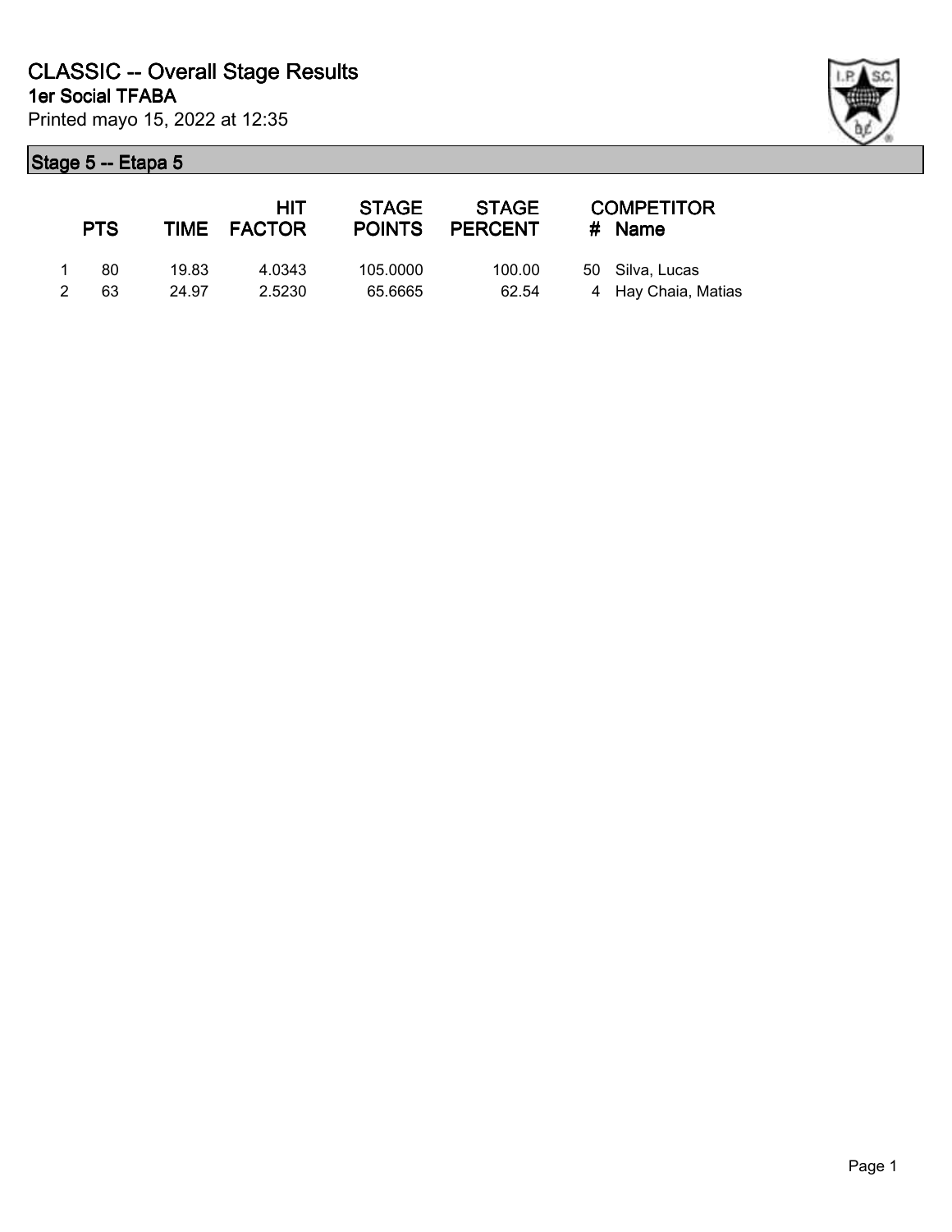# CLASSIC -- Overall Stage Results

## 1er Social TFABA

Printed mayo 15, 2022 at 12:35

### Stage 5 -- Etapa 5

| | PTS | TIME | HIT FACTOR | STAGE POINTS | STAGE PERCENT | # | COMPETITOR Name |
|---|---|---|---|---|---|---|---|
| 1 | 80 | 19.83 | 4.0343 | 105.0000 | 100.00 | 50 | Silva, Lucas |
| 2 | 63 | 24.97 | 2.5230 | 65.6665 | 62.54 | 4 | Hay Chaia, Matias |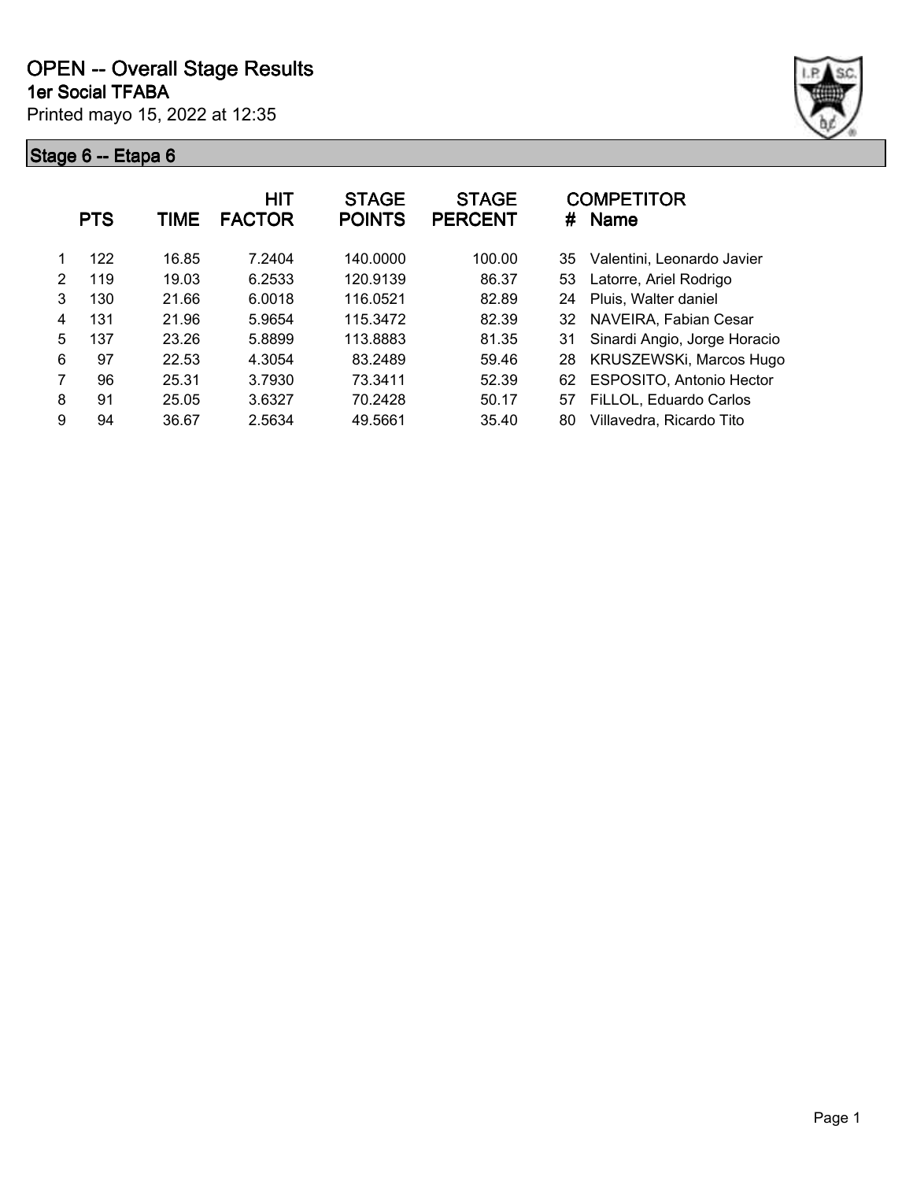# OPEN -- Overall Stage Results

**1er Social TFABA**

Printed mayo 15, 2022 at 12:35

## Stage 6 -- Etapa 6

| | PTS | TIME | HIT FACTOR | STAGE POINTS | STAGE PERCENT | # | COMPETITOR Name |
|---|---|---|---|---|---|---|---|
| 1 | 122 | 16.85 | 7.2404 | 140.0000 | 100.00 | 35 | Valentini, Leonardo Javier |
| 2 | 119 | 19.03 | 6.2533 | 120.9139 | 86.37 | 53 | Latorre, Ariel Rodrigo |
| 3 | 130 | 21.66 | 6.0018 | 116.0521 | 82.89 | 24 | Pluis, Walter daniel |
| 4 | 131 | 21.96 | 5.9654 | 115.3472 | 82.39 | 32 | NAVEIRA, Fabian Cesar |
| 5 | 137 | 23.26 | 5.8899 | 113.8883 | 81.35 | 31 | Sinardi Angio, Jorge Horacio |
| 6 | 97 | 22.53 | 4.3054 | 83.2489 | 59.46 | 28 | KRUSZEWSKi, Marcos Hugo |
| 7 | 96 | 25.31 | 3.7930 | 73.3411 | 52.39 | 62 | ESPOSITO, Antonio Hector |
| 8 | 91 | 25.05 | 3.6327 | 70.2428 | 50.17 | 57 | FiLLOL, Eduardo Carlos |
| 9 | 94 | 36.67 | 2.5634 | 49.5661 | 35.40 | 80 | Villavedra, Ricardo Tito |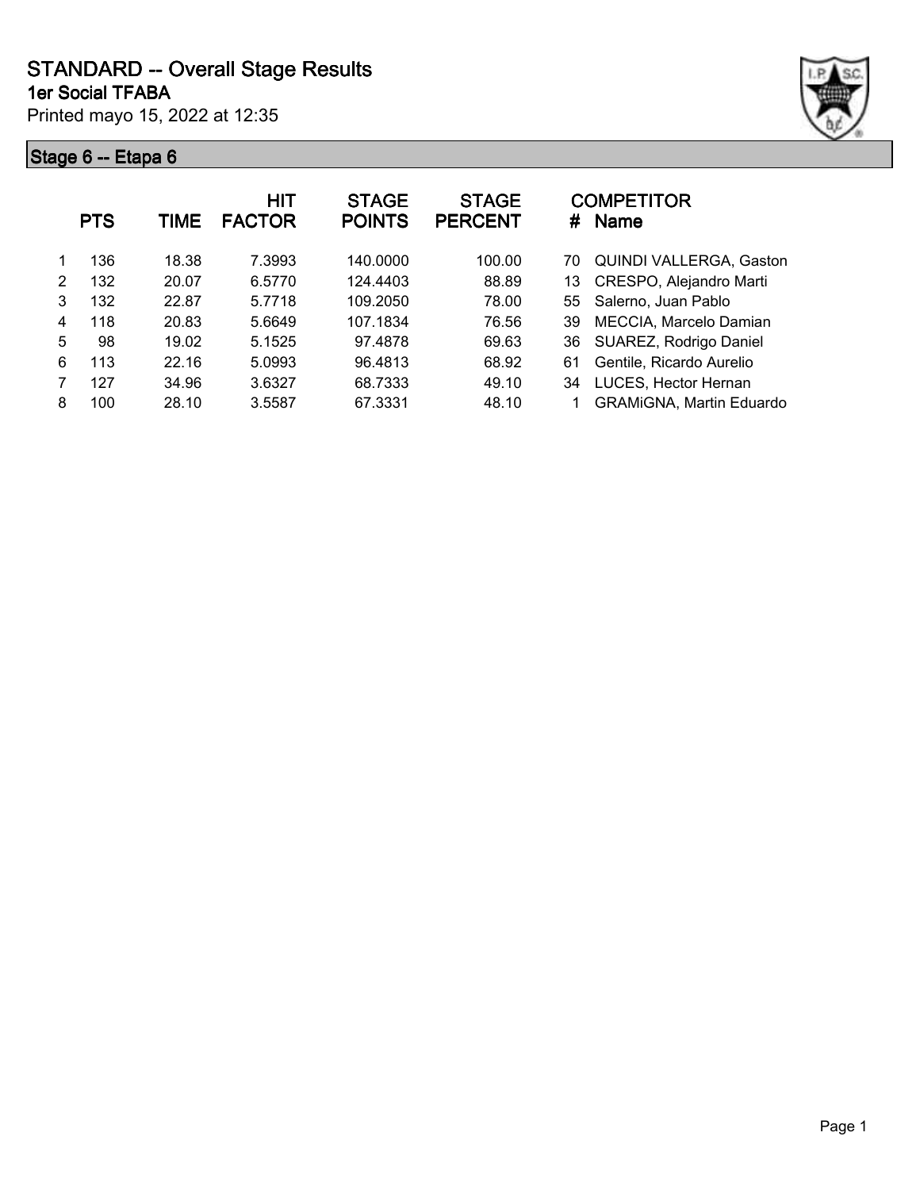# STANDARD -- Overall Stage Results

**1er Social TFABA**

Printed mayo 15, 2022 at 12:35

## Stage 6 -- Etapa 6

| | PTS | TIME | HIT FACTOR | STAGE POINTS | STAGE PERCENT | # | COMPETITOR Name |
|---|---|---|---|---|---|---|---|
| 1 | 136 | 18.38 | 7.3993 | 140.0000 | 100.00 | 70 | QUINDI VALLERGA, Gaston |
| 2 | 132 | 20.07 | 6.5770 | 124.4403 | 88.89 | 13 | CRESPO, Alejandro Marti |
| 3 | 132 | 22.87 | 5.7718 | 109.2050 | 78.00 | 55 | Salerno, Juan Pablo |
| 4 | 118 | 20.83 | 5.6649 | 107.1834 | 76.56 | 39 | MECCIA, Marcelo Damian |
| 5 | 98 | 19.02 | 5.1525 | 97.4878 | 69.63 | 36 | SUAREZ, Rodrigo Daniel |
| 6 | 113 | 22.16 | 5.0993 | 96.4813 | 68.92 | 61 | Gentile, Ricardo Aurelio |
| 7 | 127 | 34.96 | 3.6327 | 68.7333 | 49.10 | 34 | LUCES, Hector Hernan |
| 8 | 100 | 28.10 | 3.5587 | 67.3331 | 48.10 | 1 | GRAMiGNA, Martin Eduardo |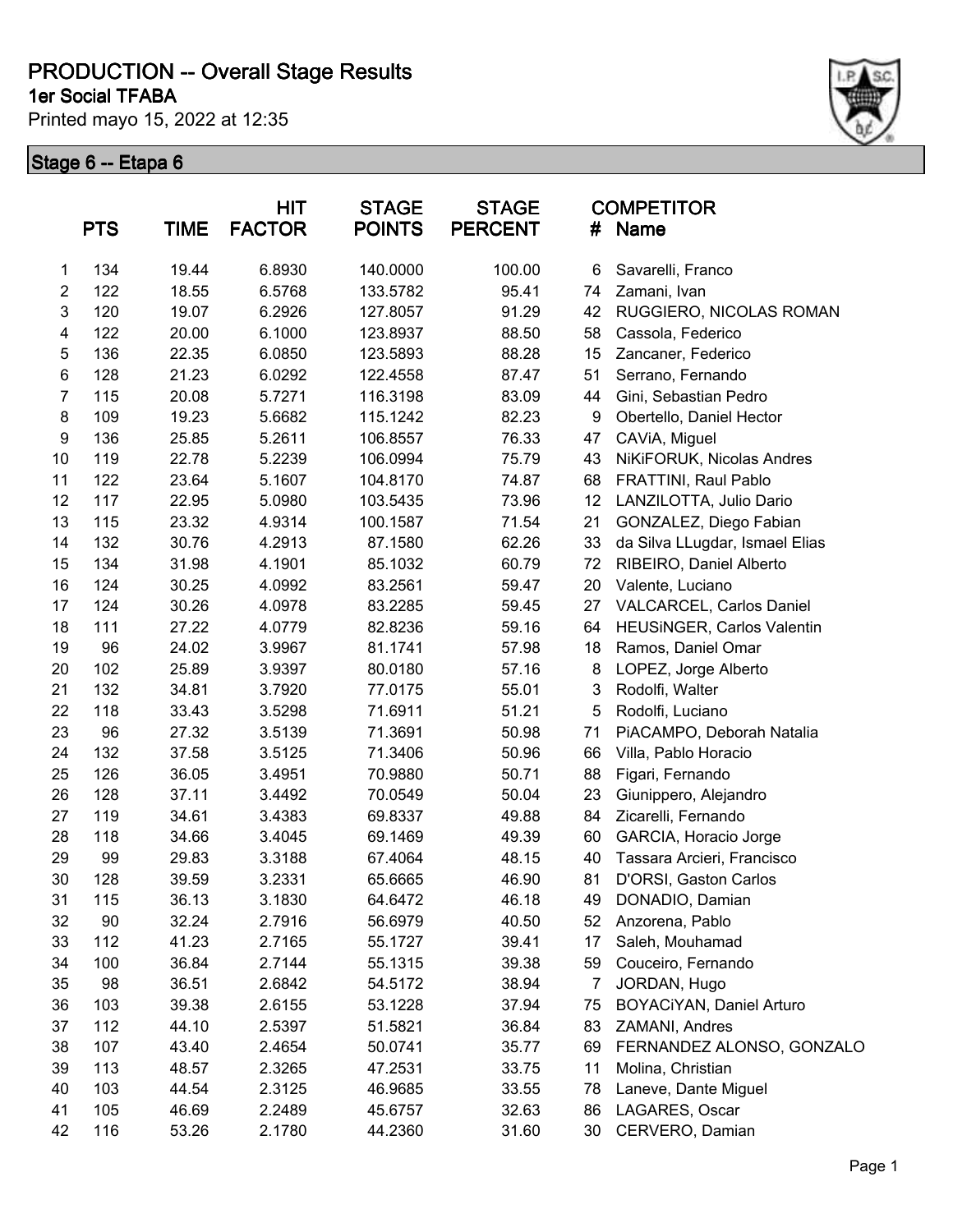# PRODUCTION -- Overall Stage Results

## 1er Social TFABA

Printed mayo 15, 2022 at 12:35

### Stage 6 -- Etapa 6

| | PTS | TIME | HIT FACTOR | STAGE POINTS | STAGE PERCENT | COMPETITOR # | Name |
|---|---|---|---|---|---|---|---|
| 1 | 134 | 19.44 | 6.8930 | 140.0000 | 100.00 | 6 | Savarelli, Franco |
| 2 | 122 | 18.55 | 6.5768 | 133.5782 | 95.41 | 74 | Zamani, Ivan |
| 3 | 120 | 19.07 | 6.2926 | 127.8057 | 91.29 | 42 | RUGGIERO, NICOLAS ROMAN |
| 4 | 122 | 20.00 | 6.1000 | 123.8937 | 88.50 | 58 | Cassola, Federico |
| 5 | 136 | 22.35 | 6.0850 | 123.5893 | 88.28 | 15 | Zancaner, Federico |
| 6 | 128 | 21.23 | 6.0292 | 122.4558 | 87.47 | 51 | Serrano, Fernando |
| 7 | 115 | 20.08 | 5.7271 | 116.3198 | 83.09 | 44 | Gini, Sebastian Pedro |
| 8 | 109 | 19.23 | 5.6682 | 115.1242 | 82.23 | 9 | Obertello, Daniel Hector |
| 9 | 136 | 25.85 | 5.2611 | 106.8557 | 76.33 | 47 | CAViA, Miguel |
| 10 | 119 | 22.78 | 5.2239 | 106.0994 | 75.79 | 43 | NiKiFORUK, Nicolas Andres |
| 11 | 122 | 23.64 | 5.1607 | 104.8170 | 74.87 | 68 | FRATTINI, Raul Pablo |
| 12 | 117 | 22.95 | 5.0980 | 103.5435 | 73.96 | 12 | LANZILOTTA, Julio Dario |
| 13 | 115 | 23.32 | 4.9314 | 100.1587 | 71.54 | 21 | GONZALEZ, Diego Fabian |
| 14 | 132 | 30.76 | 4.2913 | 87.1580 | 62.26 | 33 | da Silva LLugdar, Ismael Elias |
| 15 | 134 | 31.98 | 4.1901 | 85.1032 | 60.79 | 72 | RIBEIRO, Daniel Alberto |
| 16 | 124 | 30.25 | 4.0992 | 83.2561 | 59.47 | 20 | Valente, Luciano |
| 17 | 124 | 30.26 | 4.0978 | 83.2285 | 59.45 | 27 | VALCARCEL, Carlos Daniel |
| 18 | 111 | 27.22 | 4.0779 | 82.8236 | 59.16 | 64 | HEUSiNGER, Carlos Valentin |
| 19 | 96 | 24.02 | 3.9967 | 81.1741 | 57.98 | 18 | Ramos, Daniel Omar |
| 20 | 102 | 25.89 | 3.9397 | 80.0180 | 57.16 | 8 | LOPEZ, Jorge Alberto |
| 21 | 132 | 34.81 | 3.7920 | 77.0175 | 55.01 | 3 | Rodolfi, Walter |
| 22 | 118 | 33.43 | 3.5298 | 71.6911 | 51.21 | 5 | Rodolfi, Luciano |
| 23 | 96 | 27.32 | 3.5139 | 71.3691 | 50.98 | 71 | PiACAMPO, Deborah Natalia |
| 24 | 132 | 37.58 | 3.5125 | 71.3406 | 50.96 | 66 | Villa, Pablo Horacio |
| 25 | 126 | 36.05 | 3.4951 | 70.9880 | 50.71 | 88 | Figari, Fernando |
| 26 | 128 | 37.11 | 3.4492 | 70.0549 | 50.04 | 23 | Giunippero, Alejandro |
| 27 | 119 | 34.61 | 3.4383 | 69.8337 | 49.88 | 84 | Zicarelli, Fernando |
| 28 | 118 | 34.66 | 3.4045 | 69.1469 | 49.39 | 60 | GARCIA, Horacio Jorge |
| 29 | 99 | 29.83 | 3.3188 | 67.4064 | 48.15 | 40 | Tassara Arcieri, Francisco |
| 30 | 128 | 39.59 | 3.2331 | 65.6665 | 46.90 | 81 | D'ORSI, Gaston Carlos |
| 31 | 115 | 36.13 | 3.1830 | 64.6472 | 46.18 | 49 | DONADIO, Damian |
| 32 | 90 | 32.24 | 2.7916 | 56.6979 | 40.50 | 52 | Anzorena, Pablo |
| 33 | 112 | 41.23 | 2.7165 | 55.1727 | 39.41 | 17 | Saleh, Mouhamad |
| 34 | 100 | 36.84 | 2.7144 | 55.1315 | 39.38 | 59 | Couceiro, Fernando |
| 35 | 98 | 36.51 | 2.6842 | 54.5172 | 38.94 | 7 | JORDAN, Hugo |
| 36 | 103 | 39.38 | 2.6155 | 53.1228 | 37.94 | 75 | BOYACiYAN, Daniel Arturo |
| 37 | 112 | 44.10 | 2.5397 | 51.5821 | 36.84 | 83 | ZAMANI, Andres |
| 38 | 107 | 43.40 | 2.4654 | 50.0741 | 35.77 | 69 | FERNANDEZ ALONSO, GONZALO |
| 39 | 113 | 48.57 | 2.3265 | 47.2531 | 33.75 | 11 | Molina, Christian |
| 40 | 103 | 44.54 | 2.3125 | 46.9685 | 33.55 | 78 | Laneve, Dante Miguel |
| 41 | 105 | 46.69 | 2.2489 | 45.6757 | 32.63 | 86 | LAGARES, Oscar |
| 42 | 116 | 53.26 | 2.1780 | 44.2360 | 31.60 | 30 | CERVERO, Damian |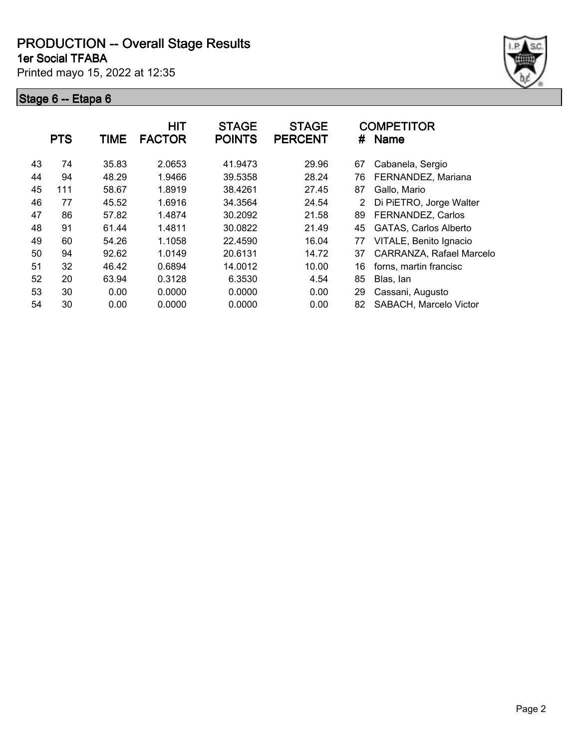# PRODUCTION -- Overall Stage Results

## 1er Social TFABA

Printed mayo 15, 2022 at 12:35

### Stage 6 -- Etapa 6

| | PTS | TIME | HIT FACTOR | STAGE POINTS | STAGE PERCENT | # | COMPETITOR Name |
|---|---|---|---|---|---|---|---|
| 43 | 74 | 35.83 | 2.0653 | 41.9473 | 29.96 | 67 | Cabanela, Sergio |
| 44 | 94 | 48.29 | 1.9466 | 39.5358 | 28.24 | 76 | FERNANDEZ, Mariana |
| 45 | 111 | 58.67 | 1.8919 | 38.4261 | 27.45 | 87 | Gallo, Mario |
| 46 | 77 | 45.52 | 1.6916 | 34.3564 | 24.54 | 2 | Di PiETRO, Jorge Walter |
| 47 | 86 | 57.82 | 1.4874 | 30.2092 | 21.58 | 89 | FERNANDEZ, Carlos |
| 48 | 91 | 61.44 | 1.4811 | 30.0822 | 21.49 | 45 | GATAS, Carlos Alberto |
| 49 | 60 | 54.26 | 1.1058 | 22.4590 | 16.04 | 77 | VITALE, Benito Ignacio |
| 50 | 94 | 92.62 | 1.0149 | 20.6131 | 14.72 | 37 | CARRANZA, Rafael Marcelo |
| 51 | 32 | 46.42 | 0.6894 | 14.0012 | 10.00 | 16 | forns, martin francisc |
| 52 | 20 | 63.94 | 0.3128 | 6.3530 | 4.54 | 85 | Blas, Ian |
| 53 | 30 | 0.00 | 0.0000 | 0.0000 | 0.00 | 29 | Cassani, Augusto |
| 54 | 30 | 0.00 | 0.0000 | 0.0000 | 0.00 | 82 | SABACH, Marcelo Victor |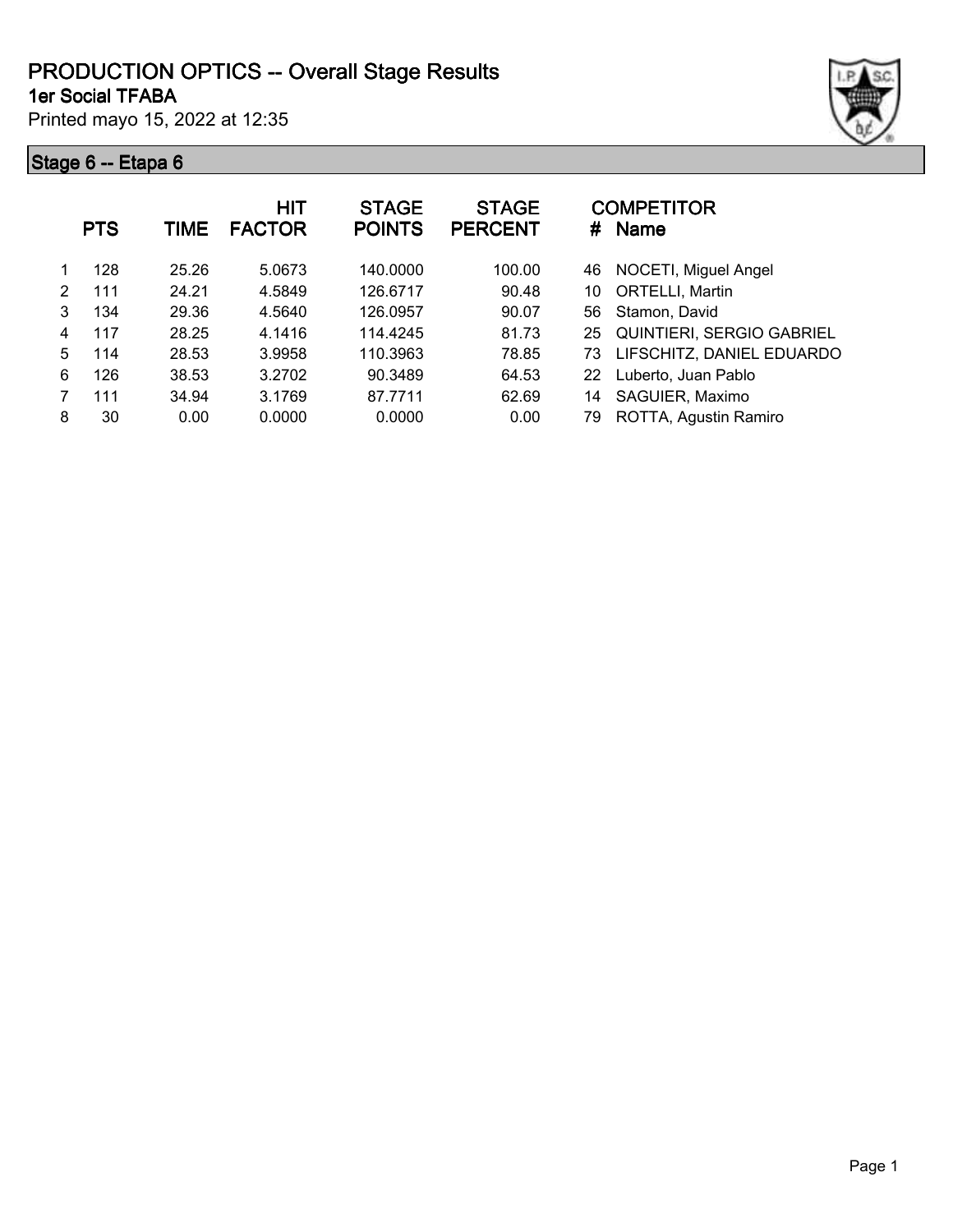# PRODUCTION OPTICS -- Overall Stage Results

**1er Social TFABA**

Printed mayo 15, 2022 at 12:35

## Stage 6 -- Etapa 6

| | PTS | TIME | HIT FACTOR | STAGE POINTS | STAGE PERCENT | # | COMPETITOR Name |
|---|---|---|---|---|---|---|---|
| 1 | 128 | 25.26 | 5.0673 | 140.0000 | 100.00 | 46 | NOCETI, Miguel Angel |
| 2 | 111 | 24.21 | 4.5849 | 126.6717 | 90.48 | 10 | ORTELLI, Martin |
| 3 | 134 | 29.36 | 4.5640 | 126.0957 | 90.07 | 56 | Stamon, David |
| 4 | 117 | 28.25 | 4.1416 | 114.4245 | 81.73 | 25 | QUINTIERI, SERGIO GABRIEL |
| 5 | 114 | 28.53 | 3.9958 | 110.3963 | 78.85 | 73 | LIFSCHITZ, DANIEL EDUARDO |
| 6 | 126 | 38.53 | 3.2702 | 90.3489 | 64.53 | 22 | Luberto, Juan Pablo |
| 7 | 111 | 34.94 | 3.1769 | 87.7711 | 62.69 | 14 | SAGUIER, Maximo |
| 8 | 30 | 0.00 | 0.0000 | 0.0000 | 0.00 | 79 | ROTTA, Agustin Ramiro |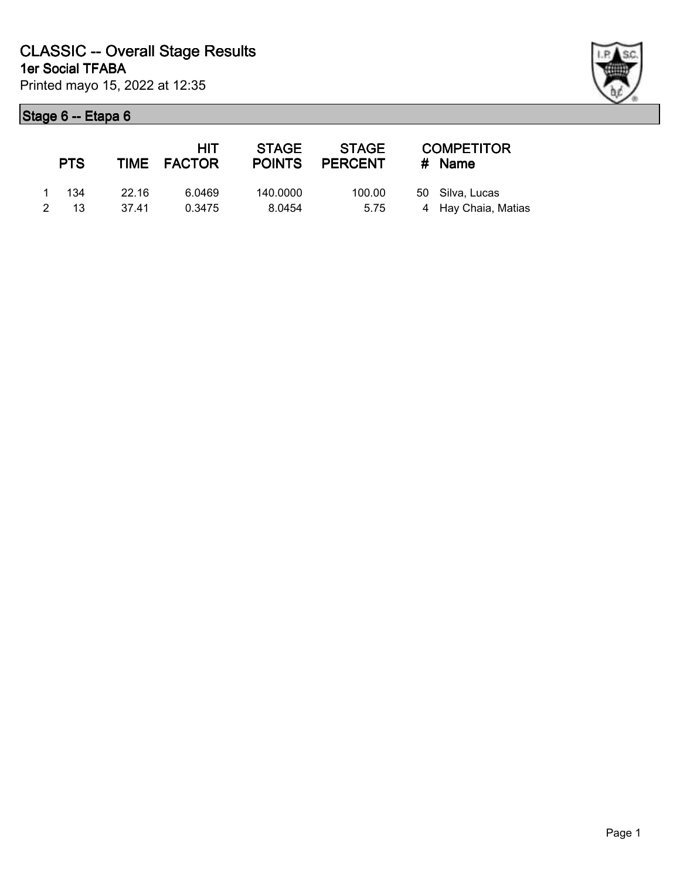# CLASSIC -- Overall Stage Results

## 1er Social TFABA

Printed mayo 15, 2022 at 12:35

### Stage 6 -- Etapa 6

| | PTS | TIME | HIT FACTOR | STAGE POINTS | STAGE PERCENT | # | COMPETITOR Name |
|---|---|---|---|---|---|---|---|
| 1 | 134 | 22.16 | 6.0469 | 140.0000 | 100.00 | 50 | Silva, Lucas |
| 2 | 13 | 37.41 | 0.3475 | 8.0454 | 5.75 | 4 | Hay Chaia, Matias |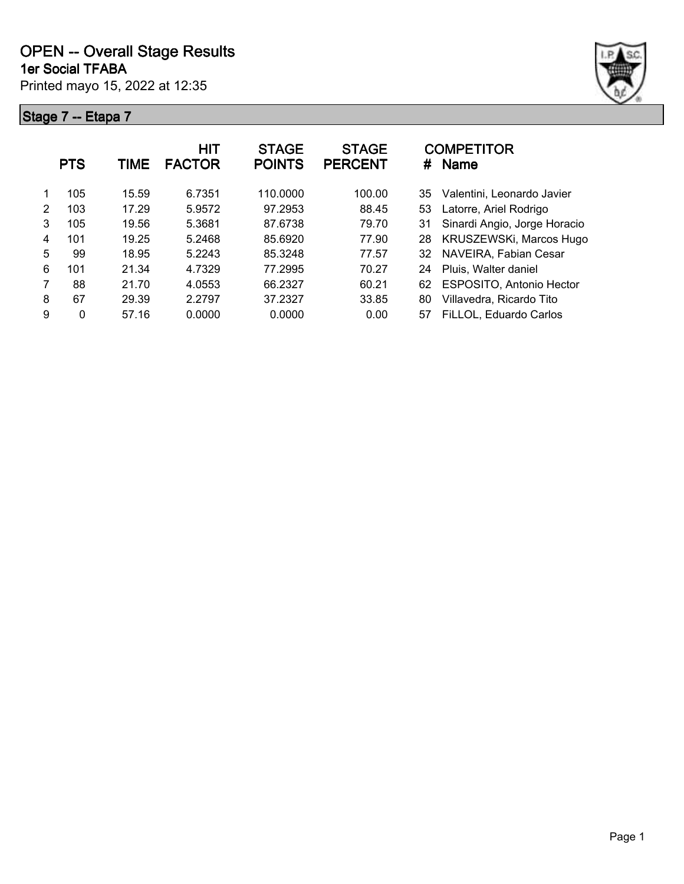# OPEN -- Overall Stage Results

**1er Social TFABA**

Printed mayo 15, 2022 at 12:35

## Stage 7 -- Etapa 7

| | PTS | TIME | HIT FACTOR | STAGE POINTS | STAGE PERCENT | # | COMPETITOR Name |
|---|---|---|---|---|---|---|---|
| 1 | 105 | 15.59 | 6.7351 | 110.0000 | 100.00 | 35 | Valentini, Leonardo Javier |
| 2 | 103 | 17.29 | 5.9572 | 97.2953 | 88.45 | 53 | Latorre, Ariel Rodrigo |
| 3 | 105 | 19.56 | 5.3681 | 87.6738 | 79.70 | 31 | Sinardi Angio, Jorge Horacio |
| 4 | 101 | 19.25 | 5.2468 | 85.6920 | 77.90 | 28 | KRUSZEWSKi, Marcos Hugo |
| 5 | 99 | 18.95 | 5.2243 | 85.3248 | 77.57 | 32 | NAVEIRA, Fabian Cesar |
| 6 | 101 | 21.34 | 4.7329 | 77.2995 | 70.27 | 24 | Pluis, Walter daniel |
| 7 | 88 | 21.70 | 4.0553 | 66.2327 | 60.21 | 62 | ESPOSITO, Antonio Hector |
| 8 | 67 | 29.39 | 2.2797 | 37.2327 | 33.85 | 80 | Villavedra, Ricardo Tito |
| 9 | 0 | 57.16 | 0.0000 | 0.0000 | 0.00 | 57 | FiLLOL, Eduardo Carlos |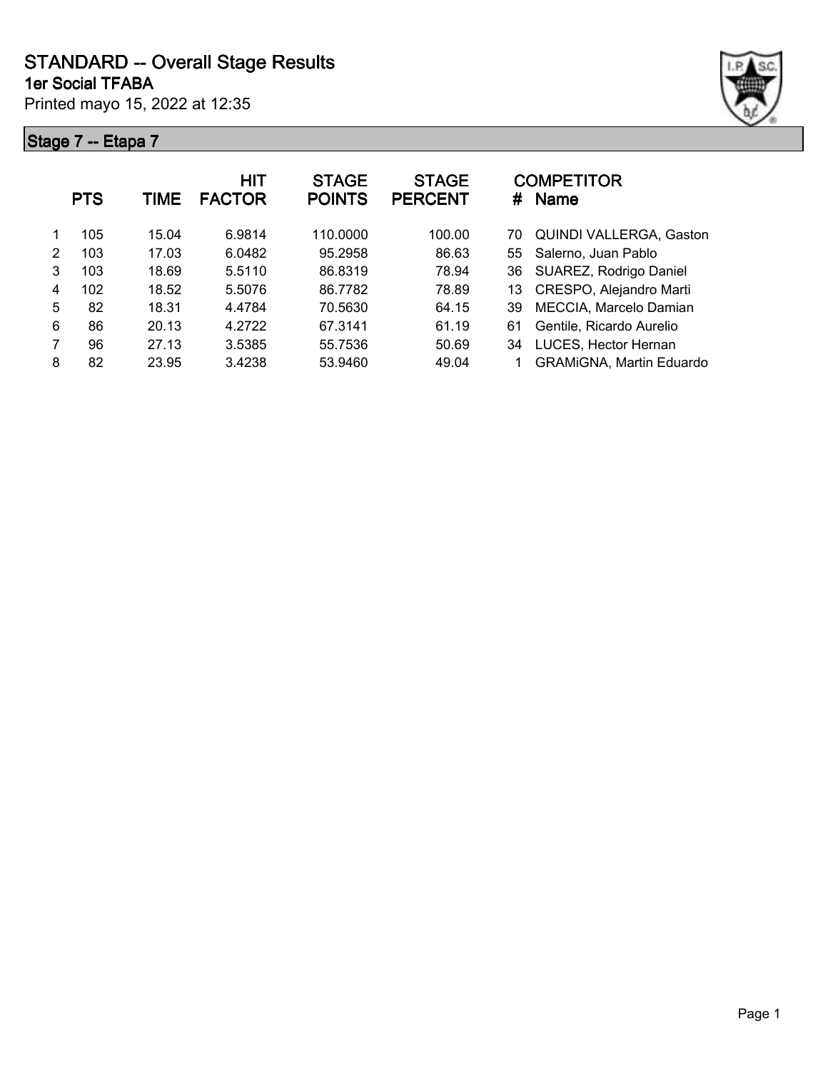# STANDARD -- Overall Stage Results

## 1er Social TFABA

Printed mayo 15, 2022 at 12:35

### Stage 7 -- Etapa 7

|  | PTS | TIME | HIT FACTOR | STAGE POINTS | STAGE PERCENT | # | COMPETITOR Name |
|---|---|---|---|---|---|---|---|
| 1 | 105 | 15.04 | 6.9814 | 110.0000 | 100.00 | 70 | QUINDI VALLERGA, Gaston |
| 2 | 103 | 17.03 | 6.0482 | 95.2958 | 86.63 | 55 | Salerno, Juan Pablo |
| 3 | 103 | 18.69 | 5.5110 | 86.8319 | 78.94 | 36 | SUAREZ, Rodrigo Daniel |
| 4 | 102 | 18.52 | 5.5076 | 86.7782 | 78.89 | 13 | CRESPO, Alejandro Marti |
| 5 | 82 | 18.31 | 4.4784 | 70.5630 | 64.15 | 39 | MECCIA, Marcelo Damian |
| 6 | 86 | 20.13 | 4.2722 | 67.3141 | 61.19 | 61 | Gentile, Ricardo Aurelio |
| 7 | 96 | 27.13 | 3.5385 | 55.7536 | 50.69 | 34 | LUCES, Hector Hernan |
| 8 | 82 | 23.95 | 3.4238 | 53.9460 | 49.04 | 1 | GRAMiGNA, Martin Eduardo |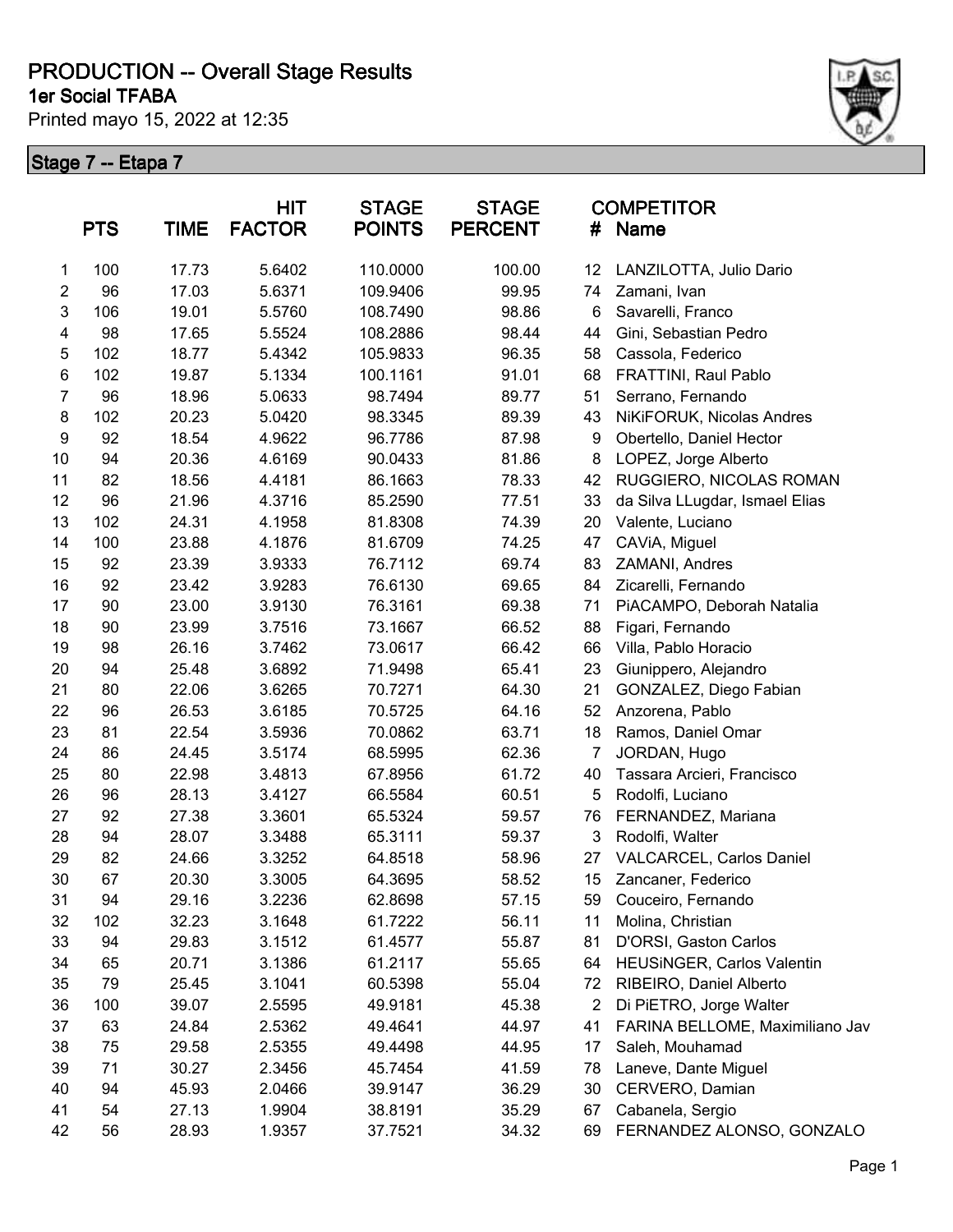# PRODUCTION -- Overall Stage Results

## 1er Social TFABA

Printed mayo 15, 2022 at 12:35

### Stage 7 -- Etapa 7

| | PTS | TIME | HIT FACTOR | STAGE POINTS | STAGE PERCENT | # | COMPETITOR Name |
|---|---|---|---|---|---|---|---|
| 1 | 100 | 17.73 | 5.6402 | 110.0000 | 100.00 | 12 | LANZILOTTA, Julio Dario |
| 2 | 96 | 17.03 | 5.6371 | 109.9406 | 99.95 | 74 | Zamani, Ivan |
| 3 | 106 | 19.01 | 5.5760 | 108.7490 | 98.86 | 6 | Savarelli, Franco |
| 4 | 98 | 17.65 | 5.5524 | 108.2886 | 98.44 | 44 | Gini, Sebastian Pedro |
| 5 | 102 | 18.77 | 5.4342 | 105.9833 | 96.35 | 58 | Cassola, Federico |
| 6 | 102 | 19.87 | 5.1334 | 100.1161 | 91.01 | 68 | FRATTINI, Raul Pablo |
| 7 | 96 | 18.96 | 5.0633 | 98.7494 | 89.77 | 51 | Serrano, Fernando |
| 8 | 102 | 20.23 | 5.0420 | 98.3345 | 89.39 | 43 | NiKiFORUK, Nicolas Andres |
| 9 | 92 | 18.54 | 4.9622 | 96.7786 | 87.98 | 9 | Obertello, Daniel Hector |
| 10 | 94 | 20.36 | 4.6169 | 90.0433 | 81.86 | 8 | LOPEZ, Jorge Alberto |
| 11 | 82 | 18.56 | 4.4181 | 86.1663 | 78.33 | 42 | RUGGIERO, NICOLAS ROMAN |
| 12 | 96 | 21.96 | 4.3716 | 85.2590 | 77.51 | 33 | da Silva LLugdar, Ismael Elias |
| 13 | 102 | 24.31 | 4.1958 | 81.8308 | 74.39 | 20 | Valente, Luciano |
| 14 | 100 | 23.88 | 4.1876 | 81.6709 | 74.25 | 47 | CAViA, Miguel |
| 15 | 92 | 23.39 | 3.9333 | 76.7112 | 69.74 | 83 | ZAMANI, Andres |
| 16 | 92 | 23.42 | 3.9283 | 76.6130 | 69.65 | 84 | Zicarelli, Fernando |
| 17 | 90 | 23.00 | 3.9130 | 76.3161 | 69.38 | 71 | PiACAMPO, Deborah Natalia |
| 18 | 90 | 23.99 | 3.7516 | 73.1667 | 66.52 | 88 | Figari, Fernando |
| 19 | 98 | 26.16 | 3.7462 | 73.0617 | 66.42 | 66 | Villa, Pablo Horacio |
| 20 | 94 | 25.48 | 3.6892 | 71.9498 | 65.41 | 23 | Giunippero, Alejandro |
| 21 | 80 | 22.06 | 3.6265 | 70.7271 | 64.30 | 21 | GONZALEZ, Diego Fabian |
| 22 | 96 | 26.53 | 3.6185 | 70.5725 | 64.16 | 52 | Anzorena, Pablo |
| 23 | 81 | 22.54 | 3.5936 | 70.0862 | 63.71 | 18 | Ramos, Daniel Omar |
| 24 | 86 | 24.45 | 3.5174 | 68.5995 | 62.36 | 7 | JORDAN, Hugo |
| 25 | 80 | 22.98 | 3.4813 | 67.8956 | 61.72 | 40 | Tassara Arcieri, Francisco |
| 26 | 96 | 28.13 | 3.4127 | 66.5584 | 60.51 | 5 | Rodolfi, Luciano |
| 27 | 92 | 27.38 | 3.3601 | 65.5324 | 59.57 | 76 | FERNANDEZ, Mariana |
| 28 | 94 | 28.07 | 3.3488 | 65.3111 | 59.37 | 3 | Rodolfi, Walter |
| 29 | 82 | 24.66 | 3.3252 | 64.8518 | 58.96 | 27 | VALCARCEL, Carlos Daniel |
| 30 | 67 | 20.30 | 3.3005 | 64.3695 | 58.52 | 15 | Zancaner, Federico |
| 31 | 94 | 29.16 | 3.2236 | 62.8698 | 57.15 | 59 | Couceiro, Fernando |
| 32 | 102 | 32.23 | 3.1648 | 61.7222 | 56.11 | 11 | Molina, Christian |
| 33 | 94 | 29.83 | 3.1512 | 61.4577 | 55.87 | 81 | D'ORSI, Gaston Carlos |
| 34 | 65 | 20.71 | 3.1386 | 61.2117 | 55.65 | 64 | HEUSiNGER, Carlos Valentin |
| 35 | 79 | 25.45 | 3.1041 | 60.5398 | 55.04 | 72 | RIBEIRO, Daniel Alberto |
| 36 | 100 | 39.07 | 2.5595 | 49.9181 | 45.38 | 2 | Di PiETRO, Jorge Walter |
| 37 | 63 | 24.84 | 2.5362 | 49.4641 | 44.97 | 41 | FARINA BELLOME, Maximiliano Jav |
| 38 | 75 | 29.58 | 2.5355 | 49.4498 | 44.95 | 17 | Saleh, Mouhamad |
| 39 | 71 | 30.27 | 2.3456 | 45.7454 | 41.59 | 78 | Laneve, Dante Miguel |
| 40 | 94 | 45.93 | 2.0466 | 39.9147 | 36.29 | 30 | CERVERO, Damian |
| 41 | 54 | 27.13 | 1.9904 | 38.8191 | 35.29 | 67 | Cabanela, Sergio |
| 42 | 56 | 28.93 | 1.9357 | 37.7521 | 34.32 | 69 | FERNANDEZ ALONSO, GONZALO |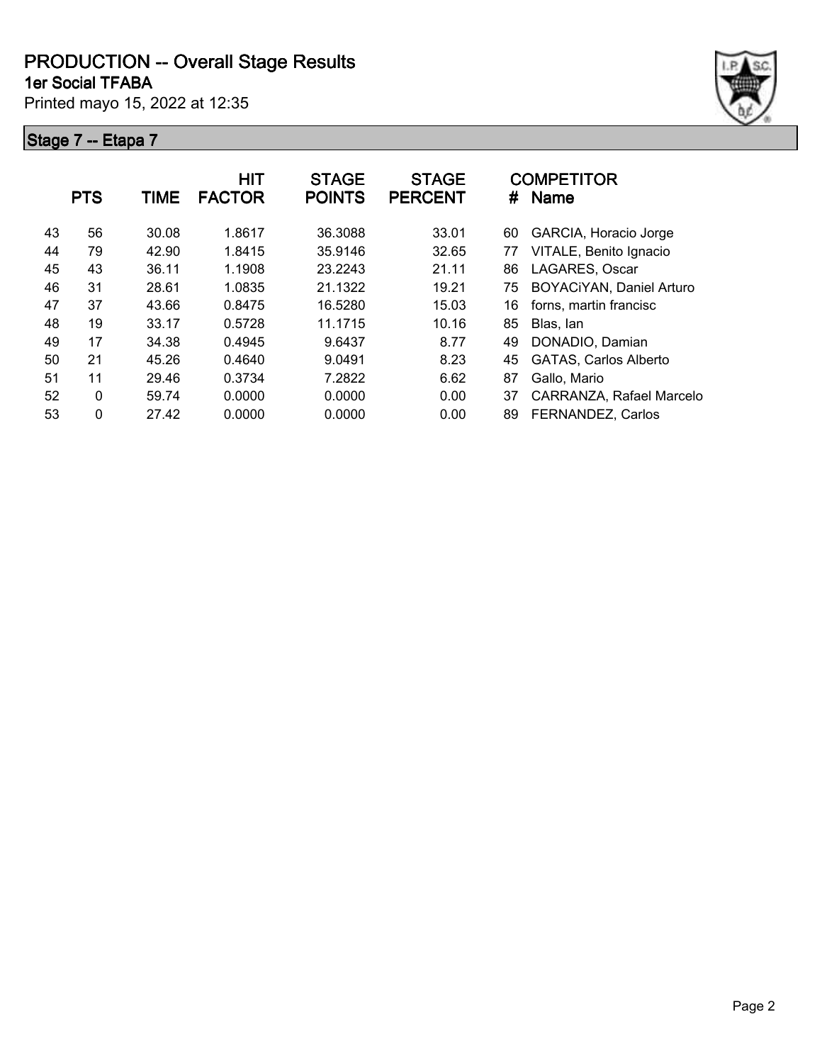# PRODUCTION -- Overall Stage Results

**1er Social TFABA**

Printed mayo 15, 2022 at 12:35

## Stage 7 -- Etapa 7

| | PTS | TIME | HIT FACTOR | STAGE POINTS | STAGE PERCENT | # | COMPETITOR Name |
|---|---|---|---|---|---|---|---|
| 43 | 56 | 30.08 | 1.8617 | 36.3088 | 33.01 | 60 | GARCIA, Horacio Jorge |
| 44 | 79 | 42.90 | 1.8415 | 35.9146 | 32.65 | 77 | VITALE, Benito Ignacio |
| 45 | 43 | 36.11 | 1.1908 | 23.2243 | 21.11 | 86 | LAGARES, Oscar |
| 46 | 31 | 28.61 | 1.0835 | 21.1322 | 19.21 | 75 | BOYACiYAN, Daniel Arturo |
| 47 | 37 | 43.66 | 0.8475 | 16.5280 | 15.03 | 16 | forns, martin francisc |
| 48 | 19 | 33.17 | 0.5728 | 11.1715 | 10.16 | 85 | Blas, Ian |
| 49 | 17 | 34.38 | 0.4945 | 9.6437 | 8.77 | 49 | DONADIO, Damian |
| 50 | 21 | 45.26 | 0.4640 | 9.0491 | 8.23 | 45 | GATAS, Carlos Alberto |
| 51 | 11 | 29.46 | 0.3734 | 7.2822 | 6.62 | 87 | Gallo, Mario |
| 52 | 0 | 59.74 | 0.0000 | 0.0000 | 0.00 | 37 | CARRANZA, Rafael Marcelo |
| 53 | 0 | 27.42 | 0.0000 | 0.0000 | 0.00 | 89 | FERNANDEZ, Carlos |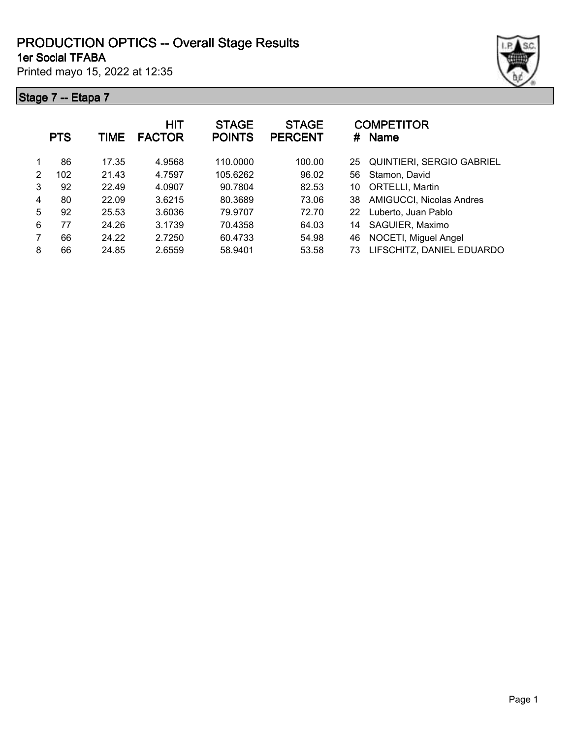# PRODUCTION OPTICS -- Overall Stage Results

**1er Social TFABA**

Printed mayo 15, 2022 at 12:35

## Stage 7 -- Etapa 7

| | PTS | TIME | HIT FACTOR | STAGE POINTS | STAGE PERCENT | # | COMPETITOR Name |
|---|---|---|---|---|---|---|---|
| 1 | 86 | 17.35 | 4.9568 | 110.0000 | 100.00 | 25 | QUINTIERI, SERGIO GABRIEL |
| 2 | 102 | 21.43 | 4.7597 | 105.6262 | 96.02 | 56 | Stamon, David |
| 3 | 92 | 22.49 | 4.0907 | 90.7804 | 82.53 | 10 | ORTELLI, Martin |
| 4 | 80 | 22.09 | 3.6215 | 80.3689 | 73.06 | 38 | AMIGUCCI, Nicolas Andres |
| 5 | 92 | 25.53 | 3.6036 | 79.9707 | 72.70 | 22 | Luberto, Juan Pablo |
| 6 | 77 | 24.26 | 3.1739 | 70.4358 | 64.03 | 14 | SAGUIER, Maximo |
| 7 | 66 | 24.22 | 2.7250 | 60.4733 | 54.98 | 46 | NOCETI, Miguel Angel |
| 8 | 66 | 24.85 | 2.6559 | 58.9401 | 53.58 | 73 | LIFSCHITZ, DANIEL EDUARDO |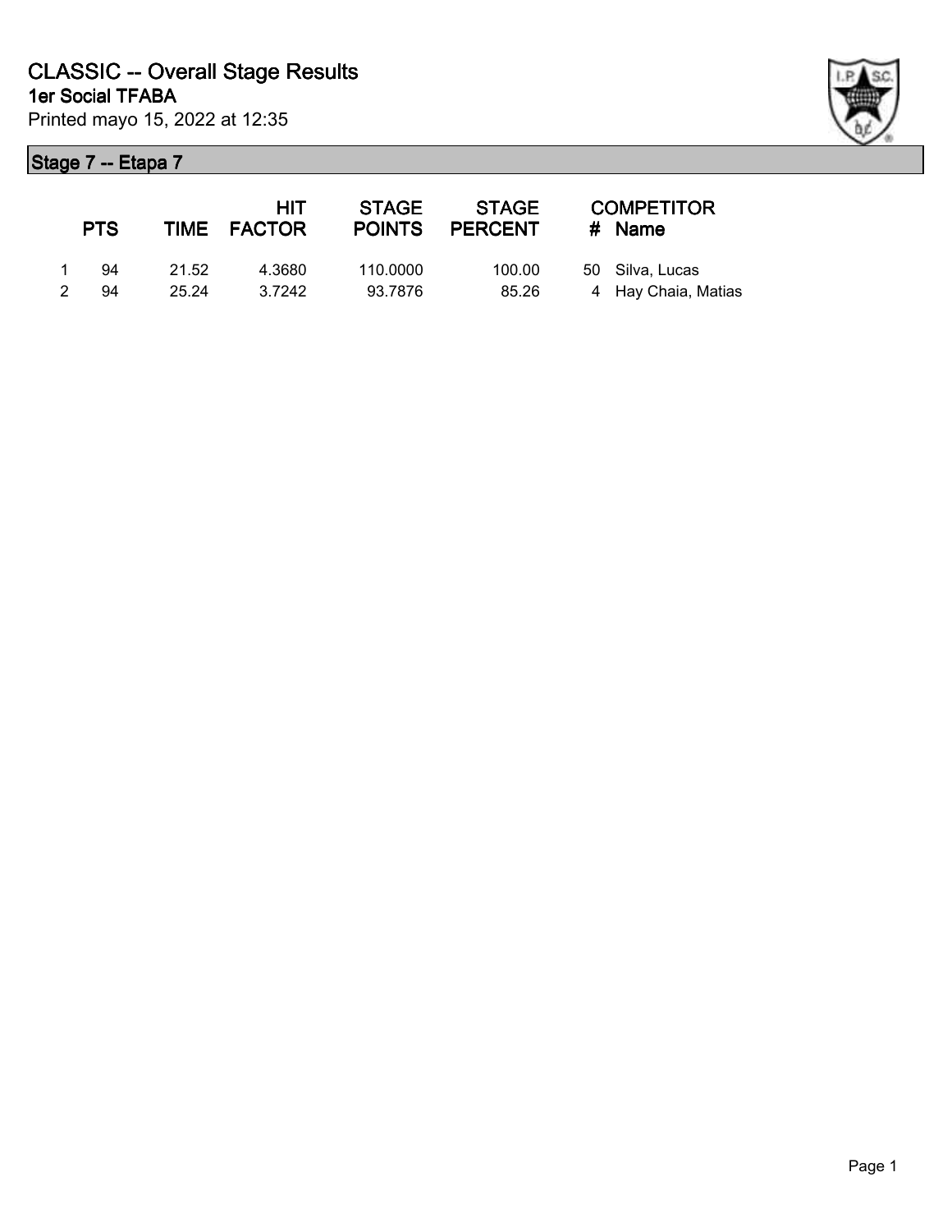# CLASSIC -- Overall Stage Results

## 1er Social TFABA

Printed mayo 15, 2022 at 12:35

### Stage 7 -- Etapa 7

| | PTS | TIME | HIT FACTOR | STAGE POINTS | STAGE PERCENT | # | COMPETITOR Name |
|---|---|---|---|---|---|---|---|
| 1 | 94 | 21.52 | 4.3680 | 110.0000 | 100.00 | 50 | Silva, Lucas |
| 2 | 94 | 25.24 | 3.7242 | 93.7876 | 85.26 | 4 | Hay Chaia, Matias |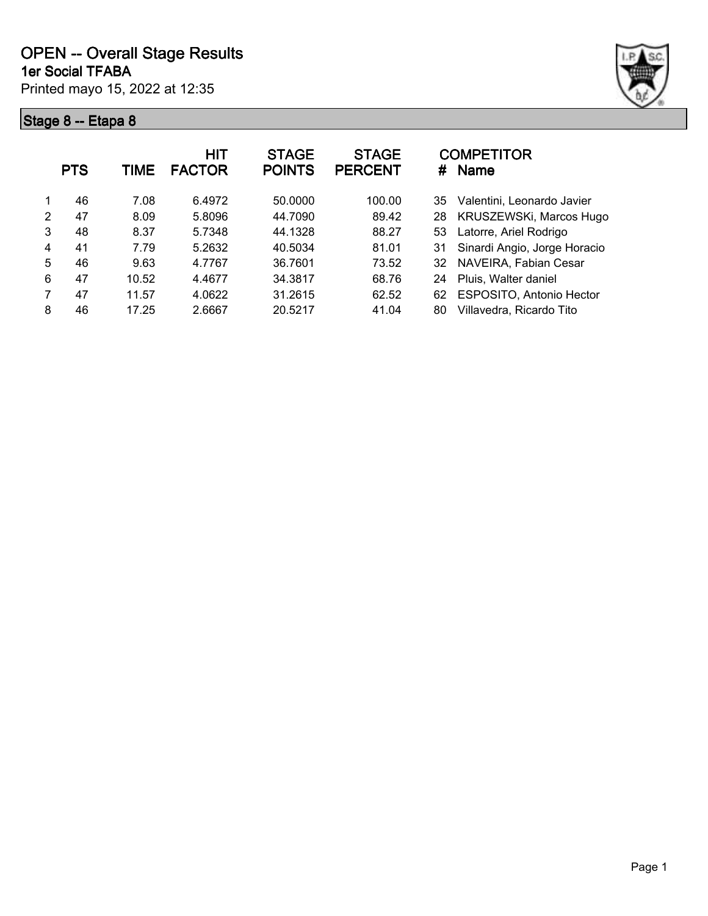# OPEN -- Overall Stage Results

**1er Social TFABA**

Printed mayo 15, 2022 at 12:35

## Stage 8 -- Etapa 8

| | PTS | TIME | HIT FACTOR | STAGE POINTS | STAGE PERCENT | # | COMPETITOR Name |
|---|---|---|---|---|---|---|---|
| 1 | 46 | 7.08 | 6.4972 | 50.0000 | 100.00 | 35 | Valentini, Leonardo Javier |
| 2 | 47 | 8.09 | 5.8096 | 44.7090 | 89.42 | 28 | KRUSZEWSKi, Marcos Hugo |
| 3 | 48 | 8.37 | 5.7348 | 44.1328 | 88.27 | 53 | Latorre, Ariel Rodrigo |
| 4 | 41 | 7.79 | 5.2632 | 40.5034 | 81.01 | 31 | Sinardi Angio, Jorge Horacio |
| 5 | 46 | 9.63 | 4.7767 | 36.7601 | 73.52 | 32 | NAVEIRA, Fabian Cesar |
| 6 | 47 | 10.52 | 4.4677 | 34.3817 | 68.76 | 24 | Pluis, Walter daniel |
| 7 | 47 | 11.57 | 4.0622 | 31.2615 | 62.52 | 62 | ESPOSITO, Antonio Hector |
| 8 | 46 | 17.25 | 2.6667 | 20.5217 | 41.04 | 80 | Villavedra, Ricardo Tito |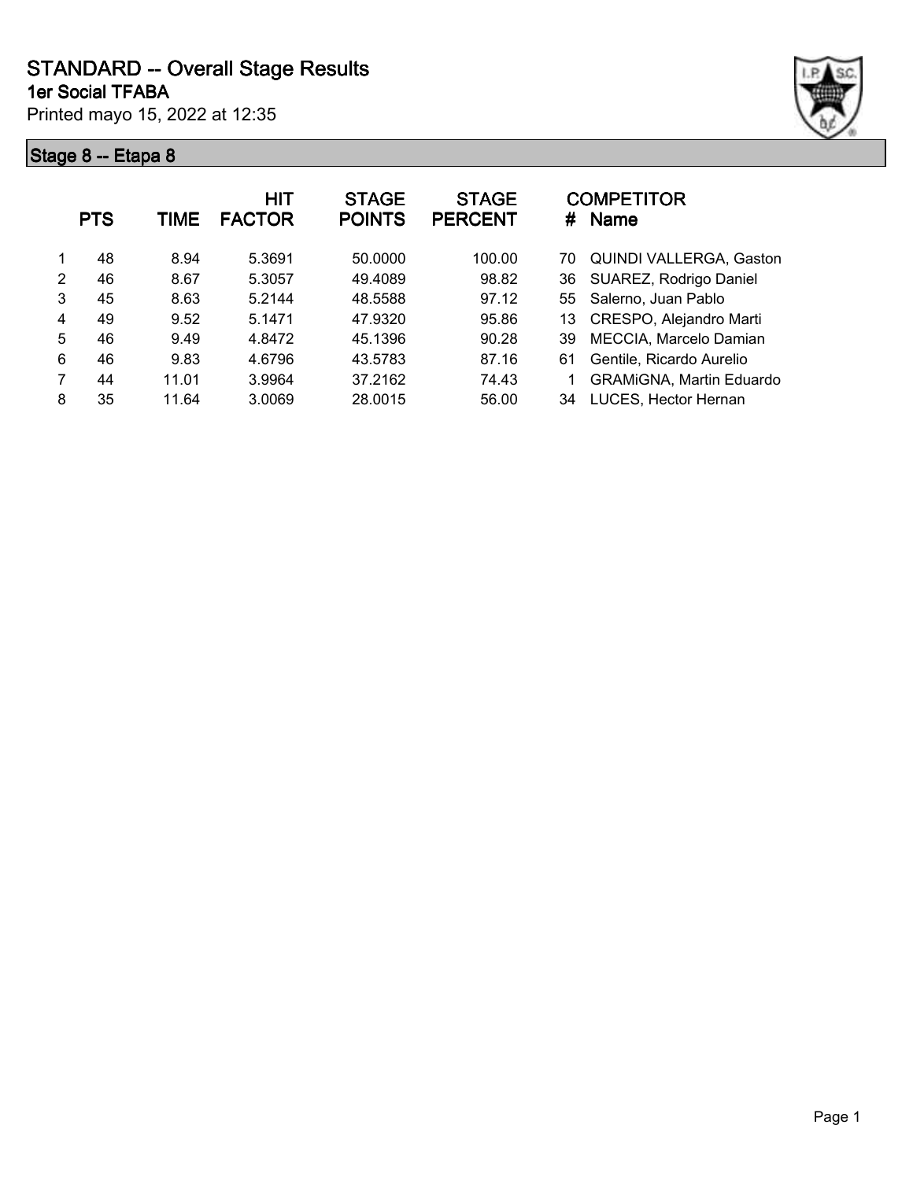# STANDARD -- Overall Stage Results

**1er Social TFABA**

Printed mayo 15, 2022 at 12:35

## Stage 8 -- Etapa 8

| | PTS | TIME | HIT FACTOR | STAGE POINTS | STAGE PERCENT | # | COMPETITOR Name |
|---|---|---|---|---|---|---|---|
| 1 | 48 | 8.94 | 5.3691 | 50.0000 | 100.00 | 70 | QUINDI VALLERGA, Gaston |
| 2 | 46 | 8.67 | 5.3057 | 49.4089 | 98.82 | 36 | SUAREZ, Rodrigo Daniel |
| 3 | 45 | 8.63 | 5.2144 | 48.5588 | 97.12 | 55 | Salerno, Juan Pablo |
| 4 | 49 | 9.52 | 5.1471 | 47.9320 | 95.86 | 13 | CRESPO, Alejandro Marti |
| 5 | 46 | 9.49 | 4.8472 | 45.1396 | 90.28 | 39 | MECCIA, Marcelo Damian |
| 6 | 46 | 9.83 | 4.6796 | 43.5783 | 87.16 | 61 | Gentile, Ricardo Aurelio |
| 7 | 44 | 11.01 | 3.9964 | 37.2162 | 74.43 | 1 | GRAMiGNA, Martin Eduardo |
| 8 | 35 | 11.64 | 3.0069 | 28.0015 | 56.00 | 34 | LUCES, Hector Hernan |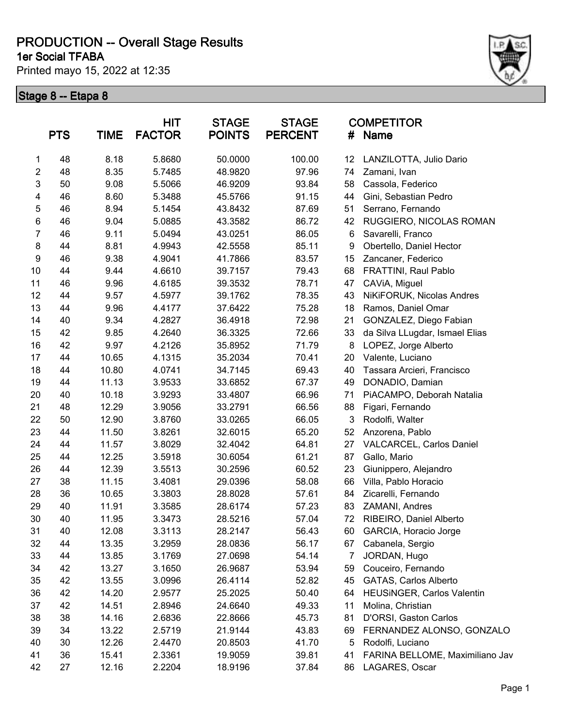# PRODUCTION -- Overall Stage Results

**1er Social TFABA**

Printed mayo 15, 2022 at 12:35

## Stage 8 -- Etapa 8

| | PTS | TIME | HIT FACTOR | STAGE POINTS | STAGE PERCENT | # | COMPETITOR Name |
|---|---|---|---|---|---|---|---|
| 1 | 48 | 8.18 | 5.8680 | 50.0000 | 100.00 | 12 | LANZILOTTA, Julio Dario |
| 2 | 48 | 8.35 | 5.7485 | 48.9820 | 97.96 | 74 | Zamani, Ivan |
| 3 | 50 | 9.08 | 5.5066 | 46.9209 | 93.84 | 58 | Cassola, Federico |
| 4 | 46 | 8.60 | 5.3488 | 45.5766 | 91.15 | 44 | Gini, Sebastian Pedro |
| 5 | 46 | 8.94 | 5.1454 | 43.8432 | 87.69 | 51 | Serrano, Fernando |
| 6 | 46 | 9.04 | 5.0885 | 43.3582 | 86.72 | 42 | RUGGIERO, NICOLAS ROMAN |
| 7 | 46 | 9.11 | 5.0494 | 43.0251 | 86.05 | 6 | Savarelli, Franco |
| 8 | 44 | 8.81 | 4.9943 | 42.5558 | 85.11 | 9 | Obertello, Daniel Hector |
| 9 | 46 | 9.38 | 4.9041 | 41.7866 | 83.57 | 15 | Zancaner, Federico |
| 10 | 44 | 9.44 | 4.6610 | 39.7157 | 79.43 | 68 | FRATTINI, Raul Pablo |
| 11 | 46 | 9.96 | 4.6185 | 39.3532 | 78.71 | 47 | CAViA, Miguel |
| 12 | 44 | 9.57 | 4.5977 | 39.1762 | 78.35 | 43 | NiKiFORUK, Nicolas Andres |
| 13 | 44 | 9.96 | 4.4177 | 37.6422 | 75.28 | 18 | Ramos, Daniel Omar |
| 14 | 40 | 9.34 | 4.2827 | 36.4918 | 72.98 | 21 | GONZALEZ, Diego Fabian |
| 15 | 42 | 9.85 | 4.2640 | 36.3325 | 72.66 | 33 | da Silva LLugdar, Ismael Elias |
| 16 | 42 | 9.97 | 4.2126 | 35.8952 | 71.79 | 8 | LOPEZ, Jorge Alberto |
| 17 | 44 | 10.65 | 4.1315 | 35.2034 | 70.41 | 20 | Valente, Luciano |
| 18 | 44 | 10.80 | 4.0741 | 34.7145 | 69.43 | 40 | Tassara Arcieri, Francisco |
| 19 | 44 | 11.13 | 3.9533 | 33.6852 | 67.37 | 49 | DONADIO, Damian |
| 20 | 40 | 10.18 | 3.9293 | 33.4807 | 66.96 | 71 | PiACAMPO, Deborah Natalia |
| 21 | 48 | 12.29 | 3.9056 | 33.2791 | 66.56 | 88 | Figari, Fernando |
| 22 | 50 | 12.90 | 3.8760 | 33.0265 | 66.05 | 3 | Rodolfi, Walter |
| 23 | 44 | 11.50 | 3.8261 | 32.6015 | 65.20 | 52 | Anzorena, Pablo |
| 24 | 44 | 11.57 | 3.8029 | 32.4042 | 64.81 | 27 | VALCARCEL, Carlos Daniel |
| 25 | 44 | 12.25 | 3.5918 | 30.6054 | 61.21 | 87 | Gallo, Mario |
| 26 | 44 | 12.39 | 3.5513 | 30.2596 | 60.52 | 23 | Giunippero, Alejandro |
| 27 | 38 | 11.15 | 3.4081 | 29.0396 | 58.08 | 66 | Villa, Pablo Horacio |
| 28 | 36 | 10.65 | 3.3803 | 28.8028 | 57.61 | 84 | Zicarelli, Fernando |
| 29 | 40 | 11.91 | 3.3585 | 28.6174 | 57.23 | 83 | ZAMANI, Andres |
| 30 | 40 | 11.95 | 3.3473 | 28.5216 | 57.04 | 72 | RIBEIRO, Daniel Alberto |
| 31 | 40 | 12.08 | 3.3113 | 28.2147 | 56.43 | 60 | GARCIA, Horacio Jorge |
| 32 | 44 | 13.35 | 3.2959 | 28.0836 | 56.17 | 67 | Cabanela, Sergio |
| 33 | 44 | 13.85 | 3.1769 | 27.0698 | 54.14 | 7 | JORDAN, Hugo |
| 34 | 42 | 13.27 | 3.1650 | 26.9687 | 53.94 | 59 | Couceiro, Fernando |
| 35 | 42 | 13.55 | 3.0996 | 26.4114 | 52.82 | 45 | GATAS, Carlos Alberto |
| 36 | 42 | 14.20 | 2.9577 | 25.2025 | 50.40 | 64 | HEUSiNGER, Carlos Valentin |
| 37 | 42 | 14.51 | 2.8946 | 24.6640 | 49.33 | 11 | Molina, Christian |
| 38 | 38 | 14.16 | 2.6836 | 22.8666 | 45.73 | 81 | D'ORSI, Gaston Carlos |
| 39 | 34 | 13.22 | 2.5719 | 21.9144 | 43.83 | 69 | FERNANDEZ ALONSO, GONZALO |
| 40 | 30 | 12.26 | 2.4470 | 20.8503 | 41.70 | 5 | Rodolfi, Luciano |
| 41 | 36 | 15.41 | 2.3361 | 19.9059 | 39.81 | 41 | FARINA BELLOME, Maximiliano Jav |
| 42 | 27 | 12.16 | 2.2204 | 18.9196 | 37.84 | 86 | LAGARES, Oscar |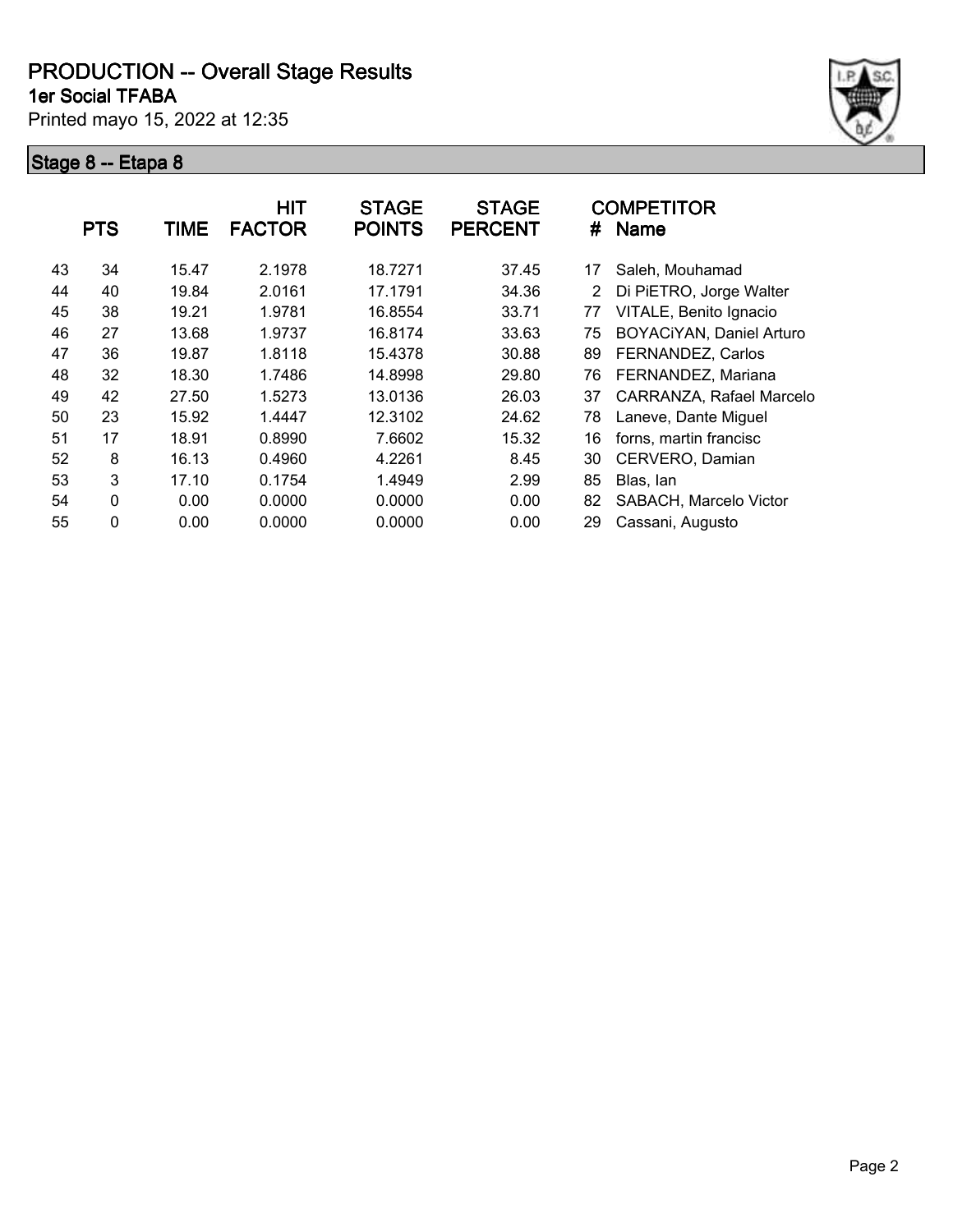# PRODUCTION -- Overall Stage Results

**1er Social TFABA**

Printed mayo 15, 2022 at 12:35

## Stage 8 -- Etapa 8

| | PTS | TIME | HIT FACTOR | STAGE POINTS | STAGE PERCENT | # | COMPETITOR Name |
|---|---|---|---|---|---|---|---|
| 43 | 34 | 15.47 | 2.1978 | 18.7271 | 37.45 | 17 | Saleh, Mouhamad |
| 44 | 40 | 19.84 | 2.0161 | 17.1791 | 34.36 | 2 | Di PiETRO, Jorge Walter |
| 45 | 38 | 19.21 | 1.9781 | 16.8554 | 33.71 | 77 | VITALE, Benito Ignacio |
| 46 | 27 | 13.68 | 1.9737 | 16.8174 | 33.63 | 75 | BOYACiYAN, Daniel Arturo |
| 47 | 36 | 19.87 | 1.8118 | 15.4378 | 30.88 | 89 | FERNANDEZ, Carlos |
| 48 | 32 | 18.30 | 1.7486 | 14.8998 | 29.80 | 76 | FERNANDEZ, Mariana |
| 49 | 42 | 27.50 | 1.5273 | 13.0136 | 26.03 | 37 | CARRANZA, Rafael Marcelo |
| 50 | 23 | 15.92 | 1.4447 | 12.3102 | 24.62 | 78 | Laneve, Dante Miguel |
| 51 | 17 | 18.91 | 0.8990 | 7.6602 | 15.32 | 16 | forns, martin francisc |
| 52 | 8 | 16.13 | 0.4960 | 4.2261 | 8.45 | 30 | CERVERO, Damian |
| 53 | 3 | 17.10 | 0.1754 | 1.4949 | 2.99 | 85 | Blas, Ian |
| 54 | 0 | 0.00 | 0.0000 | 0.0000 | 0.00 | 82 | SABACH, Marcelo Victor |
| 55 | 0 | 0.00 | 0.0000 | 0.0000 | 0.00 | 29 | Cassani, Augusto |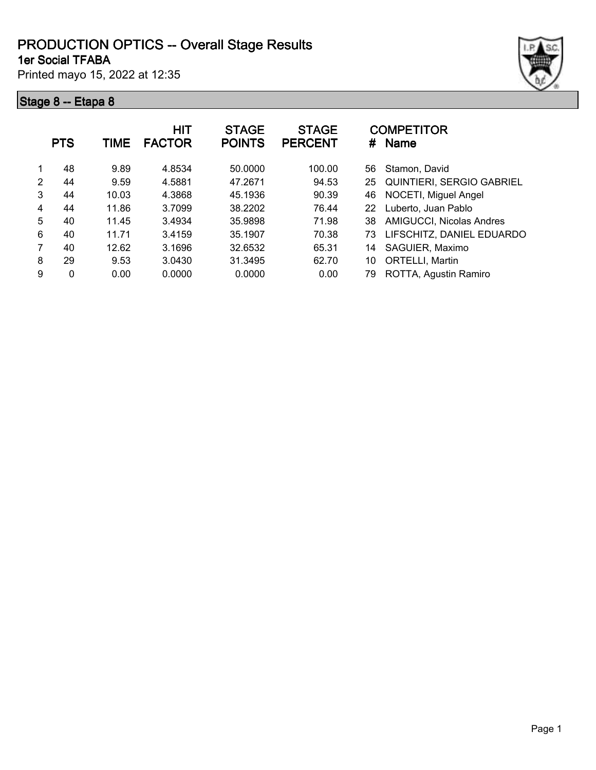# PRODUCTION OPTICS -- Overall Stage Results

## 1er Social TFABA

Printed mayo 15, 2022 at 12:35

### Stage 8 -- Etapa 8

| | PTS | TIME | HIT FACTOR | STAGE POINTS | STAGE PERCENT | # | COMPETITOR Name |
|---|---|---|---|---|---|---|---|
| 1 | 48 | 9.89 | 4.8534 | 50.0000 | 100.00 | 56 | Stamon, David |
| 2 | 44 | 9.59 | 4.5881 | 47.2671 | 94.53 | 25 | QUINTIERI, SERGIO GABRIEL |
| 3 | 44 | 10.03 | 4.3868 | 45.1936 | 90.39 | 46 | NOCETI, Miguel Angel |
| 4 | 44 | 11.86 | 3.7099 | 38.2202 | 76.44 | 22 | Luberto, Juan Pablo |
| 5 | 40 | 11.45 | 3.4934 | 35.9898 | 71.98 | 38 | AMIGUCCI, Nicolas Andres |
| 6 | 40 | 11.71 | 3.4159 | 35.1907 | 70.38 | 73 | LIFSCHITZ, DANIEL EDUARDO |
| 7 | 40 | 12.62 | 3.1696 | 32.6532 | 65.31 | 14 | SAGUIER, Maximo |
| 8 | 29 | 9.53 | 3.0430 | 31.3495 | 62.70 | 10 | ORTELLI, Martin |
| 9 | 0 | 0.00 | 0.0000 | 0.0000 | 0.00 | 79 | ROTTA, Agustin Ramiro |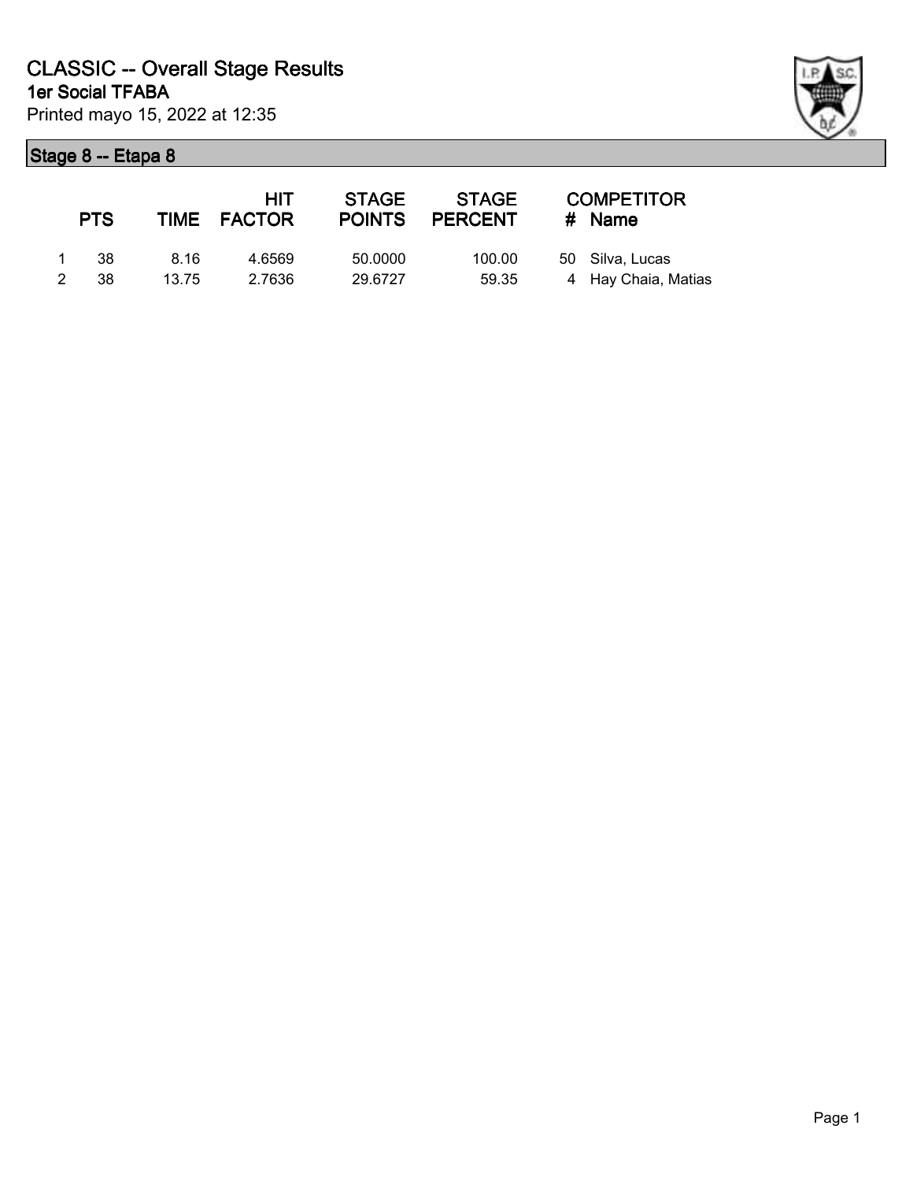# CLASSIC -- Overall Stage Results

## 1er Social TFABA

Printed mayo 15, 2022 at 12:35

### Stage 8 -- Etapa 8

| | PTS | TIME | HIT FACTOR | STAGE POINTS | STAGE PERCENT | # | COMPETITOR Name |
|---|---|---|---|---|---|---|---|
| 1 | 38 | 8.16 | 4.6569 | 50.0000 | 100.00 | 50 | Silva, Lucas |
| 2 | 38 | 13.75 | 2.7636 | 29.6727 | 59.35 | 4 | Hay Chaia, Matias |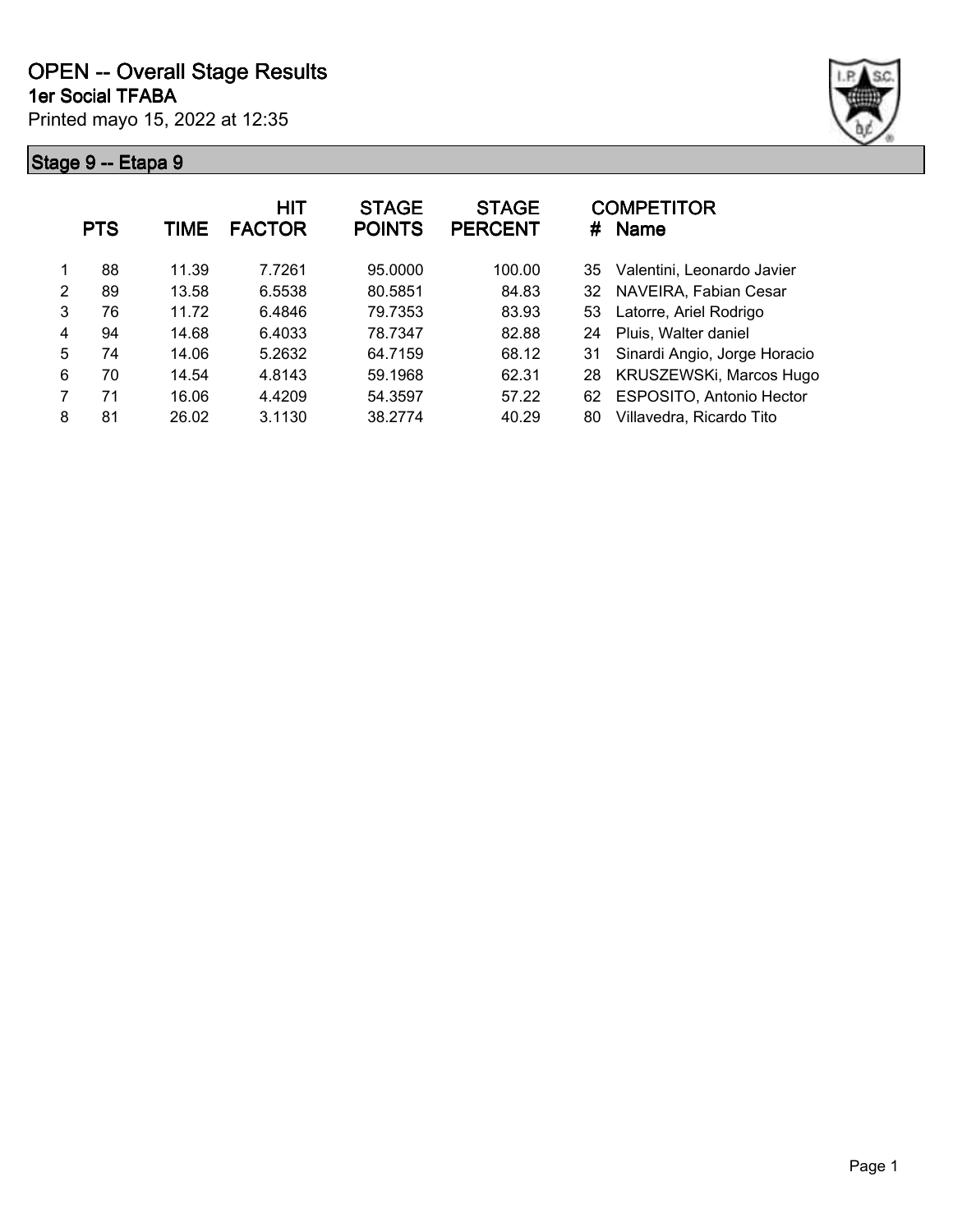# OPEN -- Overall Stage Results

## 1er Social TFABA

Printed mayo 15, 2022 at 12:35

### Stage 9 -- Etapa 9

| | PTS | TIME | HIT FACTOR | STAGE POINTS | STAGE PERCENT | # | COMPETITOR Name |
|---|---|---|---|---|---|---|---|
| 1 | 88 | 11.39 | 7.7261 | 95.0000 | 100.00 | 35 | Valentini, Leonardo Javier |
| 2 | 89 | 13.58 | 6.5538 | 80.5851 | 84.83 | 32 | NAVEIRA, Fabian Cesar |
| 3 | 76 | 11.72 | 6.4846 | 79.7353 | 83.93 | 53 | Latorre, Ariel Rodrigo |
| 4 | 94 | 14.68 | 6.4033 | 78.7347 | 82.88 | 24 | Pluis, Walter daniel |
| 5 | 74 | 14.06 | 5.2632 | 64.7159 | 68.12 | 31 | Sinardi Angio, Jorge Horacio |
| 6 | 70 | 14.54 | 4.8143 | 59.1968 | 62.31 | 28 | KRUSZEWSKi, Marcos Hugo |
| 7 | 71 | 16.06 | 4.4209 | 54.3597 | 57.22 | 62 | ESPOSITO, Antonio Hector |
| 8 | 81 | 26.02 | 3.1130 | 38.2774 | 40.29 | 80 | Villavedra, Ricardo Tito |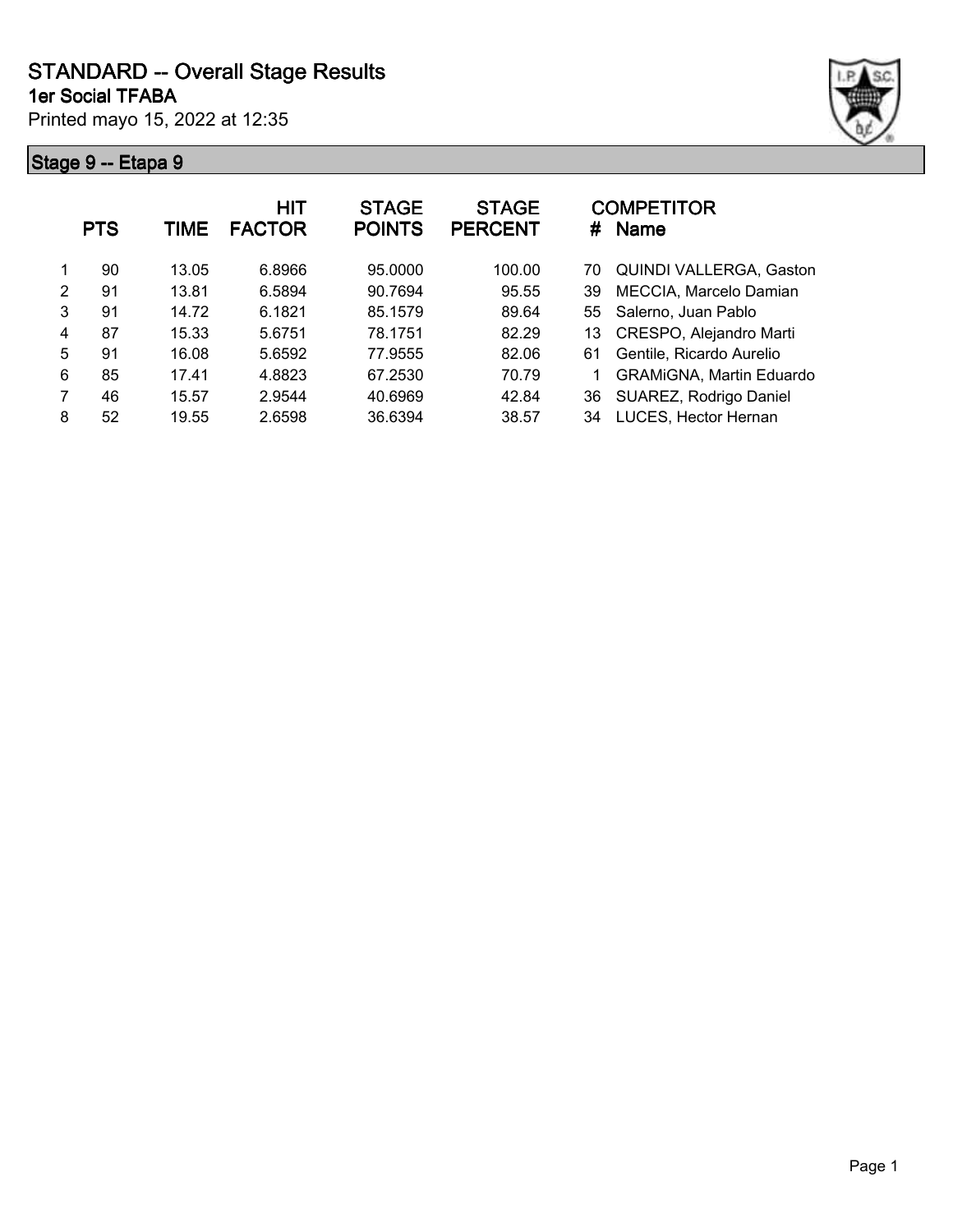# STANDARD -- Overall Stage Results

**1er Social TFABA**

Printed mayo 15, 2022 at 12:35

## Stage 9 -- Etapa 9

| | PTS | TIME | HIT FACTOR | STAGE POINTS | STAGE PERCENT | # | COMPETITOR Name |
|---|---|---|---|---|---|---|---|
| 1 | 90 | 13.05 | 6.8966 | 95.0000 | 100.00 | 70 | QUINDI VALLERGA, Gaston |
| 2 | 91 | 13.81 | 6.5894 | 90.7694 | 95.55 | 39 | MECCIA, Marcelo Damian |
| 3 | 91 | 14.72 | 6.1821 | 85.1579 | 89.64 | 55 | Salerno, Juan Pablo |
| 4 | 87 | 15.33 | 5.6751 | 78.1751 | 82.29 | 13 | CRESPO, Alejandro Marti |
| 5 | 91 | 16.08 | 5.6592 | 77.9555 | 82.06 | 61 | Gentile, Ricardo Aurelio |
| 6 | 85 | 17.41 | 4.8823 | 67.2530 | 70.79 | 1 | GRAMiGNA, Martin Eduardo |
| 7 | 46 | 15.57 | 2.9544 | 40.6969 | 42.84 | 36 | SUAREZ, Rodrigo Daniel |
| 8 | 52 | 19.55 | 2.6598 | 36.6394 | 38.57 | 34 | LUCES, Hector Hernan |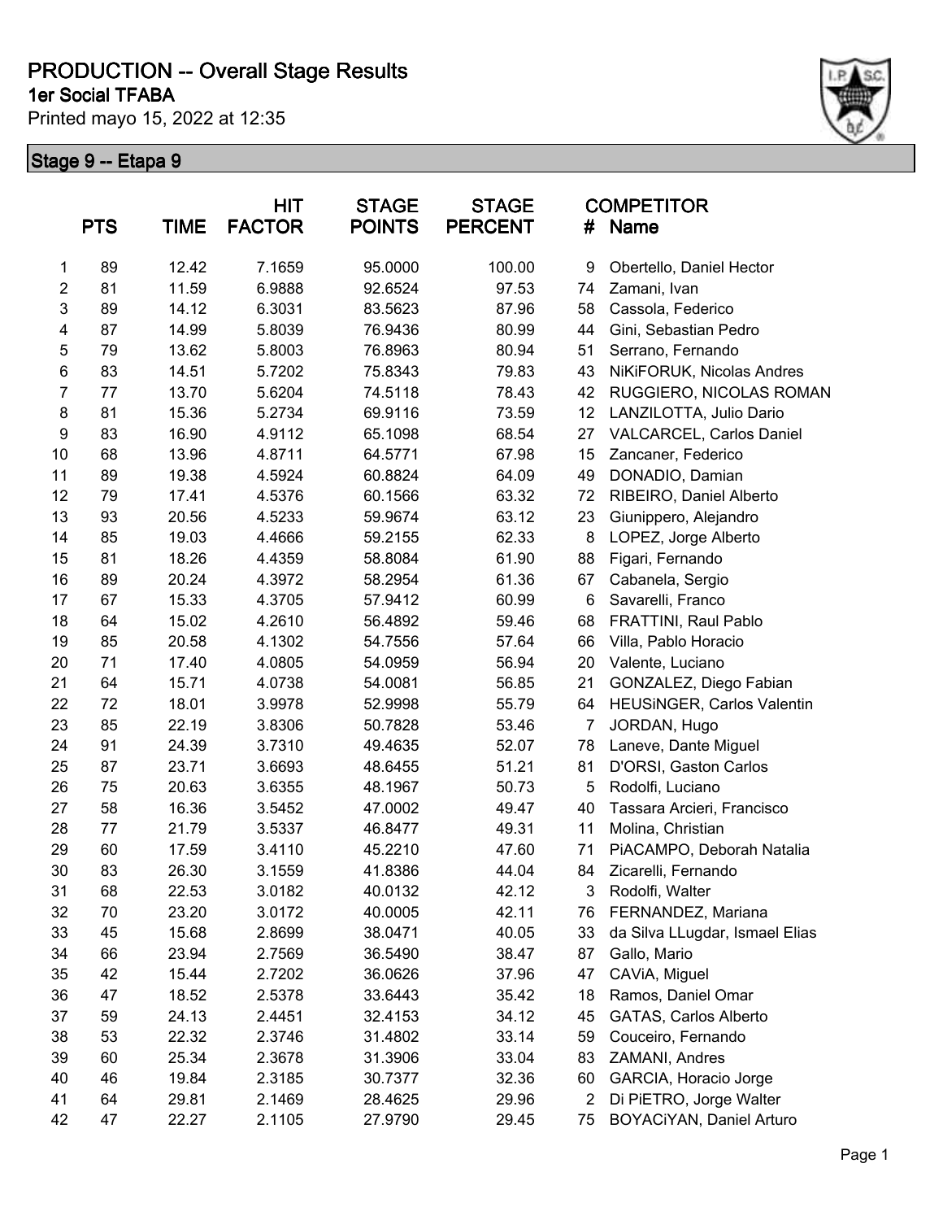# PRODUCTION -- Overall Stage Results

## 1er Social TFABA

Printed mayo 15, 2022 at 12:35

### Stage 9 -- Etapa 9

| | PTS | TIME | HIT FACTOR | STAGE POINTS | STAGE PERCENT | # | COMPETITOR Name |
|---|---|---|---|---|---|---|---|
| 1 | 89 | 12.42 | 7.1659 | 95.0000 | 100.00 | 9 | Obertello, Daniel Hector |
| 2 | 81 | 11.59 | 6.9888 | 92.6524 | 97.53 | 74 | Zamani, Ivan |
| 3 | 89 | 14.12 | 6.3031 | 83.5623 | 87.96 | 58 | Cassola, Federico |
| 4 | 87 | 14.99 | 5.8039 | 76.9436 | 80.99 | 44 | Gini, Sebastian Pedro |
| 5 | 79 | 13.62 | 5.8003 | 76.8963 | 80.94 | 51 | Serrano, Fernando |
| 6 | 83 | 14.51 | 5.7202 | 75.8343 | 79.83 | 43 | NiKiFORUK, Nicolas Andres |
| 7 | 77 | 13.70 | 5.6204 | 74.5118 | 78.43 | 42 | RUGGIERO, NICOLAS ROMAN |
| 8 | 81 | 15.36 | 5.2734 | 69.9116 | 73.59 | 12 | LANZILOTTA, Julio Dario |
| 9 | 83 | 16.90 | 4.9112 | 65.1098 | 68.54 | 27 | VALCARCEL, Carlos Daniel |
| 10 | 68 | 13.96 | 4.8711 | 64.5771 | 67.98 | 15 | Zancaner, Federico |
| 11 | 89 | 19.38 | 4.5924 | 60.8824 | 64.09 | 49 | DONADIO, Damian |
| 12 | 79 | 17.41 | 4.5376 | 60.1566 | 63.32 | 72 | RIBEIRO, Daniel Alberto |
| 13 | 93 | 20.56 | 4.5233 | 59.9674 | 63.12 | 23 | Giunippero, Alejandro |
| 14 | 85 | 19.03 | 4.4666 | 59.2155 | 62.33 | 8 | LOPEZ, Jorge Alberto |
| 15 | 81 | 18.26 | 4.4359 | 58.8084 | 61.90 | 88 | Figari, Fernando |
| 16 | 89 | 20.24 | 4.3972 | 58.2954 | 61.36 | 67 | Cabanela, Sergio |
| 17 | 67 | 15.33 | 4.3705 | 57.9412 | 60.99 | 6 | Savarelli, Franco |
| 18 | 64 | 15.02 | 4.2610 | 56.4892 | 59.46 | 68 | FRATTINI, Raul Pablo |
| 19 | 85 | 20.58 | 4.1302 | 54.7556 | 57.64 | 66 | Villa, Pablo Horacio |
| 20 | 71 | 17.40 | 4.0805 | 54.0959 | 56.94 | 20 | Valente, Luciano |
| 21 | 64 | 15.71 | 4.0738 | 54.0081 | 56.85 | 21 | GONZALEZ, Diego Fabian |
| 22 | 72 | 18.01 | 3.9978 | 52.9998 | 55.79 | 64 | HEUSiNGER, Carlos Valentin |
| 23 | 85 | 22.19 | 3.8306 | 50.7828 | 53.46 | 7 | JORDAN, Hugo |
| 24 | 91 | 24.39 | 3.7310 | 49.4635 | 52.07 | 78 | Laneve, Dante Miguel |
| 25 | 87 | 23.71 | 3.6693 | 48.6455 | 51.21 | 81 | D'ORSI, Gaston Carlos |
| 26 | 75 | 20.63 | 3.6355 | 48.1967 | 50.73 | 5 | Rodolfi, Luciano |
| 27 | 58 | 16.36 | 3.5452 | 47.0002 | 49.47 | 40 | Tassara Arcieri, Francisco |
| 28 | 77 | 21.79 | 3.5337 | 46.8477 | 49.31 | 11 | Molina, Christian |
| 29 | 60 | 17.59 | 3.4110 | 45.2210 | 47.60 | 71 | PiACAMPO, Deborah Natalia |
| 30 | 83 | 26.30 | 3.1559 | 41.8386 | 44.04 | 84 | Zicarelli, Fernando |
| 31 | 68 | 22.53 | 3.0182 | 40.0132 | 42.12 | 3 | Rodolfi, Walter |
| 32 | 70 | 23.20 | 3.0172 | 40.0005 | 42.11 | 76 | FERNANDEZ, Mariana |
| 33 | 45 | 15.68 | 2.8699 | 38.0471 | 40.05 | 33 | da Silva LLugdar, Ismael Elias |
| 34 | 66 | 23.94 | 2.7569 | 36.5490 | 38.47 | 87 | Gallo, Mario |
| 35 | 42 | 15.44 | 2.7202 | 36.0626 | 37.96 | 47 | CAViA, Miguel |
| 36 | 47 | 18.52 | 2.5378 | 33.6443 | 35.42 | 18 | Ramos, Daniel Omar |
| 37 | 59 | 24.13 | 2.4451 | 32.4153 | 34.12 | 45 | GATAS, Carlos Alberto |
| 38 | 53 | 22.32 | 2.3746 | 31.4802 | 33.14 | 59 | Couceiro, Fernando |
| 39 | 60 | 25.34 | 2.3678 | 31.3906 | 33.04 | 83 | ZAMANI, Andres |
| 40 | 46 | 19.84 | 2.3185 | 30.7377 | 32.36 | 60 | GARCIA, Horacio Jorge |
| 41 | 64 | 29.81 | 2.1469 | 28.4625 | 29.96 | 2 | Di PiETRO, Jorge Walter |
| 42 | 47 | 22.27 | 2.1105 | 27.9790 | 29.45 | 75 | BOYACiYAN, Daniel Arturo |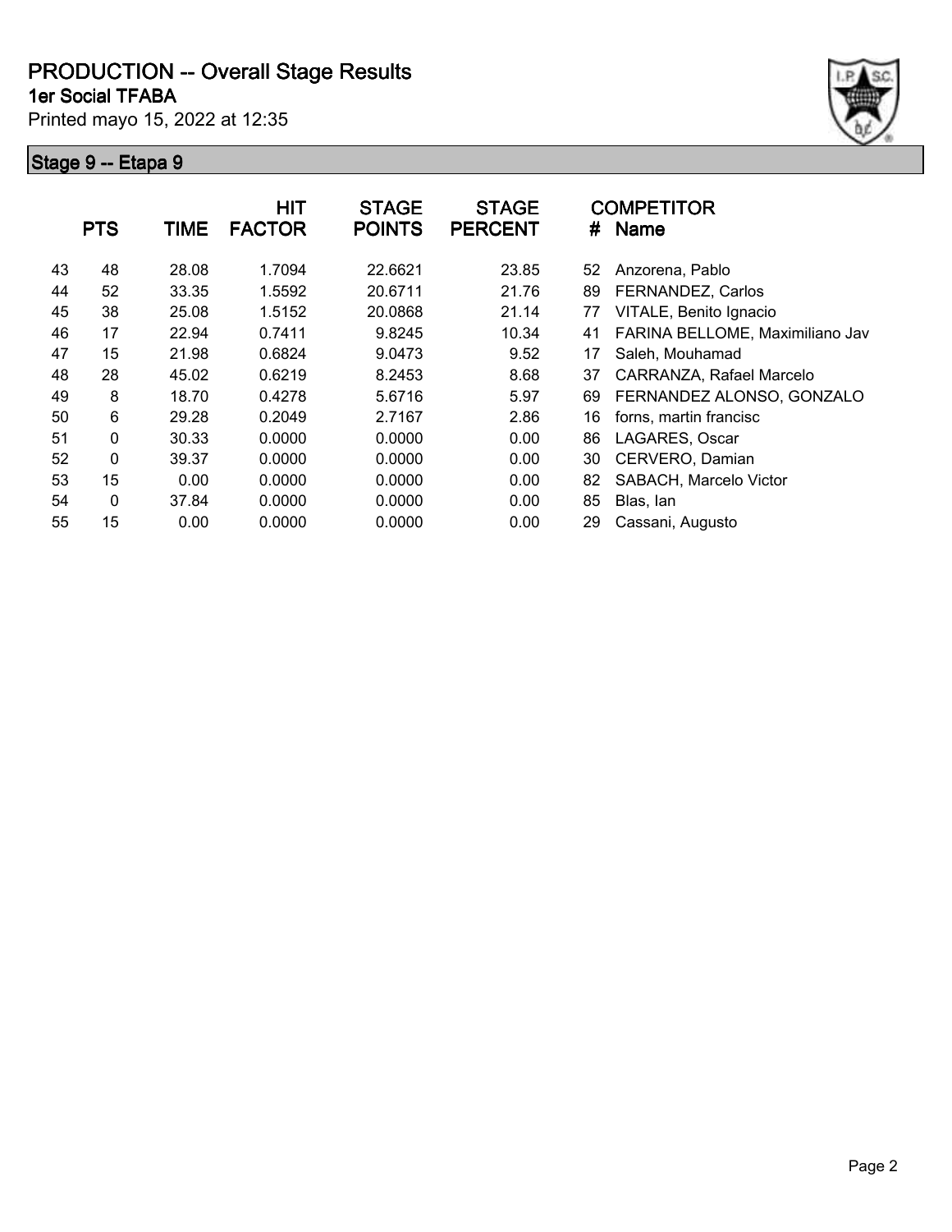# PRODUCTION -- Overall Stage Results

## 1er Social TFABA

Printed mayo 15, 2022 at 12:35

### Stage 9 -- Etapa 9

| | PTS | TIME | HIT FACTOR | STAGE POINTS | STAGE PERCENT | # | COMPETITOR Name |
|---|---|---|---|---|---|---|---|
| 43 | 48 | 28.08 | 1.7094 | 22.6621 | 23.85 | 52 | Anzorena, Pablo |
| 44 | 52 | 33.35 | 1.5592 | 20.6711 | 21.76 | 89 | FERNANDEZ, Carlos |
| 45 | 38 | 25.08 | 1.5152 | 20.0868 | 21.14 | 77 | VITALE, Benito Ignacio |
| 46 | 17 | 22.94 | 0.7411 | 9.8245 | 10.34 | 41 | FARINA BELLOME, Maximiliano Jav |
| 47 | 15 | 21.98 | 0.6824 | 9.0473 | 9.52 | 17 | Saleh, Mouhamad |
| 48 | 28 | 45.02 | 0.6219 | 8.2453 | 8.68 | 37 | CARRANZA, Rafael Marcelo |
| 49 | 8 | 18.70 | 0.4278 | 5.6716 | 5.97 | 69 | FERNANDEZ ALONSO, GONZALO |
| 50 | 6 | 29.28 | 0.2049 | 2.7167 | 2.86 | 16 | forns, martin francisc |
| 51 | 0 | 30.33 | 0.0000 | 0.0000 | 0.00 | 86 | LAGARES, Oscar |
| 52 | 0 | 39.37 | 0.0000 | 0.0000 | 0.00 | 30 | CERVERO, Damian |
| 53 | 15 | 0.00 | 0.0000 | 0.0000 | 0.00 | 82 | SABACH, Marcelo Victor |
| 54 | 0 | 37.84 | 0.0000 | 0.0000 | 0.00 | 85 | Blas, Ian |
| 55 | 15 | 0.00 | 0.0000 | 0.0000 | 0.00 | 29 | Cassani, Augusto |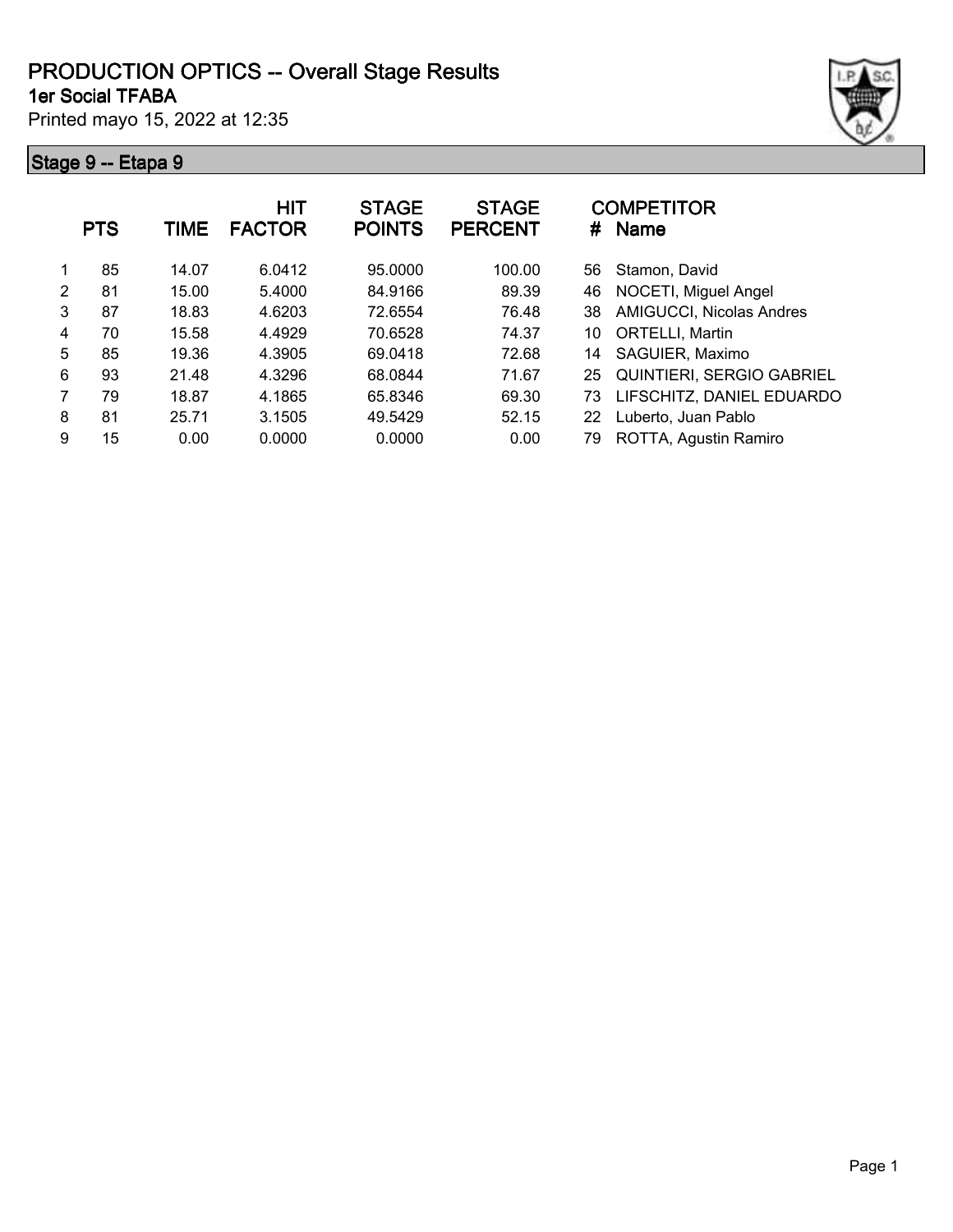# PRODUCTION OPTICS -- Overall Stage Results

**1er Social TFABA**

Printed mayo 15, 2022 at 12:35

## Stage 9 -- Etapa 9

| | PTS | TIME | HIT FACTOR | STAGE POINTS | STAGE PERCENT | # | COMPETITOR Name |
|---|---|---|---|---|---|---|---|
| 1 | 85 | 14.07 | 6.0412 | 95.0000 | 100.00 | 56 | Stamon, David |
| 2 | 81 | 15.00 | 5.4000 | 84.9166 | 89.39 | 46 | NOCETI, Miguel Angel |
| 3 | 87 | 18.83 | 4.6203 | 72.6554 | 76.48 | 38 | AMIGUCCI, Nicolas Andres |
| 4 | 70 | 15.58 | 4.4929 | 70.6528 | 74.37 | 10 | ORTELLI, Martin |
| 5 | 85 | 19.36 | 4.3905 | 69.0418 | 72.68 | 14 | SAGUIER, Maximo |
| 6 | 93 | 21.48 | 4.3296 | 68.0844 | 71.67 | 25 | QUINTIERI, SERGIO GABRIEL |
| 7 | 79 | 18.87 | 4.1865 | 65.8346 | 69.30 | 73 | LIFSCHITZ, DANIEL EDUARDO |
| 8 | 81 | 25.71 | 3.1505 | 49.5429 | 52.15 | 22 | Luberto, Juan Pablo |
| 9 | 15 | 0.00 | 0.0000 | 0.0000 | 0.00 | 79 | ROTTA, Agustin Ramiro |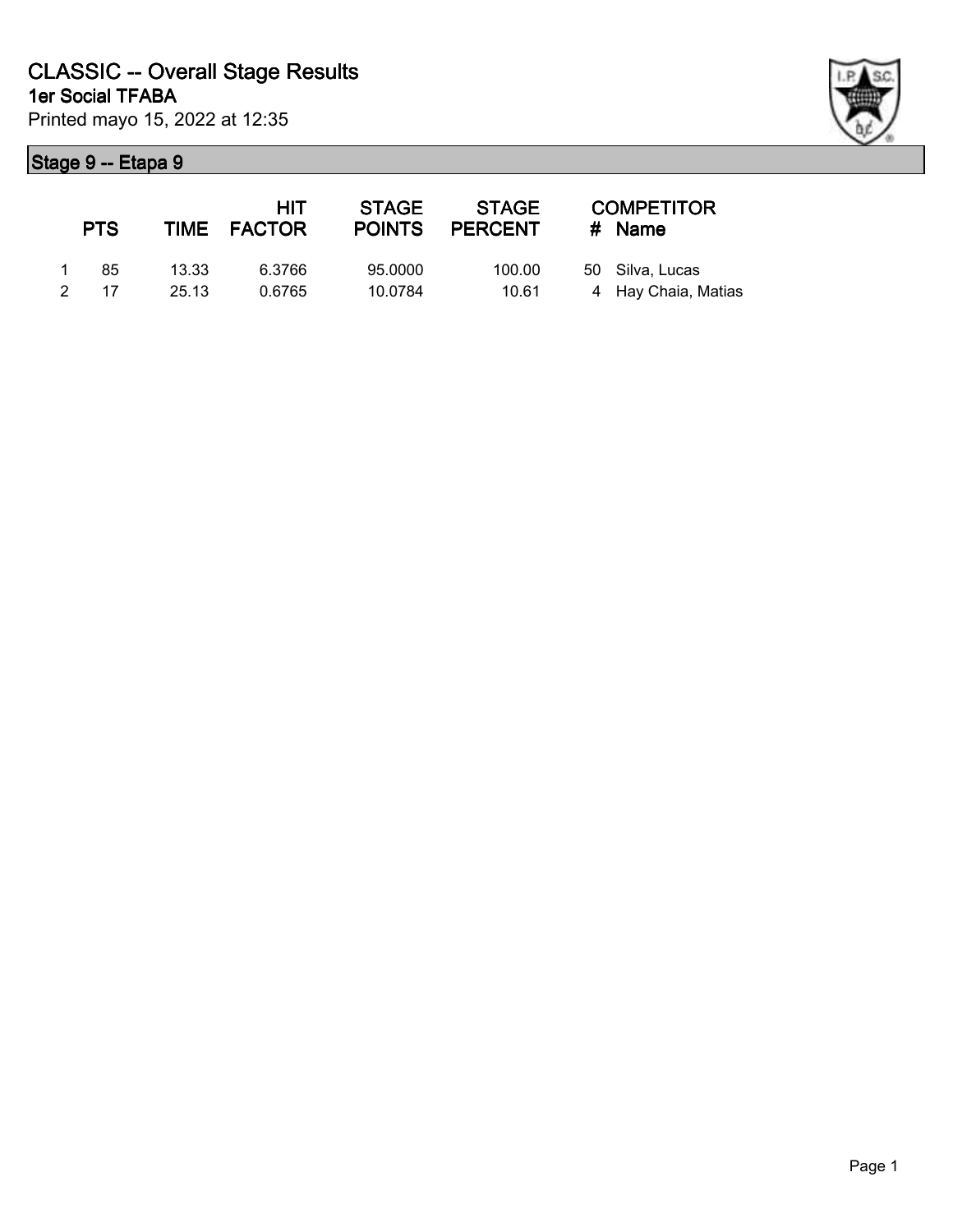# CLASSIC -- Overall Stage Results

## 1er Social TFABA

Printed mayo 15, 2022 at 12:35

### Stage 9 -- Etapa 9

| | PTS | TIME | HIT FACTOR | STAGE POINTS | STAGE PERCENT | # | COMPETITOR Name |
|---|---|---|---|---|---|---|---|
| 1 | 85 | 13.33 | 6.3766 | 95.0000 | 100.00 | 50 | Silva, Lucas |
| 2 | 17 | 25.13 | 0.6765 | 10.0784 | 10.61 | 4 | Hay Chaia, Matias |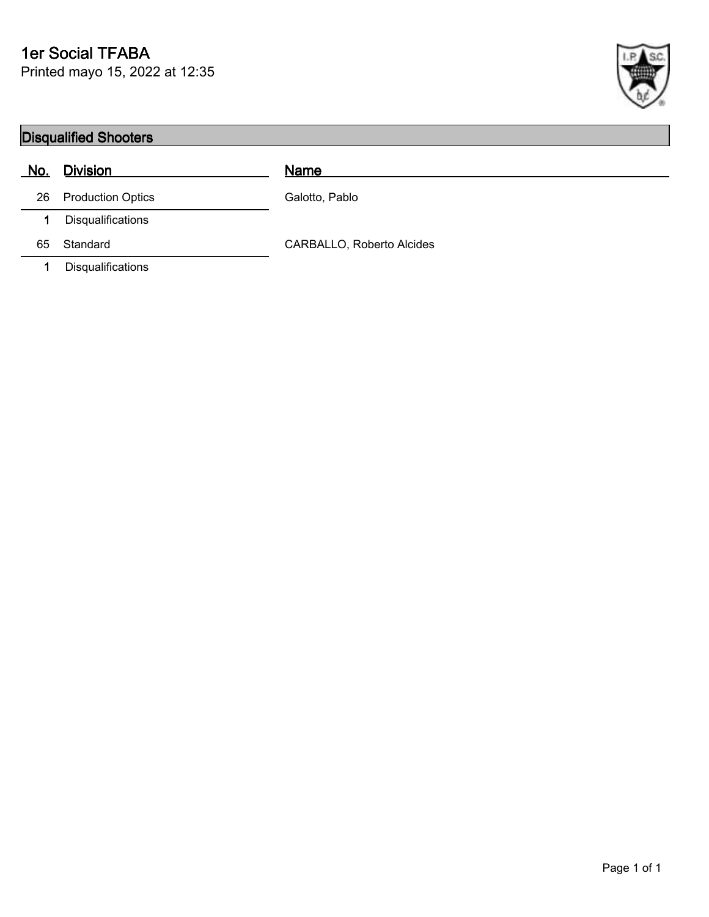# 1er Social TFABA

Printed mayo 15, 2022 at 12:35

## Disqualified Shooters

| No. | Division | Name |
|---|---|---|
| 26 | Production Optics | Galotto, Pablo |
| 1 | Disqualifications | |
| 65 | Standard | CARBALLO, Roberto Alcides |
| 1 | Disqualifications | |